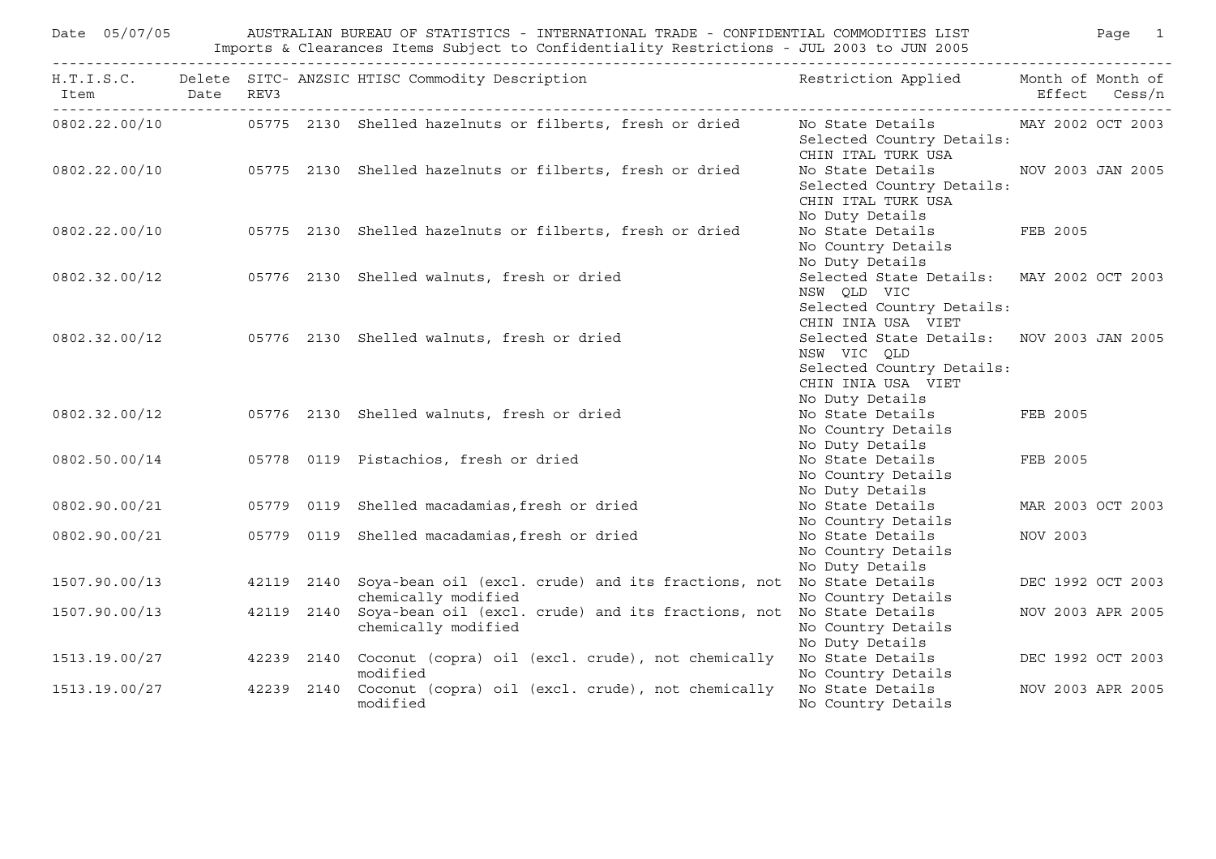# AUSTRALIAN BUREAU OF STATISTICS - INTERNATIONAL TRADE - CONFIDENTIAL COMMODITIES LIST

Date 05/07/05

Imports & Clearances Items Subject to Confidentiality Restrictions - JUL 2003 to JUN 2005

| H.T.I.S.C. Item | Delete Date | SITC-REV3 | ANZSIC | HTISC Commodity Description | Restriction Applied | Month of Effect | Month of Cess/n |
|---|---|---|---|---|---|---|---|
| 0802.22.00/10 | | 05775 | 2130 | Shelled hazelnuts or filberts, fresh or dried | No State Details<br>Selected Country Details:<br>CHIN ITAL TURK USA | MAY 2002 | OCT 2003 |
| 0802.22.00/10 | | 05775 | 2130 | Shelled hazelnuts or filberts, fresh or dried | No State Details<br>Selected Country Details:<br>CHIN ITAL TURK USA<br>No Duty Details | NOV 2003 | JAN 2005 |
| 0802.22.00/10 | | 05775 | 2130 | Shelled hazelnuts or filberts, fresh or dried | No State Details<br>No Country Details<br>No Duty Details | FEB 2005 | |
| 0802.32.00/12 | | 05776 | 2130 | Shelled walnuts, fresh or dried | Selected State Details:<br>NSW QLD VIC<br>Selected Country Details:<br>CHIN INIA USA VIET | MAY 2002 | OCT 2003 |
| 0802.32.00/12 | | 05776 | 2130 | Shelled walnuts, fresh or dried | Selected State Details:<br>NSW VIC QLD<br>Selected Country Details:<br>CHIN INIA USA VIET<br>No Duty Details | NOV 2003 | JAN 2005 |
| 0802.32.00/12 | | 05776 | 2130 | Shelled walnuts, fresh or dried | No State Details<br>No Country Details<br>No Duty Details | FEB 2005 | |
| 0802.50.00/14 | | 05778 | 0119 | Pistachios, fresh or dried | No State Details<br>No Country Details<br>No Duty Details | FEB 2005 | |
| 0802.90.00/21 | | 05779 | 0119 | Shelled macadamias,fresh or dried | No State Details<br>No Country Details | MAR 2003 | OCT 2003 |
| 0802.90.00/21 | | 05779 | 0119 | Shelled macadamias,fresh or dried | No State Details<br>No Country Details<br>No Duty Details | NOV 2003 | |
| 1507.90.00/13 | | 42119 | 2140 | Soya-bean oil (excl. crude) and its fractions, not chemically modified | No State Details<br>No Country Details | DEC 1992 | OCT 2003 |
| 1507.90.00/13 | | 42119 | 2140 | Soya-bean oil (excl. crude) and its fractions, not chemically modified | No State Details<br>No Country Details<br>No Duty Details | NOV 2003 | APR 2005 |
| 1513.19.00/27 | | 42239 | 2140 | Coconut (copra) oil (excl. crude), not chemically modified | No State Details<br>No Country Details | DEC 1992 | OCT 2003 |
| 1513.19.00/27 | | 42239 | 2140 | Coconut (copra) oil (excl. crude), not chemically modified | No State Details<br>No Country Details | NOV 2003 | APR 2005 |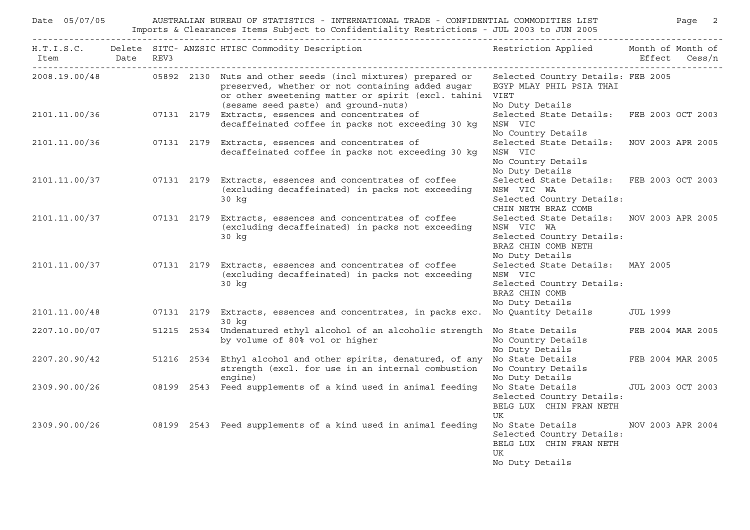Imports & Clearances Items Subject to Confidentiality Restrictions - JUL 2003 to JUN 2005

| H.T.I.S.C. Item | Delete Date | SITC-REV3 | ANZSIC | HTISC Commodity Description | Restriction Applied | Month of Effect | Month of Cess/n |
|---|---|---|---|---|---|---|---|
| 2008.19.00/48 | | 05892 | 2130 | Nuts and other seeds (incl mixtures) prepared or preserved, whether or not containing added sugar or other sweetening matter or spirit (excl. tahini (sesame seed paste) and ground-nuts) | Selected Country Details: EGYP MLAY PHIL PSIA THAI VIET No Duty Details | FEB 2005 | |
| 2101.11.00/36 | | 07131 | 2179 | Extracts, essences and concentrates of decaffeinated coffee in packs not exceeding 30 kg | Selected State Details: NSW VIC No Country Details | FEB 2003 | OCT 2003 |
| 2101.11.00/36 | | 07131 | 2179 | Extracts, essences and concentrates of decaffeinated coffee in packs not exceeding 30 kg | Selected State Details: NSW VIC No Country Details No Duty Details | NOV 2003 | APR 2005 |
| 2101.11.00/37 | | 07131 | 2179 | Extracts, essences and concentrates of coffee (excluding decaffeinated) in packs not exceeding 30 kg | Selected State Details: NSW VIC WA Selected Country Details: CHIN NETH BRAZ COMB | FEB 2003 | OCT 2003 |
| 2101.11.00/37 | | 07131 | 2179 | Extracts, essences and concentrates of coffee (excluding decaffeinated) in packs not exceeding 30 kg | Selected State Details: NSW VIC WA Selected Country Details: BRAZ CHIN COMB NETH No Duty Details | NOV 2003 | APR 2005 |
| 2101.11.00/37 | | 07131 | 2179 | Extracts, essences and concentrates of coffee (excluding decaffeinated) in packs not exceeding 30 kg | Selected State Details: NSW VIC Selected Country Details: BRAZ CHIN COMB No Duty Details | MAY 2005 | |
| 2101.11.00/48 | | 07131 | 2179 | Extracts, essences and concentrates, in packs exc. 30 kg | No Quantity Details | JUL 1999 | |
| 2207.10.00/07 | | 51215 | 2534 | Undenatured ethyl alcohol of an alcoholic strength by volume of 80% vol or higher | No State Details No Country Details No Duty Details | FEB 2004 | MAR 2005 |
| 2207.20.90/42 | | 51216 | 2534 | Ethyl alcohol and other spirits, denatured, of any strength (excl. for use in an internal combustion engine) | No State Details No Country Details No Duty Details | FEB 2004 | MAR 2005 |
| 2309.90.00/26 | | 08199 | 2543 | Feed supplements of a kind used in animal feeding | No State Details Selected Country Details: BELG LUX CHIN FRAN NETH UK | JUL 2003 | OCT 2003 |
| 2309.90.00/26 | | 08199 | 2543 | Feed supplements of a kind used in animal feeding | No State Details Selected Country Details: BELG LUX CHIN FRAN NETH UK No Duty Details | NOV 2003 | APR 2004 |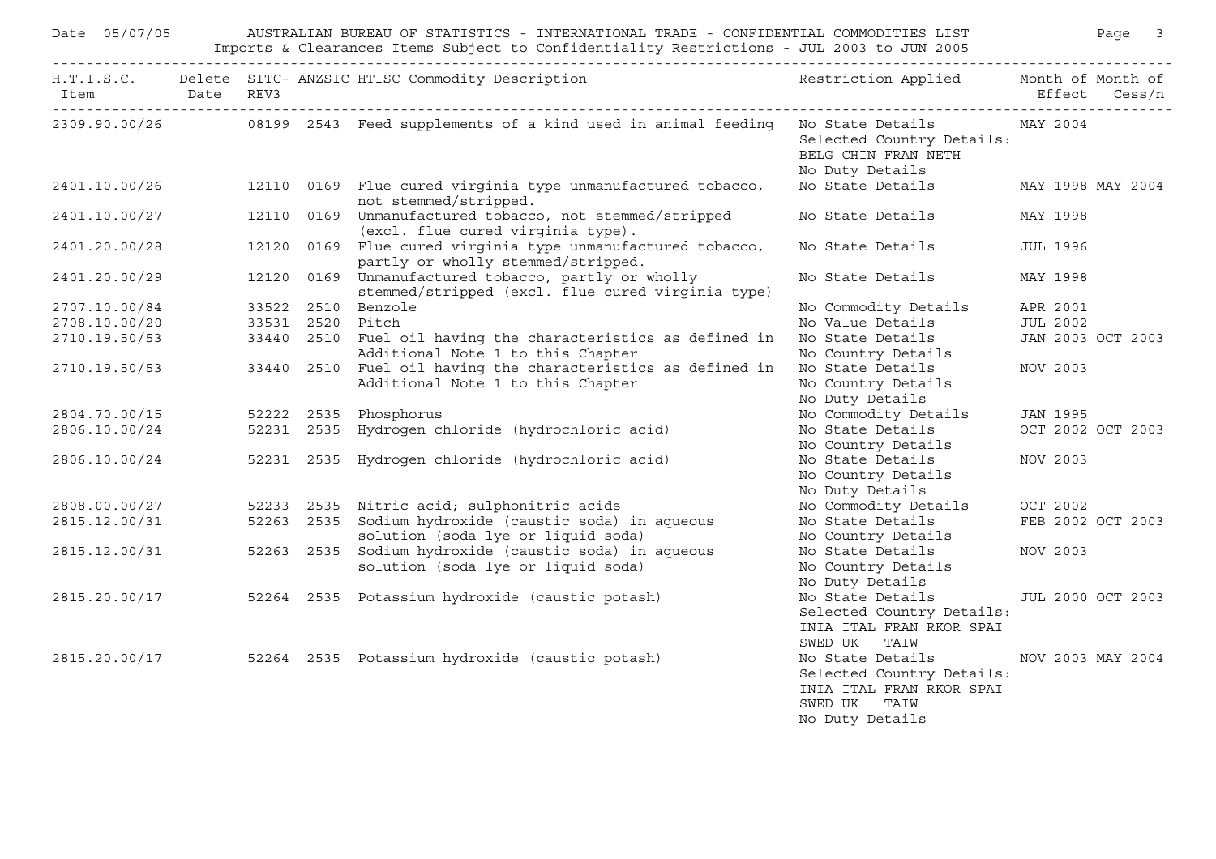Date 05/07/05 AUSTRALIAN BUREAU OF STATISTICS - INTERNATIONAL TRADE - CONFIDENTIAL COMMODITIES LIST

Imports & Clearances Items Subject to Confidentiality Restrictions - JUL 2003 to JUN 2005

| H.T.I.S.C. Item | Delete Date | SITC-REV3 | ANZSIC | HTISC Commodity Description | Restriction Applied | Month of Effect | Month of Cess/n |
|---|---|---|---|---|---|---|---|
| 2309.90.00/26 | | 08199 | 2543 | Feed supplements of a kind used in animal feeding | No State Details Selected Country Details: BELG CHIN FRAN NETH No Duty Details | MAY 2004 | |
| 2401.10.00/26 | | 12110 | 0169 | Flue cured virginia type unmanufactured tobacco, not stemmed/stripped. | No State Details | MAY 1998 | MAY 2004 |
| 2401.10.00/27 | | 12110 | 0169 | Unmanufactured tobacco, not stemmed/stripped (excl. flue cured virginia type). | No State Details | MAY 1998 | |
| 2401.20.00/28 | | 12120 | 0169 | Flue cured virginia type unmanufactured tobacco, partly or wholly stemmed/stripped. | No State Details | JUL 1996 | |
| 2401.20.00/29 | | 12120 | 0169 | Unmanufactured tobacco, partly or wholly stemmed/stripped (excl. flue cured virginia type) | No State Details | MAY 1998 | |
| 2707.10.00/84 | | 33522 | 2510 | Benzole | No Commodity Details | APR 2001 | |
| 2708.10.00/20 | | 33531 | 2520 | Pitch | No Value Details | JUL 2002 | |
| 2710.19.50/53 | | 33440 | 2510 | Fuel oil having the characteristics as defined in Additional Note 1 to this Chapter | No State Details No Country Details | JAN 2003 | OCT 2003 |
| 2710.19.50/53 | | 33440 | 2510 | Fuel oil having the characteristics as defined in Additional Note 1 to this Chapter | No State Details No Country Details No Duty Details | NOV 2003 | |
| 2804.70.00/15 | | 52222 | 2535 | Phosphorus | No Commodity Details | JAN 1995 | |
| 2806.10.00/24 | | 52231 | 2535 | Hydrogen chloride (hydrochloric acid) | No State Details No Country Details | OCT 2002 | OCT 2003 |
| 2806.10.00/24 | | 52231 | 2535 | Hydrogen chloride (hydrochloric acid) | No State Details No Country Details No Duty Details | NOV 2003 | |
| 2808.00.00/27 | | 52233 | 2535 | Nitric acid; sulphonitric acids | No Commodity Details | OCT 2002 | |
| 2815.12.00/31 | | 52263 | 2535 | Sodium hydroxide (caustic soda) in aqueous solution (soda lye or liquid soda) | No State Details No Country Details | FEB 2002 | OCT 2003 |
| 2815.12.00/31 | | 52263 | 2535 | Sodium hydroxide (caustic soda) in aqueous solution (soda lye or liquid soda) | No State Details No Country Details No Duty Details | NOV 2003 | |
| 2815.20.00/17 | | 52264 | 2535 | Potassium hydroxide (caustic potash) | No State Details Selected Country Details: INIA ITAL FRAN RKOR SPAI SWED UK TAIW | JUL 2000 | OCT 2003 |
| 2815.20.00/17 | | 52264 | 2535 | Potassium hydroxide (caustic potash) | No State Details Selected Country Details: INIA ITAL FRAN RKOR SPAI SWED UK TAIW No Duty Details | NOV 2003 | MAY 2004 |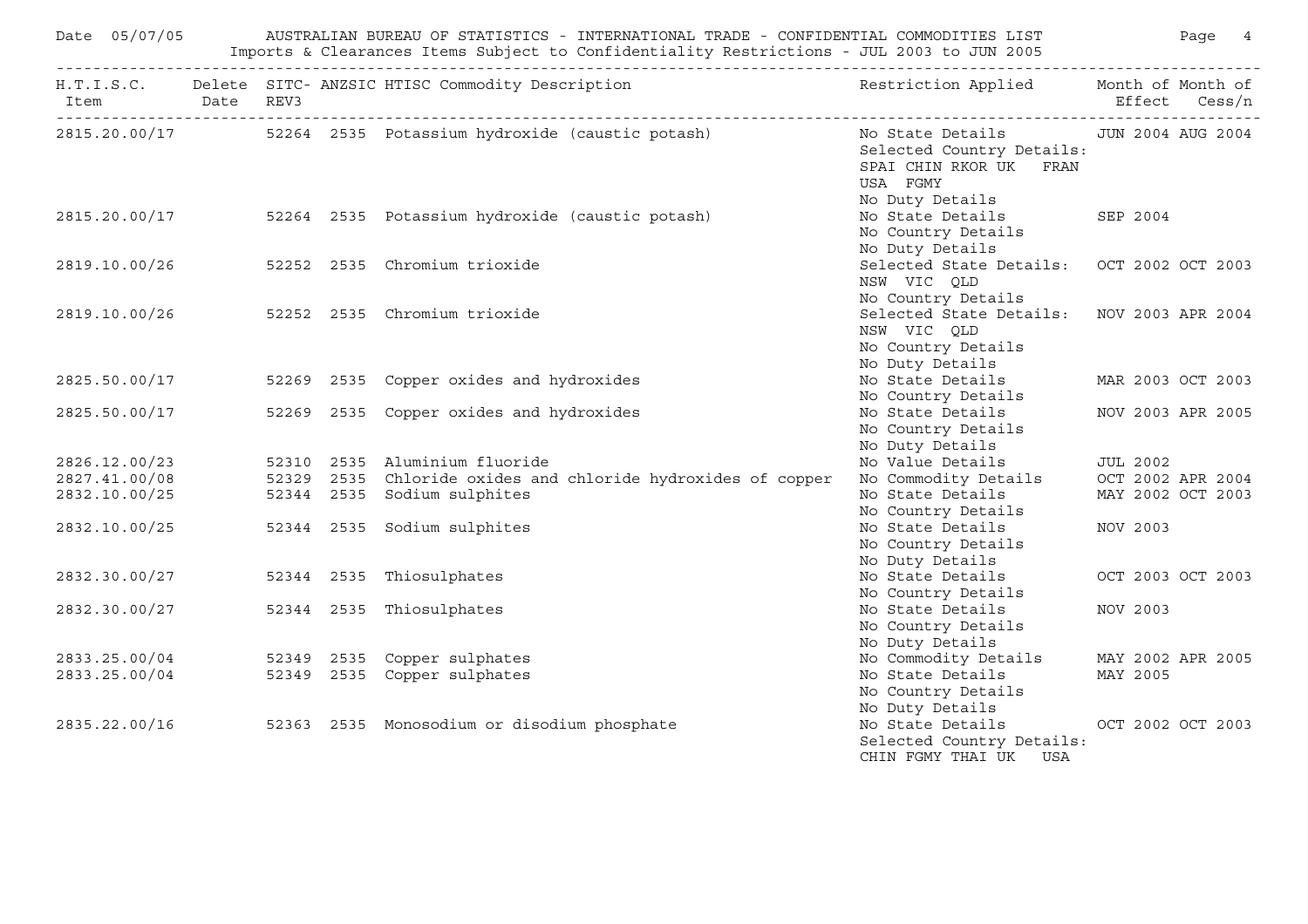# AUSTRALIAN BUREAU OF STATISTICS - INTERNATIONAL TRADE - CONFIDENTIAL COMMODITIES LIST

Imports & Clearances Items Subject to Confidentiality Restrictions - JUL 2003 to JUN 2005

Date 05/07/05

| H.T.I.S.C. Item | Delete Date | SITC-REV3 | ANZSIC | HTISC Commodity Description | Restriction Applied | Month of Effect | Month of Cess/n |
|---|---|---|---|---|---|---|---|
| 2815.20.00/17 | | 52264 | 2535 | Potassium hydroxide (caustic potash) | No State Details<br>Selected Country Details:<br>SPAI CHIN RKOR UK FRAN USA FGMY<br>No Duty Details | JUN 2004 | AUG 2004 |
| 2815.20.00/17 | | 52264 | 2535 | Potassium hydroxide (caustic potash) | No State Details<br>No Country Details<br>No Duty Details | SEP 2004 | |
| 2819.10.00/26 | | 52252 | 2535 | Chromium trioxide | Selected State Details:<br>NSW VIC QLD<br>No Country Details | OCT 2002 | OCT 2003 |
| 2819.10.00/26 | | 52252 | 2535 | Chromium trioxide | Selected State Details:<br>NSW VIC QLD<br>No Country Details<br>No Duty Details | NOV 2003 | APR 2004 |
| 2825.50.00/17 | | 52269 | 2535 | Copper oxides and hydroxides | No State Details<br>No Country Details | MAR 2003 | OCT 2003 |
| 2825.50.00/17 | | 52269 | 2535 | Copper oxides and hydroxides | No State Details<br>No Country Details<br>No Duty Details | NOV 2003 | APR 2005 |
| 2826.12.00/23 | | 52310 | 2535 | Aluminium fluoride | No Value Details | JUL 2002 | |
| 2827.41.00/08 | | 52329 | 2535 | Chloride oxides and chloride hydroxides of copper | No Commodity Details | OCT 2002 | APR 2004 |
| 2832.10.00/25 | | 52344 | 2535 | Sodium sulphites | No State Details<br>No Country Details | MAY 2002 | OCT 2003 |
| 2832.10.00/25 | | 52344 | 2535 | Sodium sulphites | No State Details<br>No Country Details<br>No Duty Details | NOV 2003 | |
| 2832.30.00/27 | | 52344 | 2535 | Thiosulphates | No State Details<br>No Country Details | OCT 2003 | OCT 2003 |
| 2832.30.00/27 | | 52344 | 2535 | Thiosulphates | No State Details<br>No Country Details<br>No Duty Details | NOV 2003 | |
| 2833.25.00/04 | | 52349 | 2535 | Copper sulphates | No Commodity Details | MAY 2002 | APR 2005 |
| 2833.25.00/04 | | 52349 | 2535 | Copper sulphates | No State Details<br>No Country Details<br>No Duty Details | MAY 2005 | |
| 2835.22.00/16 | | 52363 | 2535 | Monosodium or disodium phosphate | No State Details<br>Selected Country Details:<br>CHIN FGMY THAI UK USA | OCT 2002 | OCT 2003 |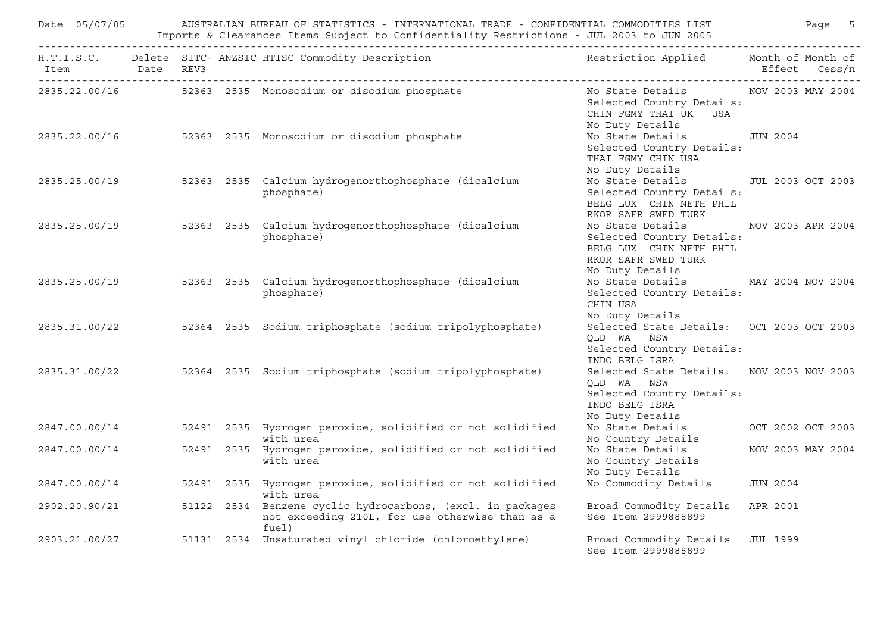AUSTRALIAN BUREAU OF STATISTICS - INTERNATIONAL TRADE - CONFIDENTIAL COMMODITIES LIST

Imports & Clearances Items Subject to Confidentiality Restrictions - JUL 2003 to JUN 2005

Date 05/07/05

| H.T.I.S.C. Item | Delete Date | SITC-REV3 | ANZSIC | HTISC Commodity Description | Restriction Applied | Month of Effect | Month of Cess/n |
|---|---|---|---|---|---|---|---|
| 2835.22.00/16 | | 52363 | 2535 | Monosodium or disodium phosphate | No State Details<br>Selected Country Details:<br>CHIN FGMY THAI UK USA<br>No Duty Details | NOV 2003 | MAY 2004 |
| 2835.22.00/16 | | 52363 | 2535 | Monosodium or disodium phosphate | No State Details<br>Selected Country Details:<br>THAI FGMY CHIN USA<br>No Duty Details | JUN 2004 | |
| 2835.25.00/19 | | 52363 | 2535 | Calcium hydrogenorthophosphate (dicalcium phosphate) | No State Details<br>Selected Country Details:<br>BELG LUX CHIN NETH PHIL<br>RKOR SAFR SWED TURK | JUL 2003 | OCT 2003 |
| 2835.25.00/19 | | 52363 | 2535 | Calcium hydrogenorthophosphate (dicalcium phosphate) | No State Details<br>Selected Country Details:<br>BELG LUX CHIN NETH PHIL<br>RKOR SAFR SWED TURK<br>No Duty Details | NOV 2003 | APR 2004 |
| 2835.25.00/19 | | 52363 | 2535 | Calcium hydrogenorthophosphate (dicalcium phosphate) | No State Details<br>Selected Country Details:<br>CHIN USA<br>No Duty Details | MAY 2004 | NOV 2004 |
| 2835.31.00/22 | | 52364 | 2535 | Sodium triphosphate (sodium tripolyphosphate) | Selected State Details:<br>QLD WA NSW<br>Selected Country Details:<br>INDO BELG ISRA | OCT 2003 | OCT 2003 |
| 2835.31.00/22 | | 52364 | 2535 | Sodium triphosphate (sodium tripolyphosphate) | Selected State Details:<br>QLD WA NSW<br>Selected Country Details:<br>INDO BELG ISRA<br>No Duty Details | NOV 2003 | NOV 2003 |
| 2847.00.00/14 | | 52491 | 2535 | Hydrogen peroxide, solidified or not solidified with urea | No State Details<br>No Country Details | OCT 2002 | OCT 2003 |
| 2847.00.00/14 | | 52491 | 2535 | Hydrogen peroxide, solidified or not solidified with urea | No State Details<br>No Country Details<br>No Duty Details | NOV 2003 | MAY 2004 |
| 2847.00.00/14 | | 52491 | 2535 | Hydrogen peroxide, solidified or not solidified with urea | No Commodity Details | JUN 2004 | |
| 2902.20.90/21 | | 51122 | 2534 | Benzene cyclic hydrocarbons, (excl. in packages not exceeding 210L, for use otherwise than as a fuel) | Broad Commodity Details<br>See Item 2999888899 | APR 2001 | |
| 2903.21.00/27 | | 51131 | 2534 | Unsaturated vinyl chloride (chloroethylene) | Broad Commodity Details<br>See Item 2999888899 | JUL 1999 | |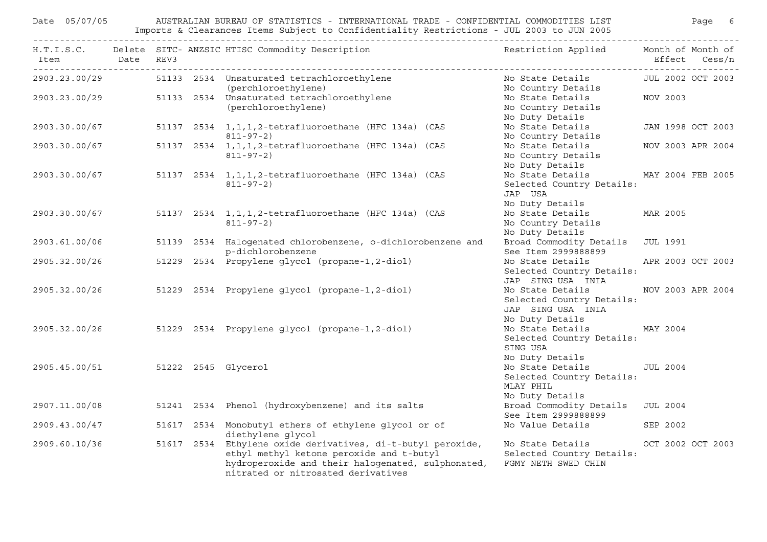Date 05/07/05 AUSTRALIAN BUREAU OF STATISTICS - INTERNATIONAL TRADE - CONFIDENTIAL COMMODITIES LIST

Imports & Clearances Items Subject to Confidentiality Restrictions - JUL 2003 to JUN 2005

| H.T.I.S.C. Item | Delete Date | SITC-REV3 | ANZSIC | HTISC Commodity Description | Restriction Applied | Month of Effect | Month of Cess/n |
|---|---|---|---|---|---|---|---|
| 2903.23.00/29 | | 51133 | 2534 | Unsaturated tetrachloroethylene (perchloroethylene) | No State Details<br>No Country Details | JUL 2002 | OCT 2003 |
| 2903.23.00/29 | | 51133 | 2534 | Unsaturated tetrachloroethylene (perchloroethylene) | No State Details<br>No Country Details<br>No Duty Details | NOV 2003 | |
| 2903.30.00/67 | | 51137 | 2534 | 1,1,1,2-tetrafluoroethane (HFC 134a) (CAS 811-97-2) | No State Details<br>No Country Details | JAN 1998 | OCT 2003 |
| 2903.30.00/67 | | 51137 | 2534 | 1,1,1,2-tetrafluoroethane (HFC 134a) (CAS 811-97-2) | No State Details<br>No Country Details<br>No Duty Details | NOV 2003 | APR 2004 |
| 2903.30.00/67 | | 51137 | 2534 | 1,1,1,2-tetrafluoroethane (HFC 134a) (CAS 811-97-2) | No State Details<br>Selected Country Details:<br>JAP USA<br>No Duty Details | MAY 2004 | FEB 2005 |
| 2903.30.00/67 | | 51137 | 2534 | 1,1,1,2-tetrafluoroethane (HFC 134a) (CAS 811-97-2) | No State Details<br>No Country Details<br>No Duty Details | MAR 2005 | |
| 2903.61.00/06 | | 51139 | 2534 | Halogenated chlorobenzene, o-dichlorobenzene and p-dichlorobenzene | Broad Commodity Details<br>See Item 2999888899 | JUL 1991 | |
| 2905.32.00/26 | | 51229 | 2534 | Propylene glycol (propane-1,2-diol) | No State Details<br>Selected Country Details:<br>JAP SING USA INIA | APR 2003 | OCT 2003 |
| 2905.32.00/26 | | 51229 | 2534 | Propylene glycol (propane-1,2-diol) | No State Details<br>Selected Country Details:<br>JAP SING USA INIA<br>No Duty Details | NOV 2003 | APR 2004 |
| 2905.32.00/26 | | 51229 | 2534 | Propylene glycol (propane-1,2-diol) | No State Details<br>Selected Country Details:<br>SING USA<br>No Duty Details | MAY 2004 | |
| 2905.45.00/51 | | 51222 | 2545 | Glycerol | No State Details<br>Selected Country Details:<br>MLAY PHIL<br>No Duty Details | JUL 2004 | |
| 2907.11.00/08 | | 51241 | 2534 | Phenol (hydroxybenzene) and its salts | Broad Commodity Details<br>See Item 2999888899 | JUL 2004 | |
| 2909.43.00/47 | | 51617 | 2534 | Monobutyl ethers of ethylene glycol or of diethylene glycol | No Value Details | SEP 2002 | |
| 2909.60.10/36 | | 51617 | 2534 | Ethylene oxide derivatives, di-t-butyl peroxide, ethyl methyl ketone peroxide and t-butyl hydroperoxide and their halogenated, sulphonated, nitrated or nitrosated derivatives | No State Details<br>Selected Country Details:<br>FGMY NETH SWED CHIN | OCT 2002 | OCT 2003 |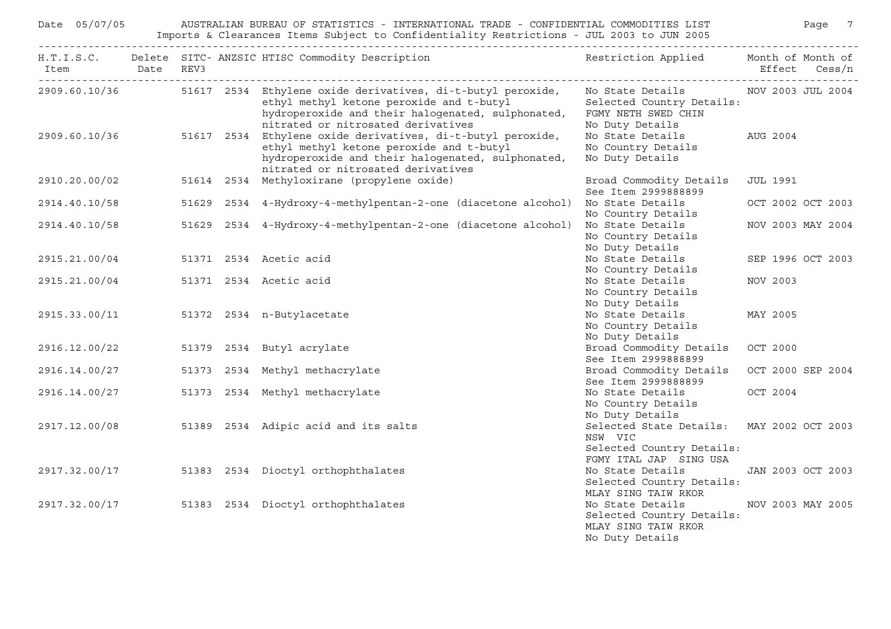AUSTRALIAN BUREAU OF STATISTICS - INTERNATIONAL TRADE - CONFIDENTIAL COMMODITIES LIST

Imports & Clearances Items Subject to Confidentiality Restrictions - JUL 2003 to JUN 2005

| H.T.I.S.C. Item | Delete Date | SITC-REV3 | ANZSIC | HTISC Commodity Description | Restriction Applied | Month of Effect | Month of Cess/n |
|---|---|---|---|---|---|---|---|
| 2909.60.10/36 | | 51617 | 2534 | Ethylene oxide derivatives, di-t-butyl peroxide, ethyl methyl ketone peroxide and t-butyl hydroperoxide and their halogenated, sulphonated, nitrated or nitrosated derivatives | No State Details<br>Selected Country Details:<br>FGMY NETH SWED CHIN<br>No Duty Details | NOV 2003 | JUL 2004 |
| 2909.60.10/36 | | 51617 | 2534 | Ethylene oxide derivatives, di-t-butyl peroxide, ethyl methyl ketone peroxide and t-butyl hydroperoxide and their halogenated, sulphonated, nitrated or nitrosated derivatives | No State Details<br>No Country Details<br>No Duty Details | AUG 2004 | |
| 2910.20.00/02 | | 51614 | 2534 | Methyloxirane (propylene oxide) | Broad Commodity Details<br>See Item 2999888899 | JUL 1991 | |
| 2914.40.10/58 | | 51629 | 2534 | 4-Hydroxy-4-methylpentan-2-one (diacetone alcohol) | No State Details<br>No Country Details | OCT 2002 | OCT 2003 |
| 2914.40.10/58 | | 51629 | 2534 | 4-Hydroxy-4-methylpentan-2-one (diacetone alcohol) | No State Details<br>No Country Details<br>No Duty Details | NOV 2003 | MAY 2004 |
| 2915.21.00/04 | | 51371 | 2534 | Acetic acid | No State Details<br>No Country Details | SEP 1996 | OCT 2003 |
| 2915.21.00/04 | | 51371 | 2534 | Acetic acid | No State Details<br>No Country Details<br>No Duty Details | NOV 2003 | |
| 2915.33.00/11 | | 51372 | 2534 | n-Butylacetate | No State Details<br>No Country Details<br>No Duty Details | MAY 2005 | |
| 2916.12.00/22 | | 51379 | 2534 | Butyl acrylate | Broad Commodity Details<br>See Item 2999888899 | OCT 2000 | |
| 2916.14.00/27 | | 51373 | 2534 | Methyl methacrylate | Broad Commodity Details<br>See Item 2999888899 | OCT 2000 | SEP 2004 |
| 2916.14.00/27 | | 51373 | 2534 | Methyl methacrylate | No State Details<br>No Country Details<br>No Duty Details | OCT 2004 | |
| 2917.12.00/08 | | 51389 | 2534 | Adipic acid and its salts | Selected State Details:<br>NSW VIC<br>Selected Country Details:<br>FGMY ITAL JAP SING USA | MAY 2002 | OCT 2003 |
| 2917.32.00/17 | | 51383 | 2534 | Dioctyl orthophthalates | No State Details<br>Selected Country Details:<br>MLAY SING TAIW RKOR | JAN 2003 | OCT 2003 |
| 2917.32.00/17 | | 51383 | 2534 | Dioctyl orthophthalates | No State Details<br>Selected Country Details:<br>MLAY SING TAIW RKOR<br>No Duty Details | NOV 2003 | MAY 2005 |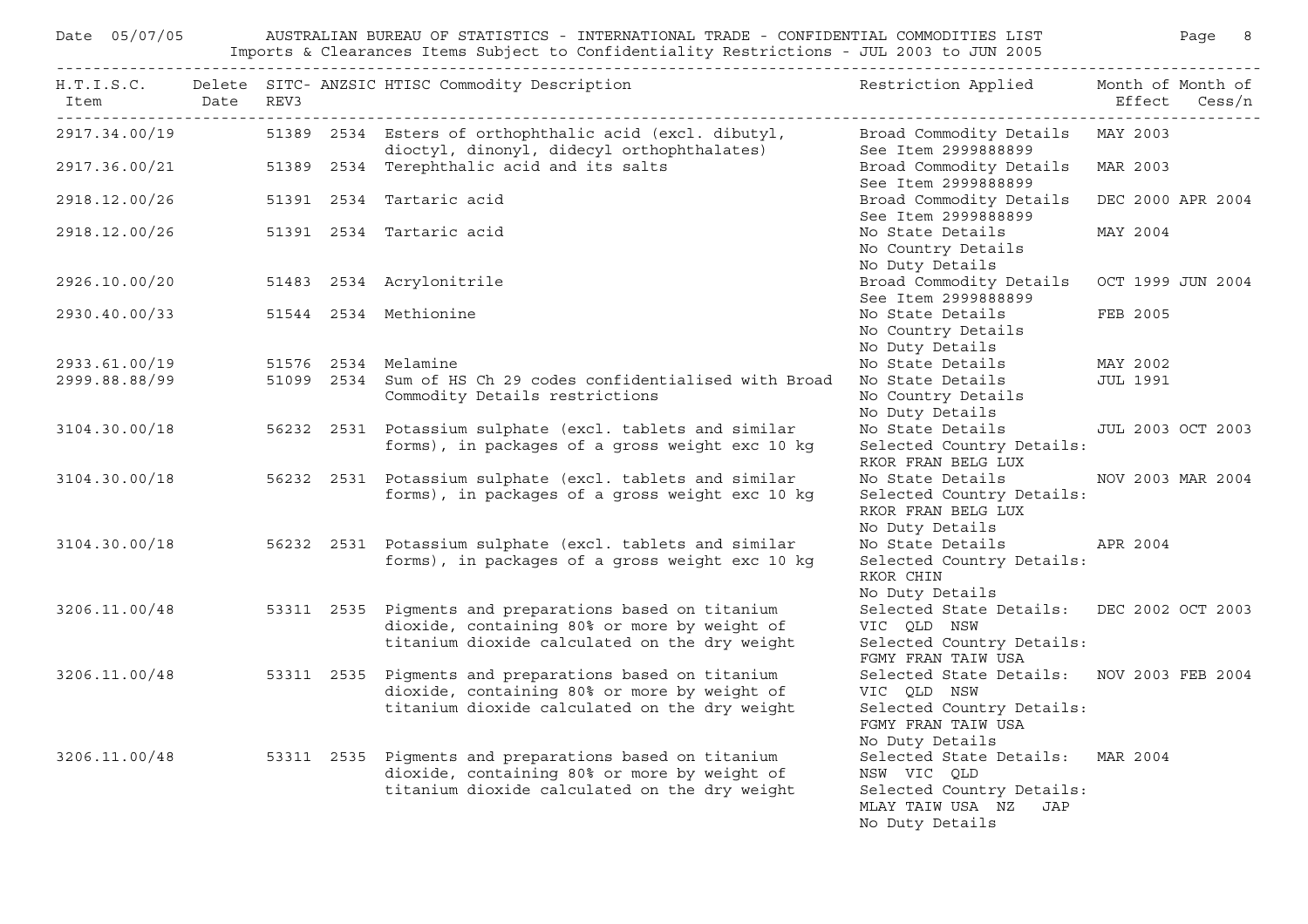Imports & Clearances Items Subject to Confidentiality Restrictions - JUL 2003 to JUN 2005

| H.T.I.S.C. Item | Delete Date | SITC-REV3 | ANZSIC | HTISC Commodity Description | Restriction Applied | Month of Effect | Month of Cess/n |
|---|---|---|---|---|---|---|---|
| 2917.34.00/19 | | 51389 | 2534 | Esters of orthophthalic acid (excl. dibutyl, dioctyl, dinonyl, didecyl orthophthalates) | Broad Commodity Details See Item 2999888899 | MAY 2003 | |
| 2917.36.00/21 | | 51389 | 2534 | Terephthalic acid and its salts | Broad Commodity Details See Item 2999888899 | MAR 2003 | |
| 2918.12.00/26 | | 51391 | 2534 | Tartaric acid | Broad Commodity Details See Item 2999888899 | DEC 2000 | APR 2004 |
| 2918.12.00/26 | | 51391 | 2534 | Tartaric acid | No State Details No Country Details No Duty Details | MAY 2004 | |
| 2926.10.00/20 | | 51483 | 2534 | Acrylonitrile | Broad Commodity Details See Item 2999888899 | OCT 1999 | JUN 2004 |
| 2930.40.00/33 | | 51544 | 2534 | Methionine | No State Details No Country Details No Duty Details | FEB 2005 | |
| 2933.61.00/19 | | 51576 | 2534 | Melamine | No State Details | MAY 2002 | |
| 2999.88.88/99 | | 51099 | 2534 | Sum of HS Ch 29 codes confidentialised with Broad Commodity Details restrictions | No State Details No Country Details No Duty Details | JUL 1991 | |
| 3104.30.00/18 | | 56232 | 2531 | Potassium sulphate (excl. tablets and similar forms), in packages of a gross weight exc 10 kg | No State Details Selected Country Details: RKOR FRAN BELG LUX | JUL 2003 | OCT 2003 |
| 3104.30.00/18 | | 56232 | 2531 | Potassium sulphate (excl. tablets and similar forms), in packages of a gross weight exc 10 kg | No State Details Selected Country Details: RKOR FRAN BELG LUX No Duty Details | NOV 2003 | MAR 2004 |
| 3104.30.00/18 | | 56232 | 2531 | Potassium sulphate (excl. tablets and similar forms), in packages of a gross weight exc 10 kg | No State Details Selected Country Details: RKOR CHIN No Duty Details | APR 2004 | |
| 3206.11.00/48 | | 53311 | 2535 | Pigments and preparations based on titanium dioxide, containing 80% or more by weight of titanium dioxide calculated on the dry weight | Selected State Details: VIC QLD NSW Selected Country Details: FGMY FRAN TAIW USA | DEC 2002 | OCT 2003 |
| 3206.11.00/48 | | 53311 | 2535 | Pigments and preparations based on titanium dioxide, containing 80% or more by weight of titanium dioxide calculated on the dry weight | Selected State Details: VIC QLD NSW Selected Country Details: FGMY FRAN TAIW USA No Duty Details | NOV 2003 | FEB 2004 |
| 3206.11.00/48 | | 53311 | 2535 | Pigments and preparations based on titanium dioxide, containing 80% or more by weight of titanium dioxide calculated on the dry weight | Selected State Details: NSW VIC QLD Selected Country Details: MLAY TAIW USA NZ JAP No Duty Details | MAR 2004 | |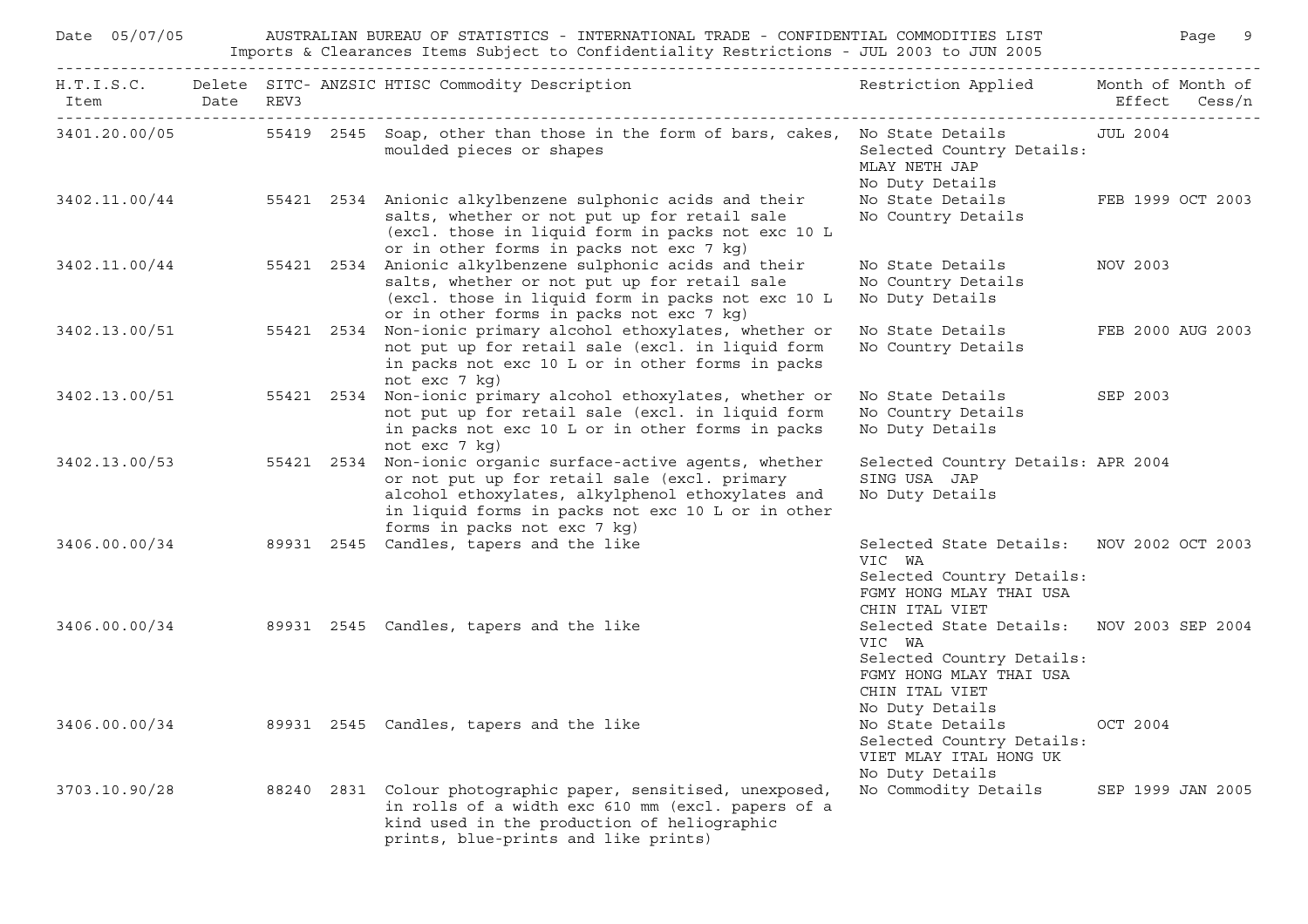| H.T.I.S.C. Item | Delete Date | SITC-REV3 | ANZSIC | HTISC Commodity Description | Restriction Applied | Month of Effect | Month of Cess/n |
|---|---|---|---|---|---|---|---|
| 3401.20.00/05 | | 55419 | 2545 | Soap, other than those in the form of bars, cakes, moulded pieces or shapes | No State Details<br>Selected Country Details:<br>MLAY NETH JAP<br>No Duty Details | JUL 2004 | |
| 3402.11.00/44 | | 55421 | 2534 | Anionic alkylbenzene sulphonic acids and their salts, whether or not put up for retail sale (excl. those in liquid form in packs not exc 10 L or in other forms in packs not exc 7 kg) | No State Details<br>No Country Details | FEB 1999 | OCT 2003 |
| 3402.11.00/44 | | 55421 | 2534 | Anionic alkylbenzene sulphonic acids and their salts, whether or not put up for retail sale (excl. those in liquid form in packs not exc 10 L or in other forms in packs not exc 7 kg) | No State Details<br>No Country Details<br>No Duty Details | NOV 2003 | |
| 3402.13.00/51 | | 55421 | 2534 | Non-ionic primary alcohol ethoxylates, whether or not put up for retail sale (excl. in liquid form in packs not exc 10 L or in other forms in packs not exc 7 kg) | No State Details<br>No Country Details | FEB 2000 | AUG 2003 |
| 3402.13.00/51 | | 55421 | 2534 | Non-ionic primary alcohol ethoxylates, whether or not put up for retail sale (excl. in liquid form in packs not exc 10 L or in other forms in packs not exc 7 kg) | No State Details<br>No Country Details<br>No Duty Details | SEP 2003 | |
| 3402.13.00/53 | | 55421 | 2534 | Non-ionic organic surface-active agents, whether or not put up for retail sale (excl. primary alcohol ethoxylates, alkylphenol ethoxylates and in liquid forms in packs not exc 10 L or in other forms in packs not exc 7 kg) | Selected Country Details:<br>SING USA JAP<br>No Duty Details | APR 2004 | |
| 3406.00.00/34 | | 89931 | 2545 | Candles, tapers and the like | Selected State Details:<br>VIC WA<br>Selected Country Details:<br>FGMY HONG MLAY THAI USA<br>CHIN ITAL VIET | NOV 2002 | OCT 2003 |
| 3406.00.00/34 | | 89931 | 2545 | Candles, tapers and the like | Selected State Details:<br>VIC WA<br>Selected Country Details:<br>FGMY HONG MLAY THAI USA<br>CHIN ITAL VIET<br>No Duty Details | NOV 2003 | SEP 2004 |
| 3406.00.00/34 | | 89931 | 2545 | Candles, tapers and the like | No State Details<br>Selected Country Details:<br>VIET MLAY ITAL HONG UK<br>No Duty Details | OCT 2004 | |
| 3703.10.90/28 | | 88240 | 2831 | Colour photographic paper, sensitised, unexposed, in rolls of a width exc 610 mm (excl. papers of a kind used in the production of heliographic prints, blue-prints and like prints) | No Commodity Details | SEP 1999 | JAN 2005 |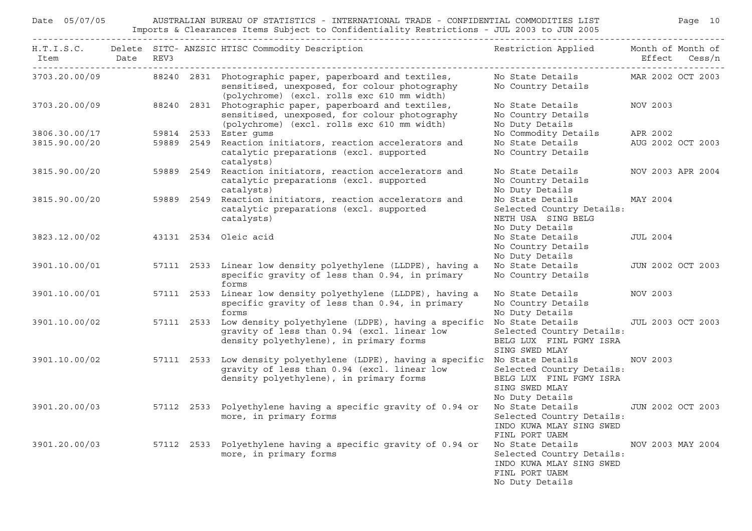AUSTRALIAN BUREAU OF STATISTICS - INTERNATIONAL TRADE - CONFIDENTIAL COMMODITIES LIST

Imports & Clearances Items Subject to Confidentiality Restrictions - JUL 2003 to JUN 2005

| H.T.I.S.C. Item | Delete Date | SITC-REV3 | ANZSIC | HTISC Commodity Description | Restriction Applied | Month of Effect | Month of Cess/n |
|---|---|---|---|---|---|---|---|
| 3703.20.00/09 | | 88240 | 2831 | Photographic paper, paperboard and textiles, sensitised, unexposed, for colour photography (polychrome) (excl. rolls exc 610 mm width) | No State Details<br>No Country Details | MAR 2002 | OCT 2003 |
| 3703.20.00/09 | | 88240 | 2831 | Photographic paper, paperboard and textiles, sensitised, unexposed, for colour photography (polychrome) (excl. rolls exc 610 mm width) | No State Details<br>No Country Details<br>No Duty Details | NOV 2003 | |
| 3806.30.00/17 | | 59814 | 2533 | Ester gums | No Commodity Details | APR 2002 | |
| 3815.90.00/20 | | 59889 | 2549 | Reaction initiators, reaction accelerators and catalytic preparations (excl. supported catalysts) | No State Details<br>No Country Details | AUG 2002 | OCT 2003 |
| 3815.90.00/20 | | 59889 | 2549 | Reaction initiators, reaction accelerators and catalytic preparations (excl. supported catalysts) | No State Details<br>No Country Details<br>No Duty Details | NOV 2003 | APR 2004 |
| 3815.90.00/20 | | 59889 | 2549 | Reaction initiators, reaction accelerators and catalytic preparations (excl. supported catalysts) | No State Details<br>Selected Country Details:<br>NETH USA SING BELG<br>No Duty Details | MAY 2004 | |
| 3823.12.00/02 | | 43131 | 2534 | Oleic acid | No State Details<br>No Country Details<br>No Duty Details | JUL 2004 | |
| 3901.10.00/01 | | 57111 | 2533 | Linear low density polyethylene (LLDPE), having a specific gravity of less than 0.94, in primary forms | No State Details<br>No Country Details | JUN 2002 | OCT 2003 |
| 3901.10.00/01 | | 57111 | 2533 | Linear low density polyethylene (LLDPE), having a specific gravity of less than 0.94, in primary forms | No State Details<br>No Country Details<br>No Duty Details | NOV 2003 | |
| 3901.10.00/02 | | 57111 | 2533 | Low density polyethylene (LDPE), having a specific gravity of less than 0.94 (excl. linear low density polyethylene), in primary forms | No State Details<br>Selected Country Details:<br>BELG LUX FINL FGMY ISRA<br>SING SWED MLAY | JUL 2003 | OCT 2003 |
| 3901.10.00/02 | | 57111 | 2533 | Low density polyethylene (LDPE), having a specific gravity of less than 0.94 (excl. linear low density polyethylene), in primary forms | No State Details<br>Selected Country Details:<br>BELG LUX FINL FGMY ISRA<br>SING SWED MLAY<br>No Duty Details | NOV 2003 | |
| 3901.20.00/03 | | 57112 | 2533 | Polyethylene having a specific gravity of 0.94 or more, in primary forms | No State Details<br>Selected Country Details:<br>INDO KUWA MLAY SING SWED<br>FINL PORT UAEM | JUN 2002 | OCT 2003 |
| 3901.20.00/03 | | 57112 | 2533 | Polyethylene having a specific gravity of 0.94 or more, in primary forms | No State Details<br>Selected Country Details:<br>INDO KUWA MLAY SING SWED<br>FINL PORT UAEM<br>No Duty Details | NOV 2003 | MAY 2004 |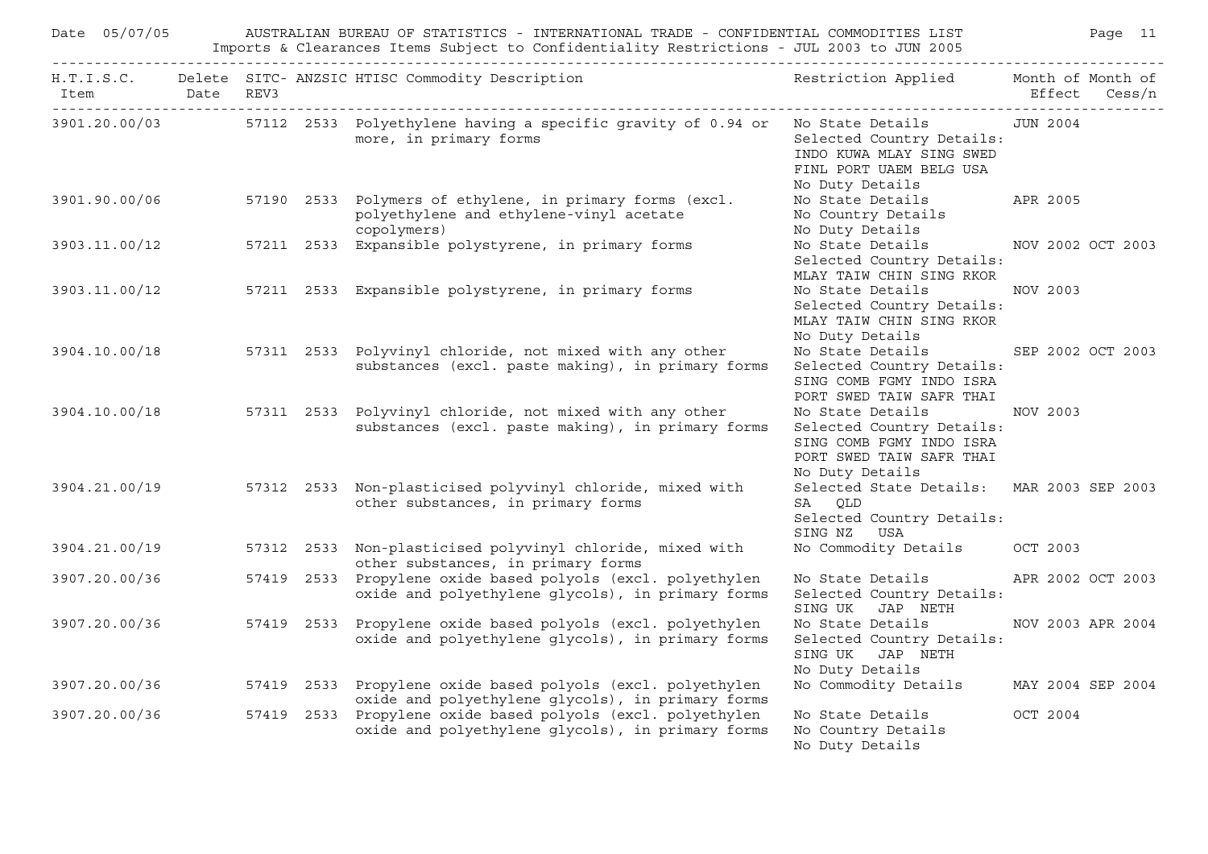| H.T.I.S.C. Item | Delete Date | SITC-REV3 | ANZSIC | HTISC Commodity Description | Restriction Applied | Month of Effect | Month of Cess/n |
|---|---|---|---|---|---|---|---|
| 3901.20.00/03 | | 57112 | 2533 | Polyethylene having a specific gravity of 0.94 or more, in primary forms | No State Details Selected Country Details: INDO KUWA MLAY SING SWED FINL PORT UAEM BELG USA No Duty Details | JUN 2004 | |
| 3901.90.00/06 | | 57190 | 2533 | Polymers of ethylene, in primary forms (excl. polyethylene and ethylene-vinyl acetate copolymers) | No State Details No Country Details No Duty Details | APR 2005 | |
| 3903.11.00/12 | | 57211 | 2533 | Expansible polystyrene, in primary forms | No State Details Selected Country Details: MLAY TAIW CHIN SING RKOR | NOV 2002 | OCT 2003 |
| 3903.11.00/12 | | 57211 | 2533 | Expansible polystyrene, in primary forms | No State Details Selected Country Details: MLAY TAIW CHIN SING RKOR No Duty Details | NOV 2003 | |
| 3904.10.00/18 | | 57311 | 2533 | Polyvinyl chloride, not mixed with any other substances (excl. paste making), in primary forms | No State Details Selected Country Details: SING COMB FGMY INDO ISRA PORT SWED TAIW SAFR THAI | SEP 2002 | OCT 2003 |
| 3904.10.00/18 | | 57311 | 2533 | Polyvinyl chloride, not mixed with any other substances (excl. paste making), in primary forms | No State Details Selected Country Details: SING COMB FGMY INDO ISRA PORT SWED TAIW SAFR THAI No Duty Details | NOV 2003 | |
| 3904.21.00/19 | | 57312 | 2533 | Non-plasticised polyvinyl chloride, mixed with other substances, in primary forms | Selected State Details: SA QLD Selected Country Details: SING NZ USA | MAR 2003 | SEP 2003 |
| 3904.21.00/19 | | 57312 | 2533 | Non-plasticised polyvinyl chloride, mixed with other substances, in primary forms | No Commodity Details | OCT 2003 | |
| 3907.20.00/36 | | 57419 | 2533 | Propylene oxide based polyols (excl. polyethylen oxide and polyethylene glycols), in primary forms | No State Details Selected Country Details: SING UK JAP NETH | APR 2002 | OCT 2003 |
| 3907.20.00/36 | | 57419 | 2533 | Propylene oxide based polyols (excl. polyethylen oxide and polyethylene glycols), in primary forms | No State Details Selected Country Details: SING UK JAP NETH No Duty Details | NOV 2003 | APR 2004 |
| 3907.20.00/36 | | 57419 | 2533 | Propylene oxide based polyols (excl. polyethylen oxide and polyethylene glycols), in primary forms | No Commodity Details | MAY 2004 | SEP 2004 |
| 3907.20.00/36 | | 57419 | 2533 | Propylene oxide based polyols (excl. polyethylen oxide and polyethylene glycols), in primary forms | No State Details No Country Details No Duty Details | OCT 2004 | |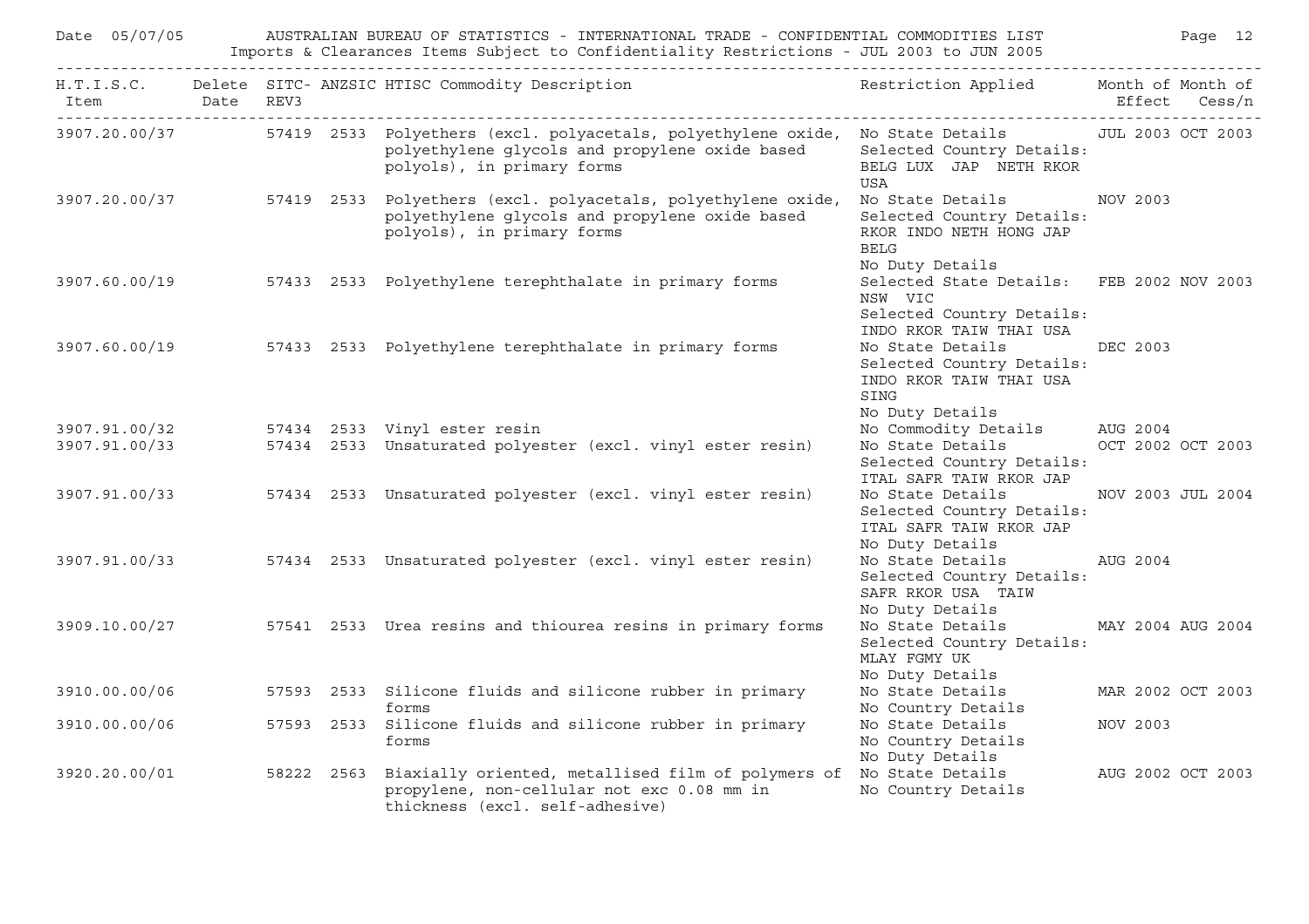Date 05/07/05 AUSTRALIAN BUREAU OF STATISTICS - INTERNATIONAL TRADE - CONFIDENTIAL COMMODITIES LIST

Imports & Clearances Items Subject to Confidentiality Restrictions - JUL 2003 to JUN 2005

| H.T.I.S.C. Item | Delete Date | SITC-REV3 | ANZSIC | HTISC Commodity Description | Restriction Applied | Month of Effect | Month of Cess/n |
|---|---|---|---|---|---|---|---|
| 3907.20.00/37 | | 57419 | 2533 | Polyethers (excl. polyacetals, polyethylene oxide, polyethylene glycols and propylene oxide based polyols), in primary forms | No State Details Selected Country Details: BELG LUX JAP NETH RKOR USA | JUL 2003 | OCT 2003 |
| 3907.20.00/37 | | 57419 | 2533 | Polyethers (excl. polyacetals, polyethylene oxide, polyethylene glycols and propylene oxide based polyols), in primary forms | No State Details Selected Country Details: RKOR INDO NETH HONG JAP BELG No Duty Details | NOV 2003 | |
| 3907.60.00/19 | | 57433 | 2533 | Polyethylene terephthalate in primary forms | Selected State Details: NSW VIC Selected Country Details: INDO RKOR TAIW THAI USA | FEB 2002 | NOV 2003 |
| 3907.60.00/19 | | 57433 | 2533 | Polyethylene terephthalate in primary forms | No State Details Selected Country Details: INDO RKOR TAIW THAI USA SING No Duty Details | DEC 2003 | |
| 3907.91.00/32 | | 57434 | 2533 | Vinyl ester resin | No Commodity Details | AUG 2004 | |
| 3907.91.00/33 | | 57434 | 2533 | Unsaturated polyester (excl. vinyl ester resin) | No State Details Selected Country Details: ITAL SAFR TAIW RKOR JAP | OCT 2002 | OCT 2003 |
| 3907.91.00/33 | | 57434 | 2533 | Unsaturated polyester (excl. vinyl ester resin) | No State Details Selected Country Details: ITAL SAFR TAIW RKOR JAP No Duty Details | NOV 2003 | JUL 2004 |
| 3907.91.00/33 | | 57434 | 2533 | Unsaturated polyester (excl. vinyl ester resin) | No State Details Selected Country Details: SAFR RKOR USA TAIW No Duty Details | AUG 2004 | |
| 3909.10.00/27 | | 57541 | 2533 | Urea resins and thiourea resins in primary forms | No State Details Selected Country Details: MLAY FGMY UK No Duty Details | MAY 2004 | AUG 2004 |
| 3910.00.00/06 | | 57593 | 2533 | Silicone fluids and silicone rubber in primary forms | No State Details No Country Details | MAR 2002 | OCT 2003 |
| 3910.00.00/06 | | 57593 | 2533 | Silicone fluids and silicone rubber in primary forms | No State Details No Country Details No Duty Details | NOV 2003 | |
| 3920.20.00/01 | | 58222 | 2563 | Biaxially oriented, metallised film of polymers of propylene, non-cellular not exc 0.08 mm in thickness (excl. self-adhesive) | No State Details No Country Details | AUG 2002 | OCT 2003 |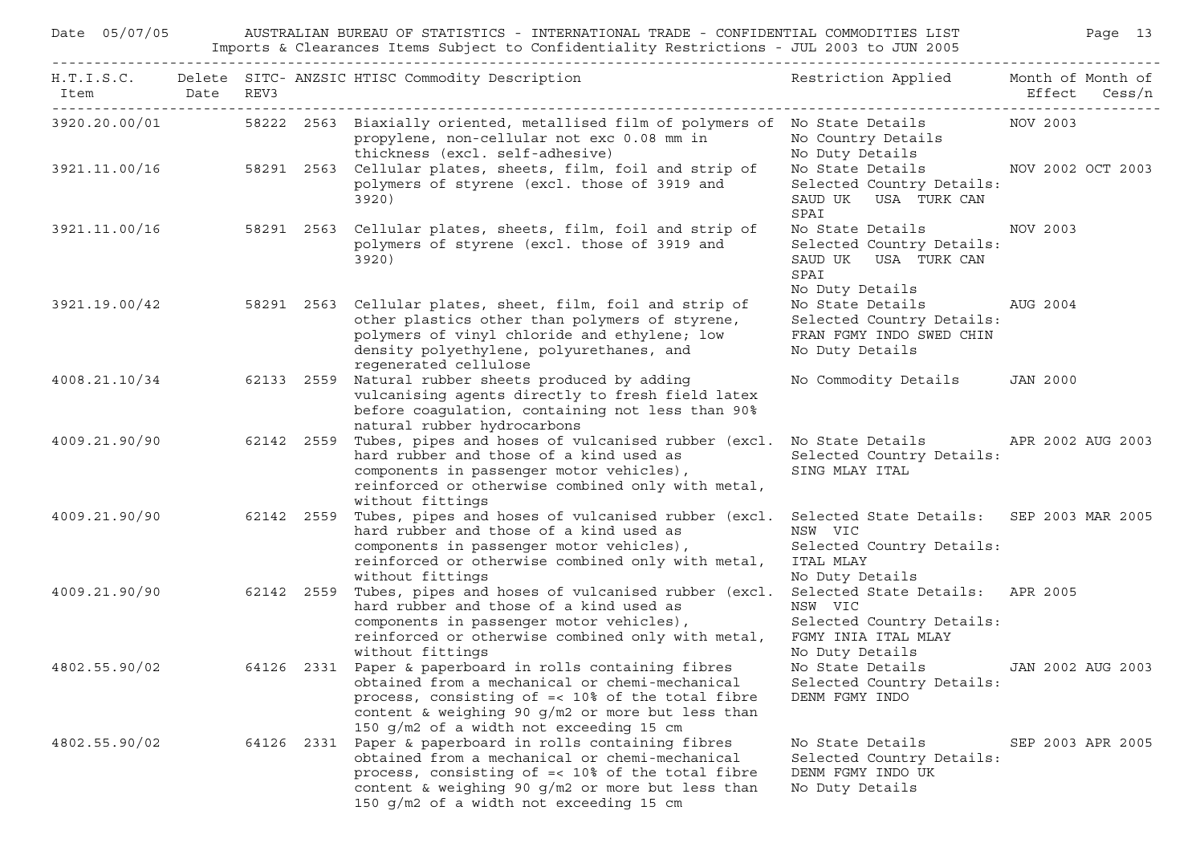| H.T.I.S.C. Item | Delete Date | SITC-REV3 | ANZSIC | HTISC Commodity Description | Restriction Applied | Month of Effect | Month of Cess/n |
|---|---|---|---|---|---|---|---|
| 3920.20.00/01 | | 58222 | 2563 | Biaxially oriented, metallised film of polymers of propylene, non-cellular not exc 0.08 mm in thickness (excl. self-adhesive) | No State Details<br>No Country Details<br>No Duty Details | NOV 2003 | |
| 3921.11.00/16 | | 58291 | 2563 | Cellular plates, sheets, film, foil and strip of polymers of styrene (excl. those of 3919 and 3920) | No State Details<br>Selected Country Details:<br>SAUD UK USA TURK CAN SPAI | NOV 2002 | OCT 2003 |
| 3921.11.00/16 | | 58291 | 2563 | Cellular plates, sheets, film, foil and strip of polymers of styrene (excl. those of 3919 and 3920) | No State Details<br>Selected Country Details:<br>SAUD UK USA TURK CAN SPAI<br>No Duty Details | NOV 2003 | |
| 3921.19.00/42 | | 58291 | 2563 | Cellular plates, sheet, film, foil and strip of other plastics other than polymers of styrene, polymers of vinyl chloride and ethylene; low density polyethylene, polyurethanes, and regenerated cellulose | No State Details<br>Selected Country Details:<br>FRAN FGMY INDO SWED CHIN<br>No Duty Details | AUG 2004 | |
| 4008.21.10/34 | | 62133 | 2559 | Natural rubber sheets produced by adding vulcanising agents directly to fresh field latex before coagulation, containing not less than 90% natural rubber hydrocarbons | No Commodity Details | JAN 2000 | |
| 4009.21.90/90 | | 62142 | 2559 | Tubes, pipes and hoses of vulcanised rubber (excl. hard rubber and those of a kind used as components in passenger motor vehicles), reinforced or otherwise combined only with metal, without fittings | No State Details<br>Selected Country Details:<br>SING MLAY ITAL | APR 2002 | AUG 2003 |
| 4009.21.90/90 | | 62142 | 2559 | Tubes, pipes and hoses of vulcanised rubber (excl. hard rubber and those of a kind used as components in passenger motor vehicles), reinforced or otherwise combined only with metal, without fittings | Selected State Details:<br>NSW VIC<br>Selected Country Details:<br>ITAL MLAY<br>No Duty Details | SEP 2003 | MAR 2005 |
| 4009.21.90/90 | | 62142 | 2559 | Tubes, pipes and hoses of vulcanised rubber (excl. hard rubber and those of a kind used as components in passenger motor vehicles), reinforced or otherwise combined only with metal, without fittings | Selected State Details:<br>NSW VIC<br>Selected Country Details:<br>FGMY INIA ITAL MLAY<br>No Duty Details | APR 2005 | |
| 4802.55.90/02 | | 64126 | 2331 | Paper & paperboard in rolls containing fibres obtained from a mechanical or chemi-mechanical process, consisting of =< 10% of the total fibre content & weighing 90 g/m2 or more but less than 150 g/m2 of a width not exceeding 15 cm | No State Details<br>Selected Country Details:<br>DENM FGMY INDO | JAN 2002 | AUG 2003 |
| 4802.55.90/02 | | 64126 | 2331 | Paper & paperboard in rolls containing fibres obtained from a mechanical or chemi-mechanical process, consisting of =< 10% of the total fibre content & weighing 90 g/m2 or more but less than 150 g/m2 of a width not exceeding 15 cm | No State Details<br>Selected Country Details:<br>DENM FGMY INDO UK<br>No Duty Details | SEP 2003 | APR 2005 |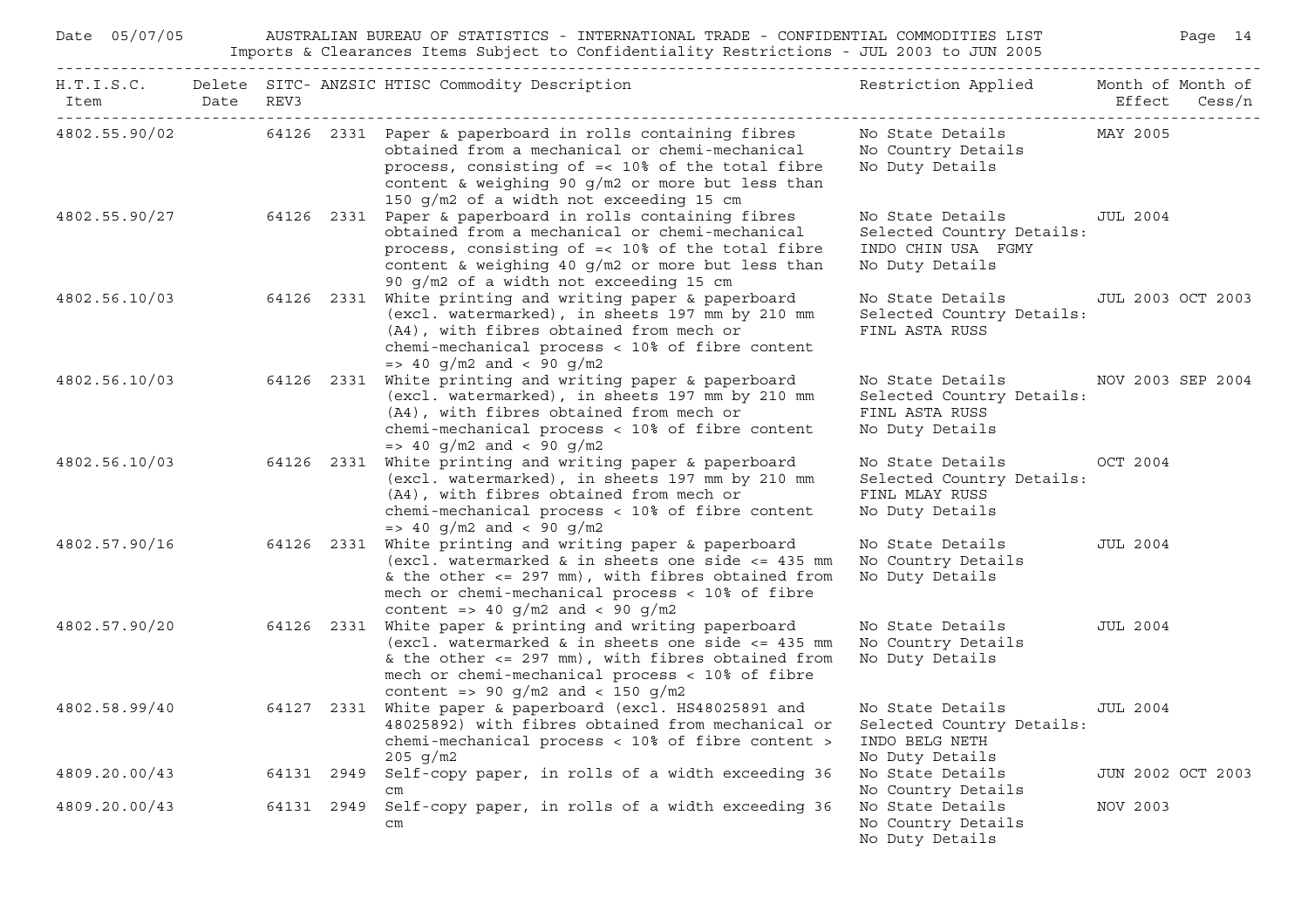| H.T.I.S.C. Item | Delete Date | SITC-REV3 | ANZSIC | HTISC Commodity Description | Restriction Applied | Month of Effect | Month of Cess/n |
|---|---|---|---|---|---|---|---|
| 4802.55.90/02 | | 64126 | 2331 | Paper & paperboard in rolls containing fibres obtained from a mechanical or chemi-mechanical process, consisting of =< 10% of the total fibre content & weighing 90 g/m2 or more but less than 150 g/m2 of a width not exceeding 15 cm | No State Details No Country Details No Duty Details | MAY 2005 | |
| 4802.55.90/27 | | 64126 | 2331 | Paper & paperboard in rolls containing fibres obtained from a mechanical or chemi-mechanical process, consisting of =< 10% of the total fibre content & weighing 40 g/m2 or more but less than 90 g/m2 of a width not exceeding 15 cm | No State Details Selected Country Details: INDO CHIN USA FGMY No Duty Details | JUL 2004 | |
| 4802.56.10/03 | | 64126 | 2331 | White printing and writing paper & paperboard (excl. watermarked), in sheets 197 mm by 210 mm (A4), with fibres obtained from mech or chemi-mechanical process < 10% of fibre content => 40 g/m2 and < 90 g/m2 | No State Details Selected Country Details: FINL ASTA RUSS | JUL 2003 | OCT 2003 |
| 4802.56.10/03 | | 64126 | 2331 | White printing and writing paper & paperboard (excl. watermarked), in sheets 197 mm by 210 mm (A4), with fibres obtained from mech or chemi-mechanical process < 10% of fibre content => 40 g/m2 and < 90 g/m2 | No State Details Selected Country Details: FINL ASTA RUSS No Duty Details | NOV 2003 | SEP 2004 |
| 4802.56.10/03 | | 64126 | 2331 | White printing and writing paper & paperboard (excl. watermarked), in sheets 197 mm by 210 mm (A4), with fibres obtained from mech or chemi-mechanical process < 10% of fibre content => 40 g/m2 and < 90 g/m2 | No State Details Selected Country Details: FINL MLAY RUSS No Duty Details | OCT 2004 | |
| 4802.57.90/16 | | 64126 | 2331 | White printing and writing paper & paperboard (excl. watermarked & in sheets one side <= 435 mm & the other <= 297 mm), with fibres obtained from mech or chemi-mechanical process < 10% of fibre content => 40 g/m2 and < 90 g/m2 | No State Details No Country Details No Duty Details | JUL 2004 | |
| 4802.57.90/20 | | 64126 | 2331 | White paper & printing and writing paperboard (excl. watermarked & in sheets one side <= 435 mm & the other <= 297 mm), with fibres obtained from mech or chemi-mechanical process < 10% of fibre content => 90 g/m2 and < 150 g/m2 | No State Details No Country Details No Duty Details | JUL 2004 | |
| 4802.58.99/40 | | 64127 | 2331 | White paper & paperboard (excl. HS48025891 and 48025892) with fibres obtained from mechanical or chemi-mechanical process < 10% of fibre content > 205 g/m2 | No State Details Selected Country Details: INDO BELG NETH No Duty Details | JUL 2004 | |
| 4809.20.00/43 | | 64131 | 2949 | Self-copy paper, in rolls of a width exceeding 36 cm | No State Details No Country Details | JUN 2002 | OCT 2003 |
| 4809.20.00/43 | | 64131 | 2949 | Self-copy paper, in rolls of a width exceeding 36 cm | No State Details No Country Details No Duty Details | NOV 2003 | |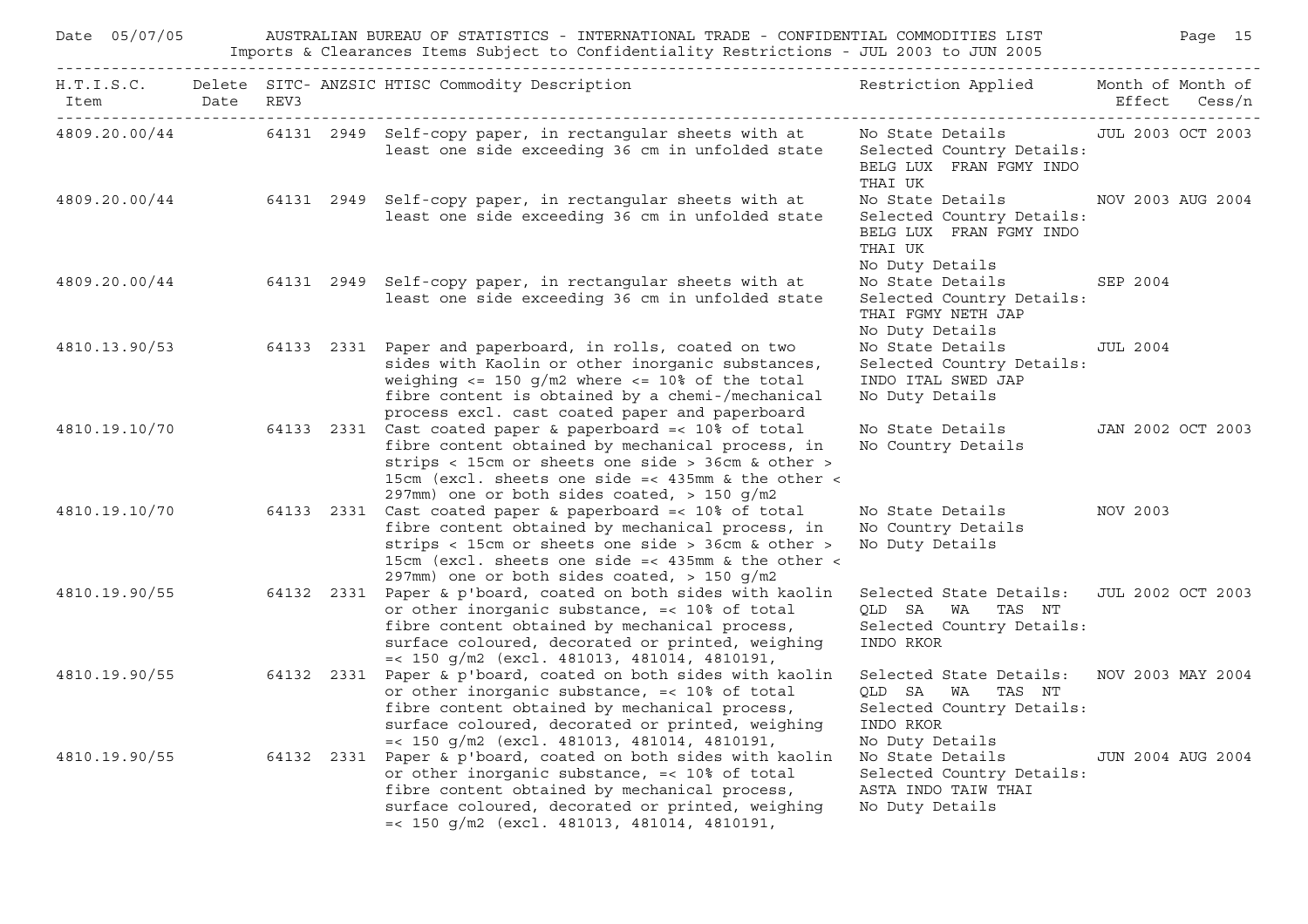| H.T.I.S.C. Item | Delete Date | SITC- REV3 | ANZSIC | HTISC Commodity Description | Restriction Applied | Month of Effect | Month of Cess/n |
|---|---|---|---|---|---|---|---|
| 4809.20.00/44 | | 64131 | 2949 | Self-copy paper, in rectangular sheets with at least one side exceeding 36 cm in unfolded state | No State Details Selected Country Details: BELG LUX FRAN FGMY INDO THAI UK | JUL 2003 | OCT 2003 |
| 4809.20.00/44 | | 64131 | 2949 | Self-copy paper, in rectangular sheets with at least one side exceeding 36 cm in unfolded state | No State Details Selected Country Details: BELG LUX FRAN FGMY INDO THAI UK No Duty Details | NOV 2003 | AUG 2004 |
| 4809.20.00/44 | | 64131 | 2949 | Self-copy paper, in rectangular sheets with at least one side exceeding 36 cm in unfolded state | No State Details Selected Country Details: THAI FGMY NETH JAP No Duty Details | SEP 2004 | |
| 4810.13.90/53 | | 64133 | 2331 | Paper and paperboard, in rolls, coated on two sides with Kaolin or other inorganic substances, weighing <= 150 g/m2 where <= 10% of the total fibre content is obtained by a chemi-/mechanical process excl. cast coated paper and paperboard | No State Details Selected Country Details: INDO ITAL SWED JAP No Duty Details | JUL 2004 | |
| 4810.19.10/70 | | 64133 | 2331 | Cast coated paper & paperboard =< 10% of total fibre content obtained by mechanical process, in strips < 15cm or sheets one side > 36cm & other > 15cm (excl. sheets one side =< 435mm & the other < 297mm) one or both sides coated, > 150 g/m2 | No State Details No Country Details | JAN 2002 | OCT 2003 |
| 4810.19.10/70 | | 64133 | 2331 | Cast coated paper & paperboard =< 10% of total fibre content obtained by mechanical process, in strips < 15cm or sheets one side > 36cm & other > 15cm (excl. sheets one side =< 435mm & the other < 297mm) one or both sides coated, > 150 g/m2 | No State Details No Country Details No Duty Details | NOV 2003 | |
| 4810.19.90/55 | | 64132 | 2331 | Paper & p'board, coated on both sides with kaolin or other inorganic substance, =< 10% of total fibre content obtained by mechanical process, surface coloured, decorated or printed, weighing =< 150 g/m2 (excl. 481013, 481014, 4810191, | Selected State Details: QLD SA WA TAS NT Selected Country Details: INDO RKOR | JUL 2002 | OCT 2003 |
| 4810.19.90/55 | | 64132 | 2331 | Paper & p'board, coated on both sides with kaolin or other inorganic substance, =< 10% of total fibre content obtained by mechanical process, surface coloured, decorated or printed, weighing =< 150 g/m2 (excl. 481013, 481014, 4810191, | Selected State Details: QLD SA WA TAS NT Selected Country Details: INDO RKOR No Duty Details | NOV 2003 | MAY 2004 |
| 4810.19.90/55 | | 64132 | 2331 | Paper & p'board, coated on both sides with kaolin or other inorganic substance, =< 10% of total fibre content obtained by mechanical process, surface coloured, decorated or printed, weighing =< 150 g/m2 (excl. 481013, 481014, 4810191, | No State Details Selected Country Details: ASTA INDO TAIW THAI No Duty Details | JUN 2004 | AUG 2004 |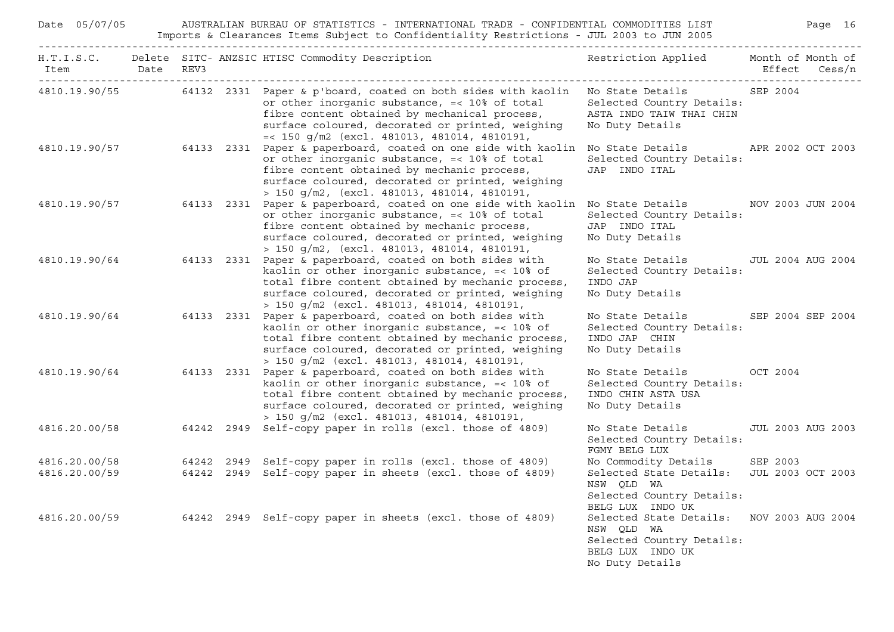Date 05/07/05 AUSTRALIAN BUREAU OF STATISTICS - INTERNATIONAL TRADE - CONFIDENTIAL COMMODITIES LIST

Imports & Clearances Items Subject to Confidentiality Restrictions - JUL 2003 to JUN 2005

| H.T.I.S.C. Item | Delete Date | SITC-REV3 | ANZSIC | HTISC Commodity Description | Restriction Applied | Month of Effect | Month of Cess/n |
|---|---|---|---|---|---|---|---|
| 4810.19.90/55 | | 64132 | 2331 | Paper & p'board, coated on both sides with kaolin or other inorganic substance, =< 10% of total fibre content obtained by mechanical process, surface coloured, decorated or printed, weighing =< 150 g/m2 (excl. 481013, 481014, 4810191, | No State Details Selected Country Details: ASTA INDO TAIW THAI CHIN No Duty Details | SEP 2004 | |
| 4810.19.90/57 | | 64133 | 2331 | Paper & paperboard, coated on one side with kaolin or other inorganic substance, =< 10% of total fibre content obtained by mechanic process, surface coloured, decorated or printed, weighing > 150 g/m2, (excl. 481013, 481014, 4810191, | No State Details Selected Country Details: JAP INDO ITAL | APR 2002 | OCT 2003 |
| 4810.19.90/57 | | 64133 | 2331 | Paper & paperboard, coated on one side with kaolin or other inorganic substance, =< 10% of total fibre content obtained by mechanic process, surface coloured, decorated or printed, weighing > 150 g/m2, (excl. 481013, 481014, 4810191, | No State Details Selected Country Details: JAP INDO ITAL No Duty Details | NOV 2003 | JUN 2004 |
| 4810.19.90/64 | | 64133 | 2331 | Paper & paperboard, coated on both sides with kaolin or other inorganic substance, =< 10% of total fibre content obtained by mechanic process, surface coloured, decorated or printed, weighing > 150 g/m2 (excl. 481013, 481014, 4810191, | No State Details Selected Country Details: INDO JAP No Duty Details | JUL 2004 | AUG 2004 |
| 4810.19.90/64 | | 64133 | 2331 | Paper & paperboard, coated on both sides with kaolin or other inorganic substance, =< 10% of total fibre content obtained by mechanic process, surface coloured, decorated or printed, weighing > 150 g/m2 (excl. 481013, 481014, 4810191, | No State Details Selected Country Details: INDO JAP CHIN No Duty Details | SEP 2004 | SEP 2004 |
| 4810.19.90/64 | | 64133 | 2331 | Paper & paperboard, coated on both sides with kaolin or other inorganic substance, =< 10% of total fibre content obtained by mechanic process, surface coloured, decorated or printed, weighing > 150 g/m2 (excl. 481013, 481014, 4810191, | No State Details Selected Country Details: INDO CHIN ASTA USA No Duty Details | OCT 2004 | |
| 4816.20.00/58 | | 64242 | 2949 | Self-copy paper in rolls (excl. those of 4809) | No State Details Selected Country Details: FGMY BELG LUX | JUL 2003 | AUG 2003 |
| 4816.20.00/58 | | 64242 | 2949 | Self-copy paper in rolls (excl. those of 4809) | No Commodity Details | SEP 2003 | |
| 4816.20.00/59 | | 64242 | 2949 | Self-copy paper in sheets (excl. those of 4809) | Selected State Details: NSW QLD WA Selected Country Details: BELG LUX INDO UK | JUL 2003 | OCT 2003 |
| 4816.20.00/59 | | 64242 | 2949 | Self-copy paper in sheets (excl. those of 4809) | Selected State Details: NSW QLD WA Selected Country Details: BELG LUX INDO UK No Duty Details | NOV 2003 | AUG 2004 |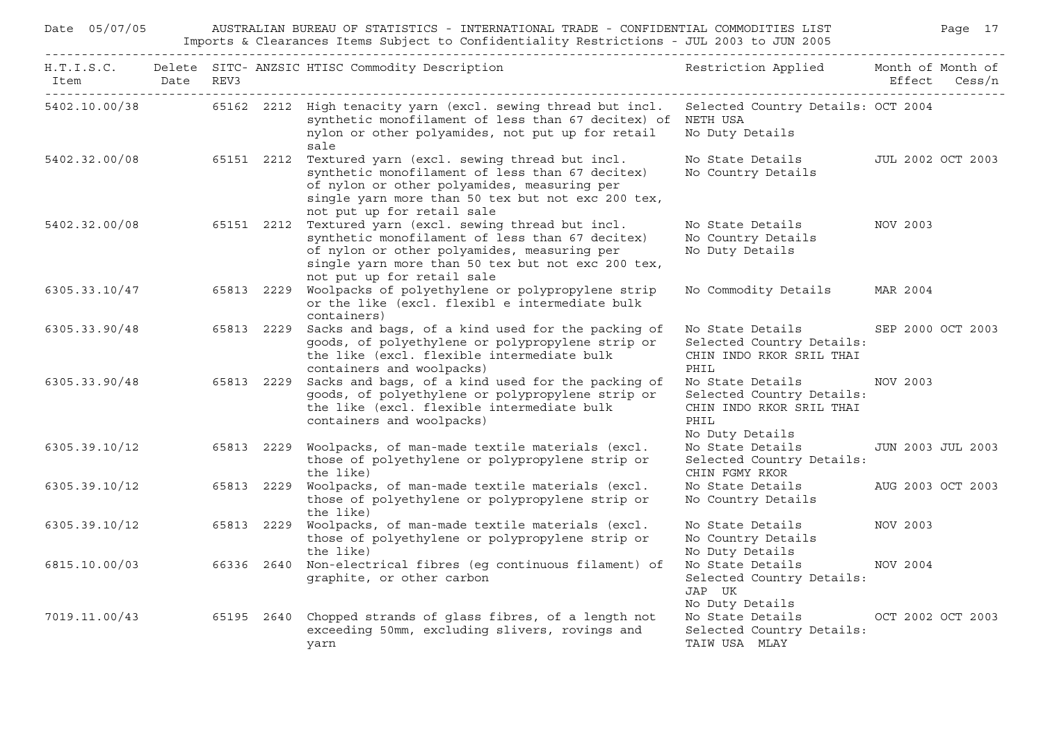AUSTRALIAN BUREAU OF STATISTICS - INTERNATIONAL TRADE - CONFIDENTIAL COMMODITIES LIST

Imports & Clearances Items Subject to Confidentiality Restrictions - JUL 2003 to JUN 2005

| H.T.I.S.C. Item | Delete Date | SITC-REV3 | ANZSIC | HTISC Commodity Description | Restriction Applied | Month of Effect | Month of Cess/n |
|---|---|---|---|---|---|---|---|
| 5402.10.00/38 | | 65162 | 2212 | High tenacity yarn (excl. sewing thread but incl. synthetic monofilament of less than 67 decitex) of nylon or other polyamides, not put up for retail sale | Selected Country Details: NETH USA<br>No Duty Details | OCT 2004 | |
| 5402.32.00/08 | | 65151 | 2212 | Textured yarn (excl. sewing thread but incl. synthetic monofilament of less than 67 decitex) of nylon or other polyamides, measuring per single yarn more than 50 tex but not exc 200 tex, not put up for retail sale | No State Details<br>No Country Details | JUL 2002 | OCT 2003 |
| 5402.32.00/08 | | 65151 | 2212 | Textured yarn (excl. sewing thread but incl. synthetic monofilament of less than 67 decitex) of nylon or other polyamides, measuring per single yarn more than 50 tex but not exc 200 tex, not put up for retail sale | No State Details<br>No Country Details<br>No Duty Details | NOV 2003 | |
| 6305.33.10/47 | | 65813 | 2229 | Woolpacks of polyethylene or polypropylene strip or the like (excl. flexibl e intermediate bulk containers) | No Commodity Details | MAR 2004 | |
| 6305.33.90/48 | | 65813 | 2229 | Sacks and bags, of a kind used for the packing of goods, of polyethylene or polypropylene strip or the like (excl. flexible intermediate bulk containers and woolpacks) | No State Details<br>Selected Country Details: CHIN INDO RKOR SRIL THAI PHIL | SEP 2000 | OCT 2003 |
| 6305.33.90/48 | | 65813 | 2229 | Sacks and bags, of a kind used for the packing of goods, of polyethylene or polypropylene strip or the like (excl. flexible intermediate bulk containers and woolpacks) | No State Details<br>Selected Country Details: CHIN INDO RKOR SRIL THAI PHIL<br>No Duty Details | NOV 2003 | |
| 6305.39.10/12 | | 65813 | 2229 | Woolpacks, of man-made textile materials (excl. those of polyethylene or polypropylene strip or the like) | No State Details<br>Selected Country Details: CHIN FGMY RKOR | JUN 2003 | JUL 2003 |
| 6305.39.10/12 | | 65813 | 2229 | Woolpacks, of man-made textile materials (excl. those of polyethylene or polypropylene strip or the like) | No State Details<br>No Country Details | AUG 2003 | OCT 2003 |
| 6305.39.10/12 | | 65813 | 2229 | Woolpacks, of man-made textile materials (excl. those of polyethylene or polypropylene strip or the like) | No State Details<br>No Country Details<br>No Duty Details | NOV 2003 | |
| 6815.10.00/03 | | 66336 | 2640 | Non-electrical fibres (eg continuous filament) of graphite, or other carbon | No State Details<br>Selected Country Details: JAP UK<br>No Duty Details | NOV 2004 | |
| 7019.11.00/43 | | 65195 | 2640 | Chopped strands of glass fibres, of a length not exceeding 50mm, excluding slivers, rovings and yarn | No State Details<br>Selected Country Details: TAIW USA MLAY | OCT 2002 | OCT 2003 |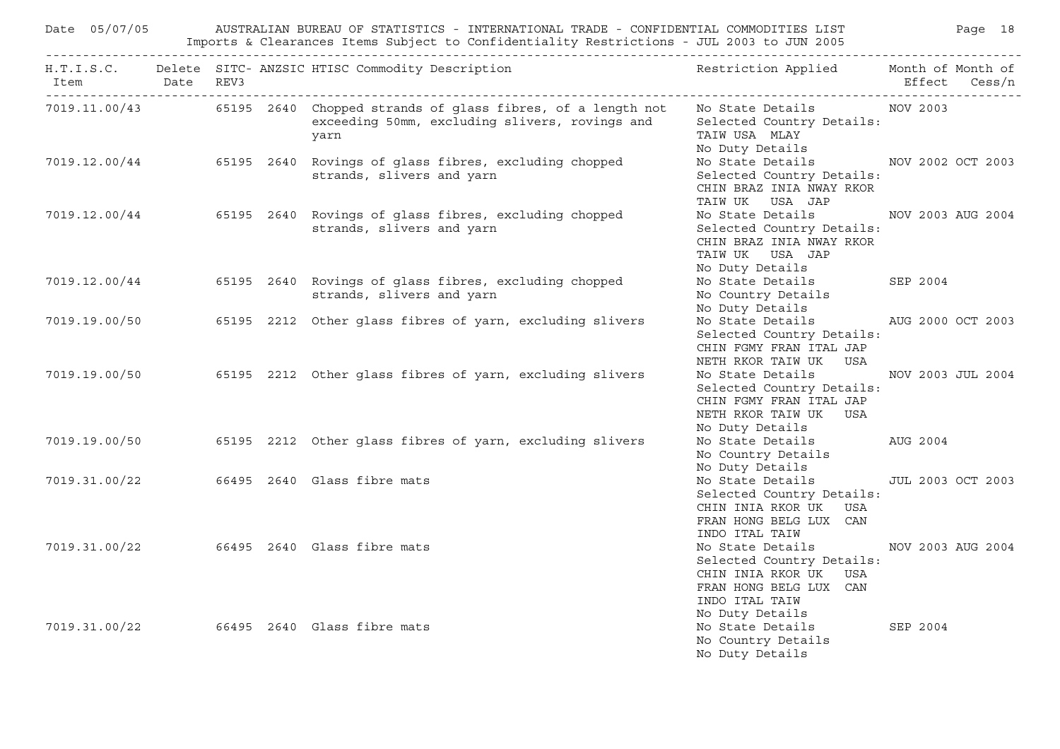| H.T.I.S.C. Item | Delete Date | SITC-REV3 | ANZSIC | HTISC Commodity Description | Restriction Applied | Month of Effect | Month of Cess/n |
|---|---|---|---|---|---|---|---|
| 7019.11.00/43 | | 65195 | 2640 | Chopped strands of glass fibres, of a length not exceeding 50mm, excluding slivers, rovings and yarn | No State Details Selected Country Details: TAIW USA MLAY No Duty Details | NOV 2003 | |
| 7019.12.00/44 | | 65195 | 2640 | Rovings of glass fibres, excluding chopped strands, slivers and yarn | No State Details Selected Country Details: CHIN BRAZ INIA NWAY RKOR TAIW UK USA JAP | NOV 2002 | OCT 2003 |
| 7019.12.00/44 | | 65195 | 2640 | Rovings of glass fibres, excluding chopped strands, slivers and yarn | No State Details Selected Country Details: CHIN BRAZ INIA NWAY RKOR TAIW UK USA JAP No Duty Details | NOV 2003 | AUG 2004 |
| 7019.12.00/44 | | 65195 | 2640 | Rovings of glass fibres, excluding chopped strands, slivers and yarn | No State Details No Country Details No Duty Details | SEP 2004 | |
| 7019.19.00/50 | | 65195 | 2212 | Other glass fibres of yarn, excluding slivers | No State Details Selected Country Details: CHIN FGMY FRAN ITAL JAP NETH RKOR TAIW UK USA | AUG 2000 | OCT 2003 |
| 7019.19.00/50 | | 65195 | 2212 | Other glass fibres of yarn, excluding slivers | No State Details Selected Country Details: CHIN FGMY FRAN ITAL JAP NETH RKOR TAIW UK USA No Duty Details | NOV 2003 | JUL 2004 |
| 7019.19.00/50 | | 65195 | 2212 | Other glass fibres of yarn, excluding slivers | No State Details No Country Details No Duty Details | AUG 2004 | |
| 7019.31.00/22 | | 66495 | 2640 | Glass fibre mats | No State Details Selected Country Details: CHIN INIA RKOR UK USA FRAN HONG BELG LUX CAN INDO ITAL TAIW | JUL 2003 | OCT 2003 |
| 7019.31.00/22 | | 66495 | 2640 | Glass fibre mats | No State Details Selected Country Details: CHIN INIA RKOR UK USA FRAN HONG BELG LUX CAN INDO ITAL TAIW No Duty Details | NOV 2003 | AUG 2004 |
| 7019.31.00/22 | | 66495 | 2640 | Glass fibre mats | No State Details No Country Details No Duty Details | SEP 2004 | |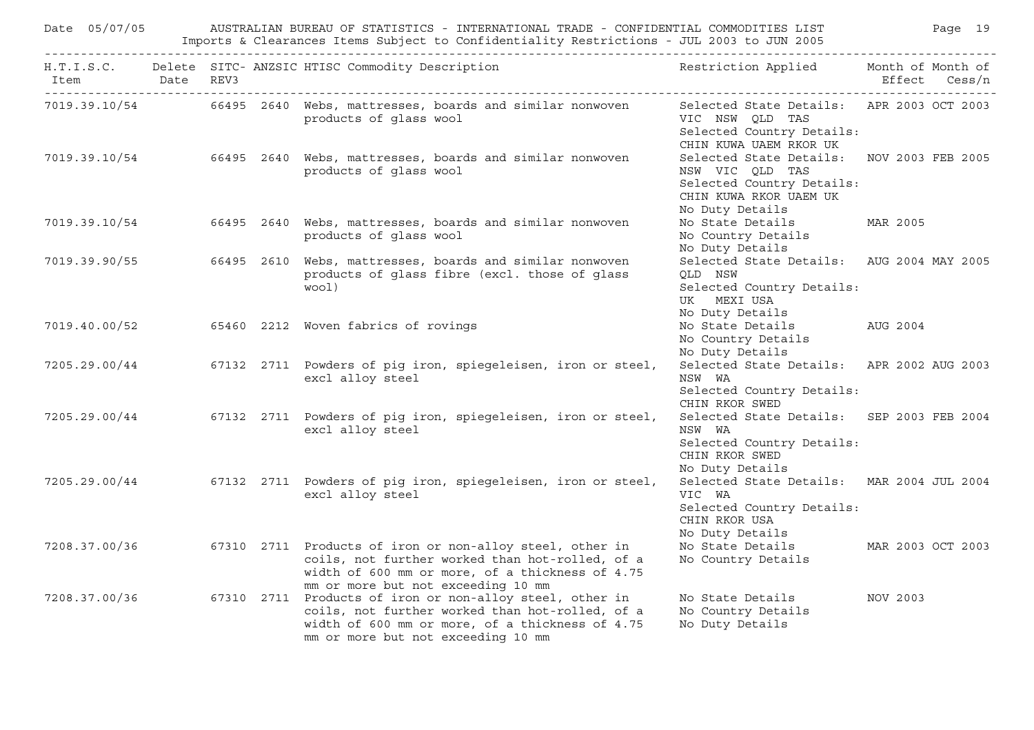# AUSTRALIAN BUREAU OF STATISTICS - INTERNATIONAL TRADE - CONFIDENTIAL COMMODITIES LIST

Imports & Clearances Items Subject to Confidentiality Restrictions - JUL 2003 to JUN 2005

Date 05/07/05

| H.T.I.S.C. Item | Delete Date | SITC-REV3 | ANZSIC | HTISC Commodity Description | Restriction Applied | Month of Effect | Month of Cess/n |
|---|---|---|---|---|---|---|---|
| 7019.39.10/54 | | 66495 | 2640 | Webs, mattresses, boards and similar nonwoven products of glass wool | Selected State Details: VIC NSW QLD TAS Selected Country Details: CHIN KUWA UAEM RKOR UK | APR 2003 | OCT 2003 |
| 7019.39.10/54 | | 66495 | 2640 | Webs, mattresses, boards and similar nonwoven products of glass wool | Selected State Details: NSW VIC QLD TAS Selected Country Details: CHIN KUWA RKOR UAEM UK No Duty Details | NOV 2003 | FEB 2005 |
| 7019.39.10/54 | | 66495 | 2640 | Webs, mattresses, boards and similar nonwoven products of glass wool | No State Details No Country Details No Duty Details | MAR 2005 | |
| 7019.39.90/55 | | 66495 | 2610 | Webs, mattresses, boards and similar nonwoven products of glass fibre (excl. those of glass wool) | Selected State Details: QLD NSW Selected Country Details: UK MEXI USA No Duty Details | AUG 2004 | MAY 2005 |
| 7019.40.00/52 | | 65460 | 2212 | Woven fabrics of rovings | No State Details No Country Details No Duty Details | AUG 2004 | |
| 7205.29.00/44 | | 67132 | 2711 | Powders of pig iron, spiegeleisen, iron or steel, excl alloy steel | Selected State Details: NSW WA Selected Country Details: CHIN RKOR SWED | APR 2002 | AUG 2003 |
| 7205.29.00/44 | | 67132 | 2711 | Powders of pig iron, spiegeleisen, iron or steel, excl alloy steel | Selected State Details: NSW WA Selected Country Details: CHIN RKOR SWED No Duty Details | SEP 2003 | FEB 2004 |
| 7205.29.00/44 | | 67132 | 2711 | Powders of pig iron, spiegeleisen, iron or steel, excl alloy steel | Selected State Details: VIC WA Selected Country Details: CHIN RKOR USA No Duty Details | MAR 2004 | JUL 2004 |
| 7208.37.00/36 | | 67310 | 2711 | Products of iron or non-alloy steel, other in coils, not further worked than hot-rolled, of a width of 600 mm or more, of a thickness of 4.75 mm or more but not exceeding 10 mm | No State Details No Country Details | MAR 2003 | OCT 2003 |
| 7208.37.00/36 | | 67310 | 2711 | Products of iron or non-alloy steel, other in coils, not further worked than hot-rolled, of a width of 600 mm or more, of a thickness of 4.75 mm or more but not exceeding 10 mm | No State Details No Country Details No Duty Details | NOV 2003 | |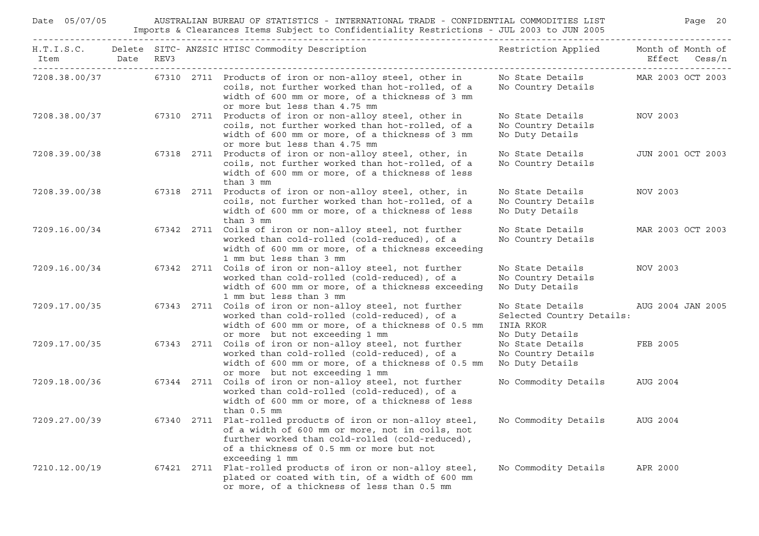| H.T.I.S.C. Item | Delete Date | SITC- REV3 | ANZSIC | HTISC Commodity Description | Restriction Applied | Month of Effect | Month of Cess/n |
|---|---|---|---|---|---|---|---|
| 7208.38.00/37 | | 67310 | 2711 | Products of iron or non-alloy steel, other in coils, not further worked than hot-rolled, of a width of 600 mm or more, of a thickness of 3 mm or more but less than 4.75 mm | No State Details<br>No Country Details | MAR 2003 | OCT 2003 |
| 7208.38.00/37 | | 67310 | 2711 | Products of iron or non-alloy steel, other in coils, not further worked than hot-rolled, of a width of 600 mm or more, of a thickness of 3 mm or more but less than 4.75 mm | No State Details<br>No Country Details<br>No Duty Details | NOV 2003 | |
| 7208.39.00/38 | | 67318 | 2711 | Products of iron or non-alloy steel, other, in coils, not further worked than hot-rolled, of a width of 600 mm or more, of a thickness of less than 3 mm | No State Details<br>No Country Details | JUN 2001 | OCT 2003 |
| 7208.39.00/38 | | 67318 | 2711 | Products of iron or non-alloy steel, other, in coils, not further worked than hot-rolled, of a width of 600 mm or more, of a thickness of less than 3 mm | No State Details<br>No Country Details<br>No Duty Details | NOV 2003 | |
| 7209.16.00/34 | | 67342 | 2711 | Coils of iron or non-alloy steel, not further worked than cold-rolled (cold-reduced), of a width of 600 mm or more, of a thickness exceeding 1 mm but less than 3 mm | No State Details<br>No Country Details | MAR 2003 | OCT 2003 |
| 7209.16.00/34 | | 67342 | 2711 | Coils of iron or non-alloy steel, not further worked than cold-rolled (cold-reduced), of a width of 600 mm or more, of a thickness exceeding 1 mm but less than 3 mm | No State Details<br>No Country Details<br>No Duty Details | NOV 2003 | |
| 7209.17.00/35 | | 67343 | 2711 | Coils of iron or non-alloy steel, not further worked than cold-rolled (cold-reduced), of a width of 600 mm or more, of a thickness of 0.5 mm or more but not exceeding 1 mm | No State Details<br>Selected Country Details:<br>INIA RKOR<br>No Duty Details | AUG 2004 | JAN 2005 |
| 7209.17.00/35 | | 67343 | 2711 | Coils of iron or non-alloy steel, not further worked than cold-rolled (cold-reduced), of a width of 600 mm or more, of a thickness of 0.5 mm or more but not exceeding 1 mm | No State Details<br>No Country Details<br>No Duty Details | FEB 2005 | |
| 7209.18.00/36 | | 67344 | 2711 | Coils of iron or non-alloy steel, not further worked than cold-rolled (cold-reduced), of a width of 600 mm or more, of a thickness of less than 0.5 mm | No Commodity Details | AUG 2004 | |
| 7209.27.00/39 | | 67340 | 2711 | Flat-rolled products of iron or non-alloy steel, of a width of 600 mm or more, not in coils, not further worked than cold-rolled (cold-reduced), of a thickness of 0.5 mm or more but not exceeding 1 mm | No Commodity Details | AUG 2004 | |
| 7210.12.00/19 | | 67421 | 2711 | Flat-rolled products of iron or non-alloy steel, plated or coated with tin, of a width of 600 mm or more, of a thickness of less than 0.5 mm | No Commodity Details | APR 2000 | |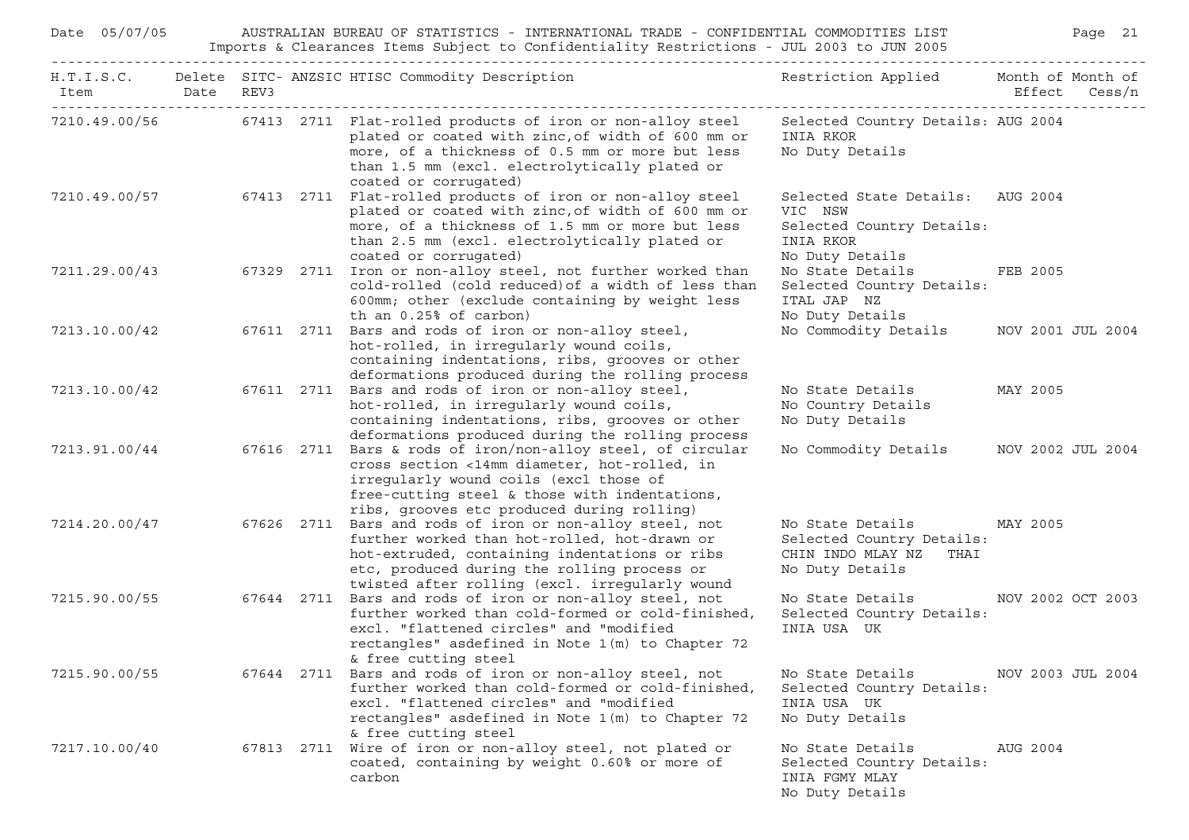Date 05/07/05 AUSTRALIAN BUREAU OF STATISTICS - INTERNATIONAL TRADE - CONFIDENTIAL COMMODITIES LIST

Imports & Clearances Items Subject to Confidentiality Restrictions - JUL 2003 to JUN 2005

| H.T.I.S.C. Item | Delete Date | SITC-REV3 | ANZSIC | HTISC Commodity Description | Restriction Applied | Month of Effect | Month of Cess/n |
|---|---|---|---|---|---|---|---|
| 7210.49.00/56 | | 67413 | 2711 | Flat-rolled products of iron or non-alloy steel plated or coated with zinc,of width of 600 mm or more, of a thickness of 0.5 mm or more but less than 1.5 mm (excl. electrolytically plated or coated or corrugated) | Selected Country Details: INIA RKOR No Duty Details | AUG 2004 | |
| 7210.49.00/57 | | 67413 | 2711 | Flat-rolled products of iron or non-alloy steel plated or coated with zinc,of width of 600 mm or more, of a thickness of 1.5 mm or more but less than 2.5 mm (excl. electrolytically plated or coated or corrugated) | Selected State Details: VIC NSW Selected Country Details: INIA RKOR No Duty Details | AUG 2004 | |
| 7211.29.00/43 | | 67329 | 2711 | Iron or non-alloy steel, not further worked than cold-rolled (cold reduced)of a width of less than 600mm; other (exclude containing by weight less th an 0.25% of carbon) | No State Details Selected Country Details: ITAL JAP NZ No Duty Details | FEB 2005 | |
| 7213.10.00/42 | | 67611 | 2711 | Bars and rods of iron or non-alloy steel, hot-rolled, in irregularly wound coils, containing indentations, ribs, grooves or other deformations produced during the rolling process | No Commodity Details | NOV 2001 | JUL 2004 |
| 7213.10.00/42 | | 67611 | 2711 | Bars and rods of iron or non-alloy steel, hot-rolled, in irregularly wound coils, containing indentations, ribs, grooves or other deformations produced during the rolling process | No State Details No Country Details No Duty Details | MAY 2005 | |
| 7213.91.00/44 | | 67616 | 2711 | Bars & rods of iron/non-alloy steel, of circular cross section <14mm diameter, hot-rolled, in irregularly wound coils (excl those of free-cutting steel & those with indentations, ribs, grooves etc produced during rolling) | No Commodity Details | NOV 2002 | JUL 2004 |
| 7214.20.00/47 | | 67626 | 2711 | Bars and rods of iron or non-alloy steel, not further worked than hot-rolled, hot-drawn or hot-extruded, containing indentations or ribs etc, produced during the rolling process or twisted after rolling (excl. irregularly wound | No State Details Selected Country Details: CHIN INDO MLAY NZ THAI No Duty Details | MAY 2005 | |
| 7215.90.00/55 | | 67644 | 2711 | Bars and rods of iron or non-alloy steel, not further worked than cold-formed or cold-finished, excl. "flattened circles" and "modified rectangles" asdefined in Note 1(m) to Chapter 72 & free cutting steel | No State Details Selected Country Details: INIA USA UK | NOV 2002 | OCT 2003 |
| 7215.90.00/55 | | 67644 | 2711 | Bars and rods of iron or non-alloy steel, not further worked than cold-formed or cold-finished, excl. "flattened circles" and "modified rectangles" asdefined in Note 1(m) to Chapter 72 & free cutting steel | No State Details Selected Country Details: INIA USA UK No Duty Details | NOV 2003 | JUL 2004 |
| 7217.10.00/40 | | 67813 | 2711 | Wire of iron or non-alloy steel, not plated or coated, containing by weight 0.60% or more of carbon | No State Details Selected Country Details: INIA FGMY MLAY No Duty Details | AUG 2004 | |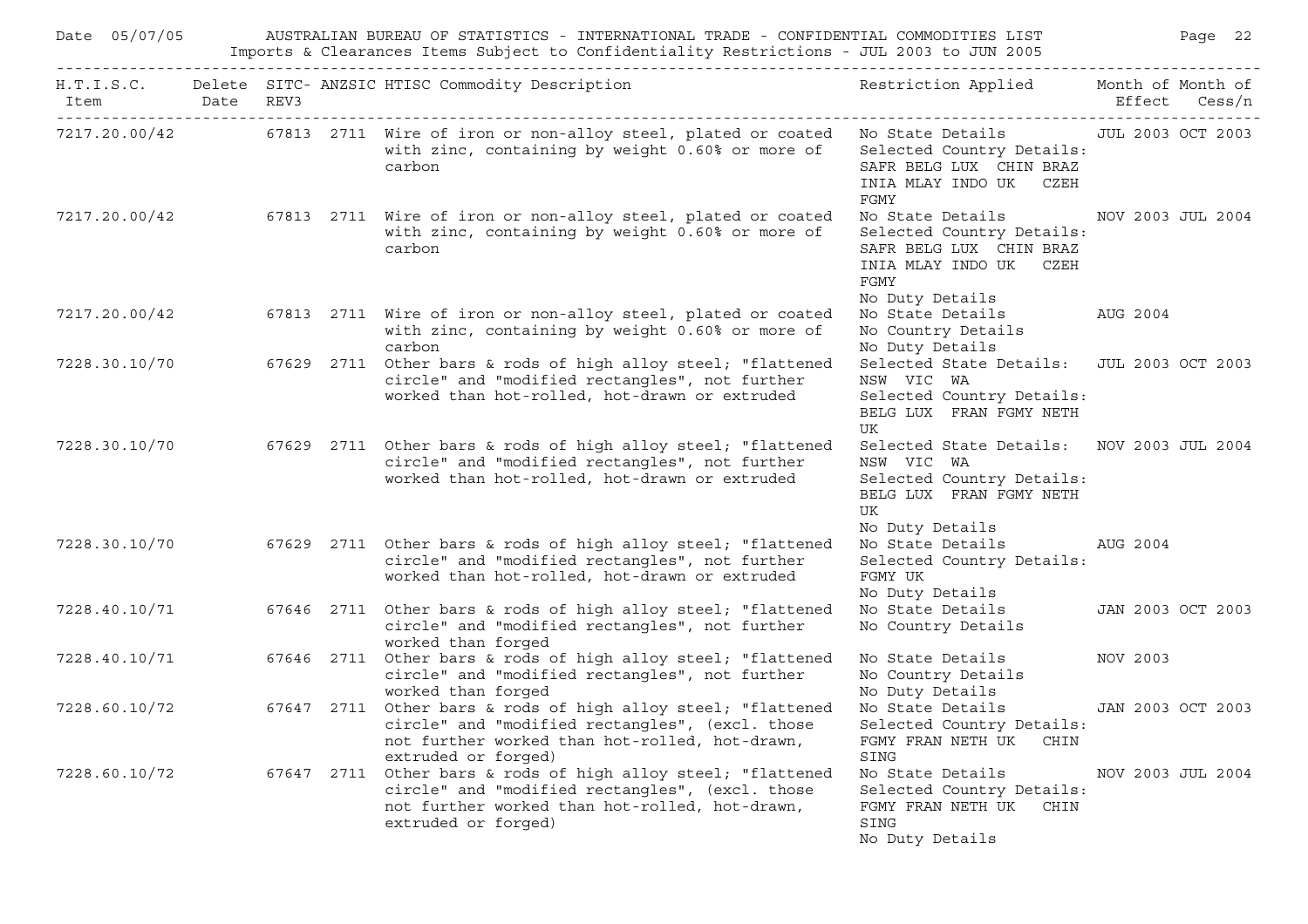| H.T.I.S.C. Item | Delete Date | SITC-REV3 | ANZSIC | HTISC Commodity Description | Restriction Applied | Month of Effect | Month of Cess/n |
|---|---|---|---|---|---|---|---|
| 7217.20.00/42 | | 67813 | 2711 | Wire of iron or non-alloy steel, plated or coated with zinc, containing by weight 0.60% or more of carbon | No State Details Selected Country Details: SAFR BELG LUX CHIN BRAZ INIA MLAY INDO UK CZEH FGMY | JUL 2003 | OCT 2003 |
| 7217.20.00/42 | | 67813 | 2711 | Wire of iron or non-alloy steel, plated or coated with zinc, containing by weight 0.60% or more of carbon | No State Details Selected Country Details: SAFR BELG LUX CHIN BRAZ INIA MLAY INDO UK CZEH FGMY No Duty Details | NOV 2003 | JUL 2004 |
| 7217.20.00/42 | | 67813 | 2711 | Wire of iron or non-alloy steel, plated or coated with zinc, containing by weight 0.60% or more of carbon | No State Details No Country Details No Duty Details | AUG 2004 | |
| 7228.30.10/70 | | 67629 | 2711 | Other bars & rods of high alloy steel; "flattened circle" and "modified rectangles", not further worked than hot-rolled, hot-drawn or extruded | Selected State Details: NSW VIC WA Selected Country Details: BELG LUX FRAN FGMY NETH UK | JUL 2003 | OCT 2003 |
| 7228.30.10/70 | | 67629 | 2711 | Other bars & rods of high alloy steel; "flattened circle" and "modified rectangles", not further worked than hot-rolled, hot-drawn or extruded | Selected State Details: NSW VIC WA Selected Country Details: BELG LUX FRAN FGMY NETH UK No Duty Details | NOV 2003 | JUL 2004 |
| 7228.30.10/70 | | 67629 | 2711 | Other bars & rods of high alloy steel; "flattened circle" and "modified rectangles", not further worked than hot-rolled, hot-drawn or extruded | No State Details Selected Country Details: FGMY UK No Duty Details | AUG 2004 | |
| 7228.40.10/71 | | 67646 | 2711 | Other bars & rods of high alloy steel; "flattened circle" and "modified rectangles", not further worked than forged | No State Details No Country Details | JAN 2003 | OCT 2003 |
| 7228.40.10/71 | | 67646 | 2711 | Other bars & rods of high alloy steel; "flattened circle" and "modified rectangles", not further worked than forged | No State Details No Country Details No Duty Details | NOV 2003 | |
| 7228.60.10/72 | | 67647 | 2711 | Other bars & rods of high alloy steel; "flattened circle" and "modified rectangles", (excl. those not further worked than hot-rolled, hot-drawn, extruded or forged) | No State Details Selected Country Details: FGMY FRAN NETH UK CHIN SING | JAN 2003 | OCT 2003 |
| 7228.60.10/72 | | 67647 | 2711 | Other bars & rods of high alloy steel; "flattened circle" and "modified rectangles", (excl. those not further worked than hot-rolled, hot-drawn, extruded or forged) | No State Details Selected Country Details: FGMY FRAN NETH UK CHIN SING No Duty Details | NOV 2003 | JUL 2004 |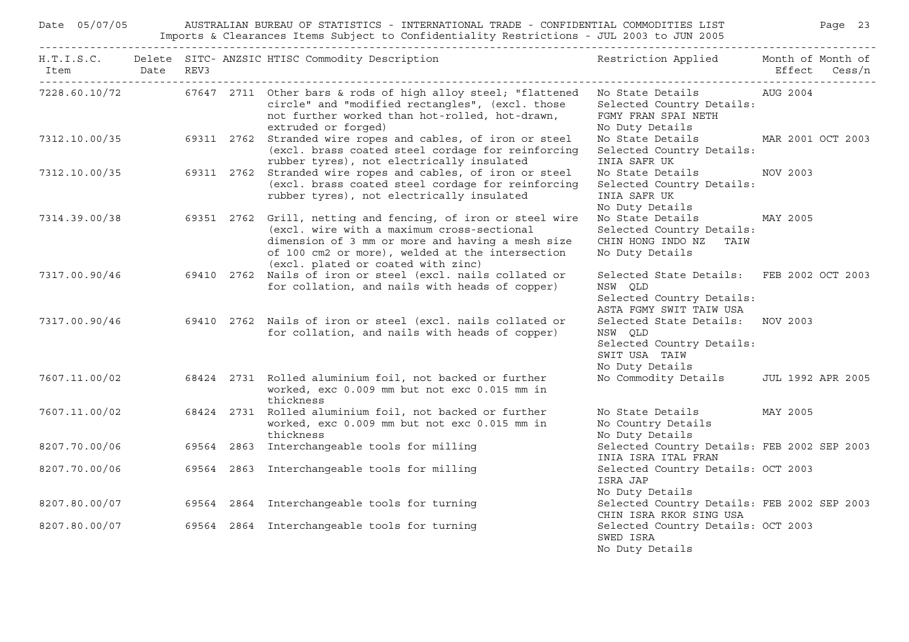Date 05/07/05 AUSTRALIAN BUREAU OF STATISTICS - INTERNATIONAL TRADE - CONFIDENTIAL COMMODITIES LIST

Imports & Clearances Items Subject to Confidentiality Restrictions - JUL 2003 to JUN 2005

| H.T.I.S.C. Item | Delete Date | SITC-REV3 | ANZSIC | HTISC Commodity Description | Restriction Applied | Month of Effect | Month of Cess/n |
|---|---|---|---|---|---|---|---|
| 7228.60.10/72 | | 67647 | 2711 | Other bars & rods of high alloy steel; "flattened circle" and "modified rectangles", (excl. those not further worked than hot-rolled, hot-drawn, extruded or forged) | No State Details<br>Selected Country Details:<br>FGMY FRAN SPAI NETH<br>No Duty Details | AUG 2004 | |
| 7312.10.00/35 | | 69311 | 2762 | Stranded wire ropes and cables, of iron or steel (excl. brass coated steel cordage for reinforcing rubber tyres), not electrically insulated | No State Details<br>Selected Country Details:<br>INIA SAFR UK | MAR 2001 | OCT 2003 |
| 7312.10.00/35 | | 69311 | 2762 | Stranded wire ropes and cables, of iron or steel (excl. brass coated steel cordage for reinforcing rubber tyres), not electrically insulated | No State Details<br>Selected Country Details:<br>INIA SAFR UK<br>No Duty Details | NOV 2003 | |
| 7314.39.00/38 | | 69351 | 2762 | Grill, netting and fencing, of iron or steel wire (excl. wire with a maximum cross-sectional dimension of 3 mm or more and having a mesh size of 100 cm2 or more), welded at the intersection (excl. plated or coated with zinc) | No State Details<br>Selected Country Details:<br>CHIN HONG INDO NZ TAIW<br>No Duty Details | MAY 2005 | |
| 7317.00.90/46 | | 69410 | 2762 | Nails of iron or steel (excl. nails collated or for collation, and nails with heads of copper) | Selected State Details:<br>NSW QLD<br>Selected Country Details:<br>ASTA FGMY SWIT TAIW USA | FEB 2002 | OCT 2003 |
| 7317.00.90/46 | | 69410 | 2762 | Nails of iron or steel (excl. nails collated or for collation, and nails with heads of copper) | Selected State Details:<br>NSW QLD<br>Selected Country Details:<br>SWIT USA TAIW<br>No Duty Details | NOV 2003 | |
| 7607.11.00/02 | | 68424 | 2731 | Rolled aluminium foil, not backed or further worked, exc 0.009 mm but not exc 0.015 mm in thickness | No Commodity Details | JUL 1992 | APR 2005 |
| 7607.11.00/02 | | 68424 | 2731 | Rolled aluminium foil, not backed or further worked, exc 0.009 mm but not exc 0.015 mm in thickness | No State Details<br>No Country Details<br>No Duty Details | MAY 2005 | |
| 8207.70.00/06 | | 69564 | 2863 | Interchangeable tools for milling | Selected Country Details:<br>INIA ISRA ITAL FRAN | FEB 2002 | SEP 2003 |
| 8207.70.00/06 | | 69564 | 2863 | Interchangeable tools for milling | Selected Country Details:<br>ISRA JAP<br>No Duty Details | OCT 2003 | |
| 8207.80.00/07 | | 69564 | 2864 | Interchangeable tools for turning | Selected Country Details:<br>CHIN ISRA RKOR SING USA | FEB 2002 | SEP 2003 |
| 8207.80.00/07 | | 69564 | 2864 | Interchangeable tools for turning | Selected Country Details:<br>SWED ISRA<br>No Duty Details | OCT 2003 | |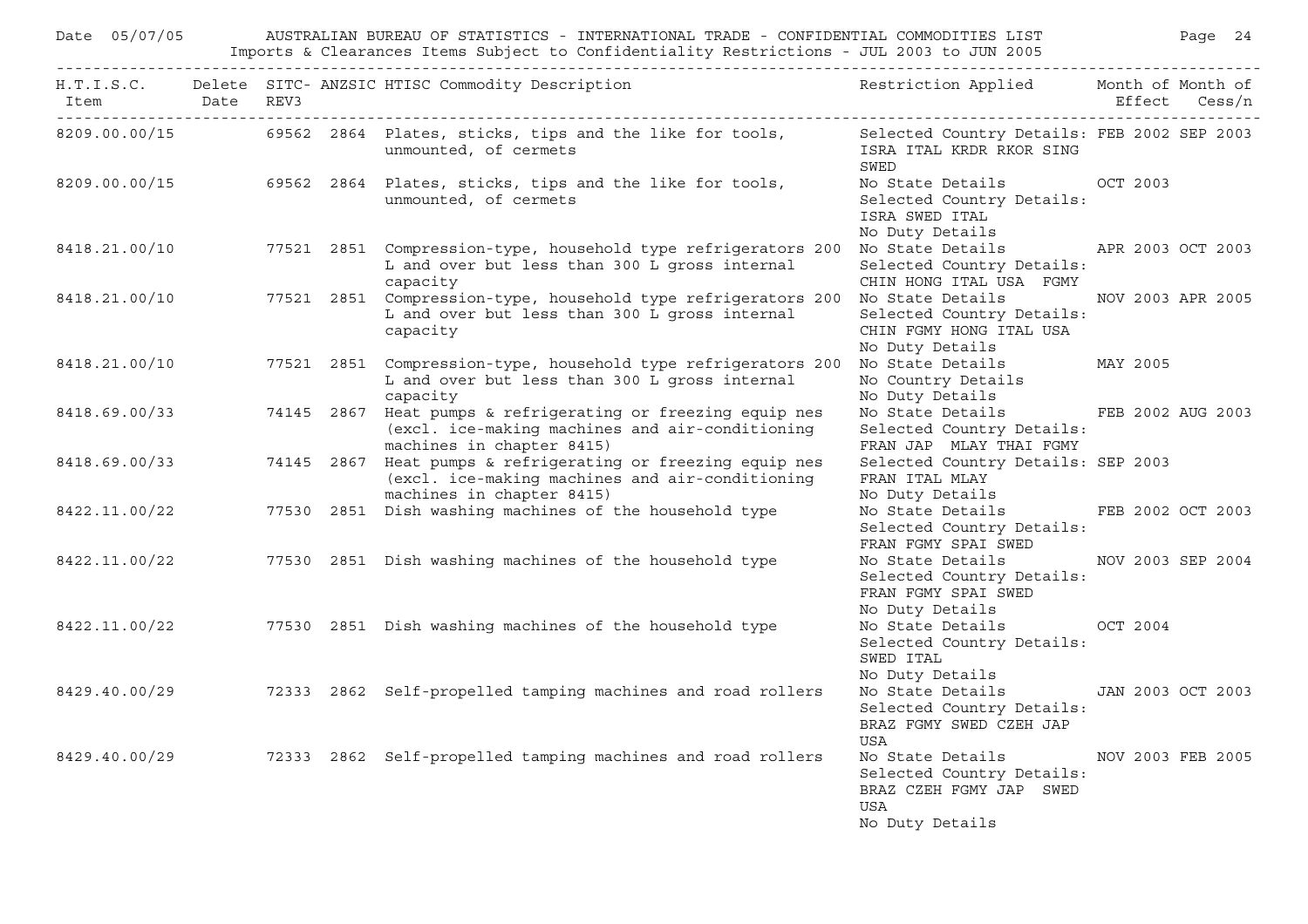| H.T.I.S.C. Item | Delete Date | SITC-REV3 | ANZSIC | HTISC Commodity Description | Restriction Applied | Month of Effect | Month of Cess/n |
|---|---|---|---|---|---|---|---|
| 8209.00.00/15 | | 69562 | 2864 | Plates, sticks, tips and the like for tools, unmounted, of cermets | Selected Country Details: ISRA ITAL KRDR RKOR SING SWED | FEB 2002 | SEP 2003 |
| 8209.00.00/15 | | 69562 | 2864 | Plates, sticks, tips and the like for tools, unmounted, of cermets | No State Details Selected Country Details: ISRA SWED ITAL No Duty Details | OCT 2003 | |
| 8418.21.00/10 | | 77521 | 2851 | Compression-type, household type refrigerators 200 L and over but less than 300 L gross internal capacity | No State Details Selected Country Details: CHIN HONG ITAL USA FGMY | APR 2003 | OCT 2003 |
| 8418.21.00/10 | | 77521 | 2851 | Compression-type, household type refrigerators 200 L and over but less than 300 L gross internal capacity | No State Details Selected Country Details: CHIN FGMY HONG ITAL USA No Duty Details | NOV 2003 | APR 2005 |
| 8418.21.00/10 | | 77521 | 2851 | Compression-type, household type refrigerators 200 L and over but less than 300 L gross internal capacity | No State Details No Country Details No Duty Details | MAY 2005 | |
| 8418.69.00/33 | | 74145 | 2867 | Heat pumps & refrigerating or freezing equip nes (excl. ice-making machines and air-conditioning machines in chapter 8415) | No State Details Selected Country Details: FRAN JAP MLAY THAI FGMY | FEB 2002 | AUG 2003 |
| 8418.69.00/33 | | 74145 | 2867 | Heat pumps & refrigerating or freezing equip nes (excl. ice-making machines and air-conditioning machines in chapter 8415) | Selected Country Details: FRAN ITAL MLAY No Duty Details | SEP 2003 | |
| 8422.11.00/22 | | 77530 | 2851 | Dish washing machines of the household type | No State Details Selected Country Details: FRAN FGMY SPAI SWED | FEB 2002 | OCT 2003 |
| 8422.11.00/22 | | 77530 | 2851 | Dish washing machines of the household type | No State Details Selected Country Details: FRAN FGMY SPAI SWED No Duty Details | NOV 2003 | SEP 2004 |
| 8422.11.00/22 | | 77530 | 2851 | Dish washing machines of the household type | No State Details Selected Country Details: SWED ITAL No Duty Details | OCT 2004 | |
| 8429.40.00/29 | | 72333 | 2862 | Self-propelled tamping machines and road rollers | No State Details Selected Country Details: BRAZ FGMY SWED CZEH JAP USA | JAN 2003 | OCT 2003 |
| 8429.40.00/29 | | 72333 | 2862 | Self-propelled tamping machines and road rollers | No State Details Selected Country Details: BRAZ CZEH FGMY JAP SWED USA No Duty Details | NOV 2003 | FEB 2005 |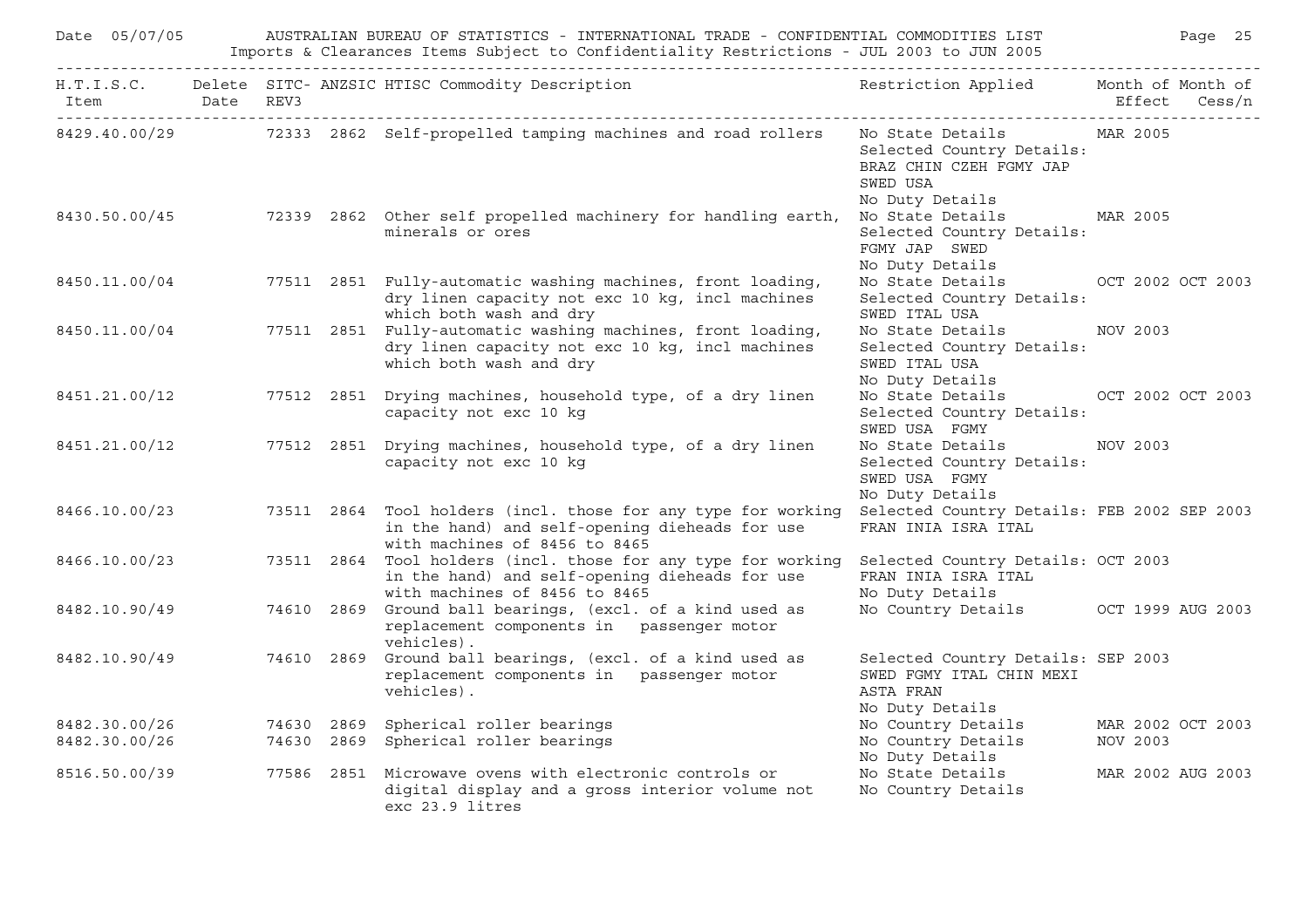Date 05/07/05 AUSTRALIAN BUREAU OF STATISTICS - INTERNATIONAL TRADE - CONFIDENTIAL COMMODITIES LIST

Imports & Clearances Items Subject to Confidentiality Restrictions - JUL 2003 to JUN 2005

| H.T.I.S.C. Item | Delete Date | SITC-REV3 | ANZSIC | HTISC Commodity Description | Restriction Applied | Month of Effect | Month of Cess/n |
|---|---|---|---|---|---|---|---|
| 8429.40.00/29 | | 72333 | 2862 | Self-propelled tamping machines and road rollers | No State Details Selected Country Details: BRAZ CHIN CZEH FGMY JAP SWED USA No Duty Details | MAR 2005 | |
| 8430.50.00/45 | | 72339 | 2862 | Other self propelled machinery for handling earth, minerals or ores | No State Details Selected Country Details: FGMY JAP SWED No Duty Details | MAR 2005 | |
| 8450.11.00/04 | | 77511 | 2851 | Fully-automatic washing machines, front loading, dry linen capacity not exc 10 kg, incl machines which both wash and dry | No State Details Selected Country Details: SWED ITAL USA | OCT 2002 | OCT 2003 |
| 8450.11.00/04 | | 77511 | 2851 | Fully-automatic washing machines, front loading, dry linen capacity not exc 10 kg, incl machines which both wash and dry | No State Details Selected Country Details: SWED ITAL USA No Duty Details | NOV 2003 | |
| 8451.21.00/12 | | 77512 | 2851 | Drying machines, household type, of a dry linen capacity not exc 10 kg | No State Details Selected Country Details: SWED USA FGMY | OCT 2002 | OCT 2003 |
| 8451.21.00/12 | | 77512 | 2851 | Drying machines, household type, of a dry linen capacity not exc 10 kg | No State Details Selected Country Details: SWED USA FGMY No Duty Details | NOV 2003 | |
| 8466.10.00/23 | | 73511 | 2864 | Tool holders (incl. those for any type for working in the hand) and self-opening dieheads for use with machines of 8456 to 8465 | Selected Country Details: FRAN INIA ISRA ITAL | FEB 2002 | SEP 2003 |
| 8466.10.00/23 | | 73511 | 2864 | Tool holders (incl. those for any type for working in the hand) and self-opening dieheads for use with machines of 8456 to 8465 | Selected Country Details: FRAN INIA ISRA ITAL No Duty Details | OCT 2003 | |
| 8482.10.90/49 | | 74610 | 2869 | Ground ball bearings, (excl. of a kind used as replacement components in passenger motor vehicles). | No Country Details | OCT 1999 | AUG 2003 |
| 8482.10.90/49 | | 74610 | 2869 | Ground ball bearings, (excl. of a kind used as replacement components in passenger motor vehicles). | Selected Country Details: SWED FGMY ITAL CHIN MEXI ASTA FRAN No Duty Details | SEP 2003 | |
| 8482.30.00/26 | | 74630 | 2869 | Spherical roller bearings | No Country Details | MAR 2002 | OCT 2003 |
| 8482.30.00/26 | | 74630 | 2869 | Spherical roller bearings | No Country Details No Duty Details | NOV 2003 | |
| 8516.50.00/39 | | 77586 | 2851 | Microwave ovens with electronic controls or digital display and a gross interior volume not exc 23.9 litres | No State Details No Country Details | MAR 2002 | AUG 2003 |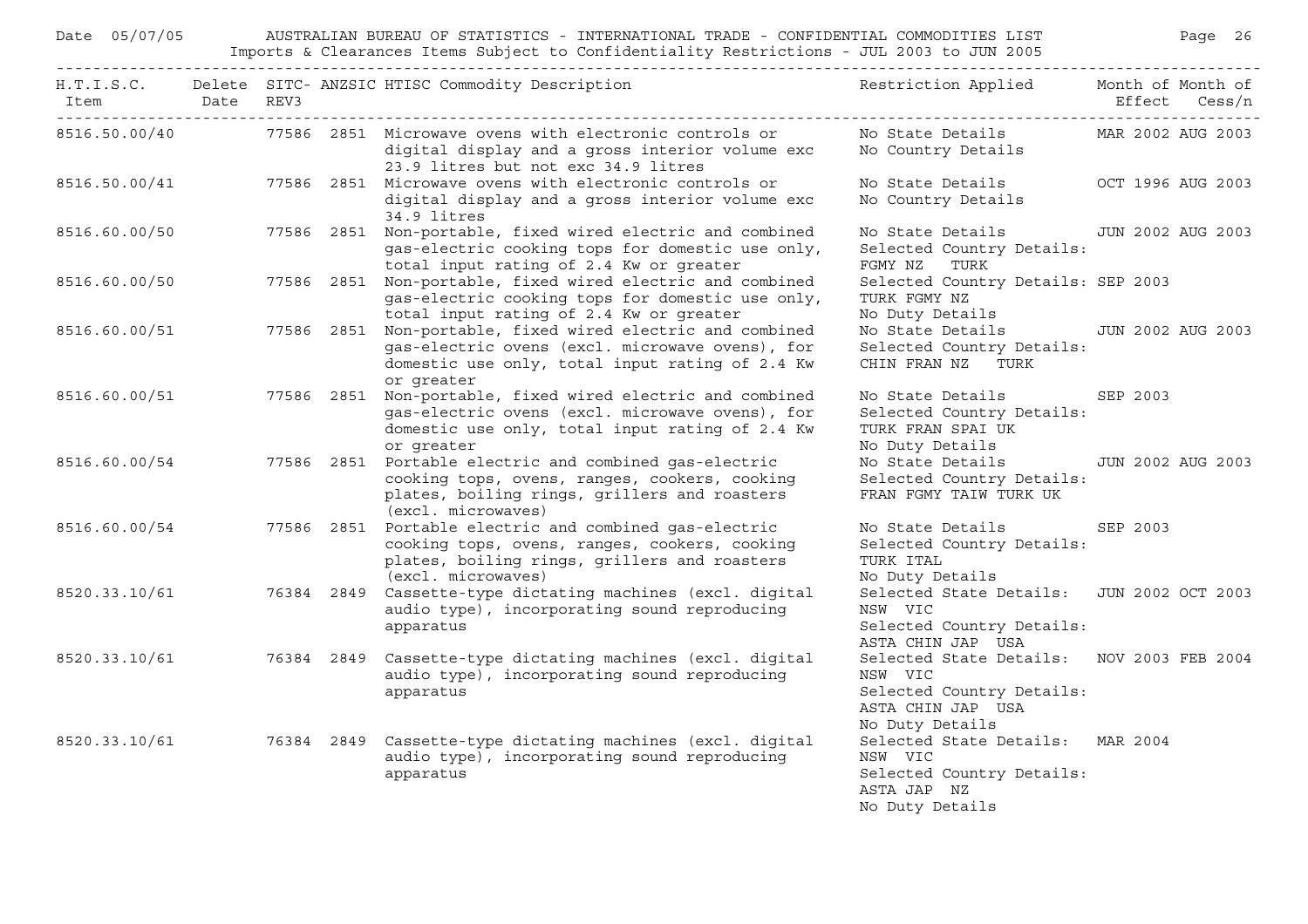| H.T.I.S.C. Item | Delete Date | SITC-REV3 | ANZSIC | HTISC Commodity Description | Restriction Applied | Month of Effect | Month of Cess/n |
|---|---|---|---|---|---|---|---|
| 8516.50.00/40 | | 77586 | 2851 | Microwave ovens with electronic controls or digital display and a gross interior volume exc 23.9 litres but not exc 34.9 litres | No State Details No Country Details | MAR 2002 | AUG 2003 |
| 8516.50.00/41 | | 77586 | 2851 | Microwave ovens with electronic controls or digital display and a gross interior volume exc 34.9 litres | No State Details No Country Details | OCT 1996 | AUG 2003 |
| 8516.60.00/50 | | 77586 | 2851 | Non-portable, fixed wired electric and combined gas-electric cooking tops for domestic use only, total input rating of 2.4 Kw or greater | No State Details Selected Country Details: FGMY NZ TURK | JUN 2002 | AUG 2003 |
| 8516.60.00/50 | | 77586 | 2851 | Non-portable, fixed wired electric and combined gas-electric cooking tops for domestic use only, total input rating of 2.4 Kw or greater | Selected Country Details: TURK FGMY NZ No Duty Details | SEP 2003 | |
| 8516.60.00/51 | | 77586 | 2851 | Non-portable, fixed wired electric and combined gas-electric ovens (excl. microwave ovens), for domestic use only, total input rating of 2.4 Kw or greater | No State Details Selected Country Details: CHIN FRAN NZ TURK | JUN 2002 | AUG 2003 |
| 8516.60.00/51 | | 77586 | 2851 | Non-portable, fixed wired electric and combined gas-electric ovens (excl. microwave ovens), for domestic use only, total input rating of 2.4 Kw or greater | No State Details Selected Country Details: TURK FRAN SPAI UK No Duty Details | SEP 2003 | |
| 8516.60.00/54 | | 77586 | 2851 | Portable electric and combined gas-electric cooking tops, ovens, ranges, cookers, cooking plates, boiling rings, grillers and roasters (excl. microwaves) | No State Details Selected Country Details: FRAN FGMY TAIW TURK UK | JUN 2002 | AUG 2003 |
| 8516.60.00/54 | | 77586 | 2851 | Portable electric and combined gas-electric cooking tops, ovens, ranges, cookers, cooking plates, boiling rings, grillers and roasters (excl. microwaves) | No State Details Selected Country Details: TURK ITAL No Duty Details | SEP 2003 | |
| 8520.33.10/61 | | 76384 | 2849 | Cassette-type dictating machines (excl. digital audio type), incorporating sound reproducing apparatus | Selected State Details: NSW VIC Selected Country Details: ASTA CHIN JAP USA | JUN 2002 | OCT 2003 |
| 8520.33.10/61 | | 76384 | 2849 | Cassette-type dictating machines (excl. digital audio type), incorporating sound reproducing apparatus | Selected State Details: NSW VIC Selected Country Details: ASTA CHIN JAP USA No Duty Details | NOV 2003 | FEB 2004 |
| 8520.33.10/61 | | 76384 | 2849 | Cassette-type dictating machines (excl. digital audio type), incorporating sound reproducing apparatus | Selected State Details: NSW VIC Selected Country Details: ASTA JAP NZ No Duty Details | MAR 2004 | |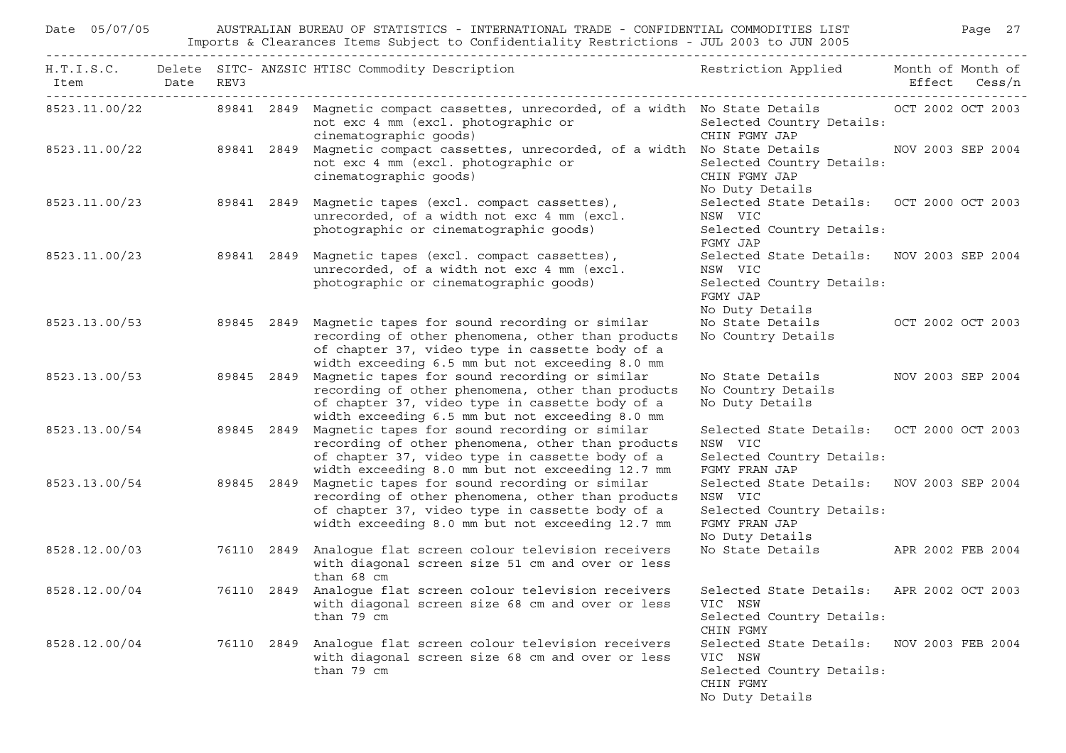Date 05/07/05 AUSTRALIAN BUREAU OF STATISTICS - INTERNATIONAL TRADE - CONFIDENTIAL COMMODITIES LIST

Imports & Clearances Items Subject to Confidentiality Restrictions - JUL 2003 to JUN 2005

| H.T.I.S.C. Item | Delete Date | SITC-REV3 | ANZSIC | HTISC Commodity Description | Restriction Applied | Month of Effect | Month of Cess/n |
|---|---|---|---|---|---|---|---|
| 8523.11.00/22 | | 89841 | 2849 | Magnetic compact cassettes, unrecorded, of a width not exc 4 mm (excl. photographic or cinematographic goods) | No State Details<br>Selected Country Details:<br>CHIN FGMY JAP | OCT 2002 | OCT 2003 |
| 8523.11.00/22 | | 89841 | 2849 | Magnetic compact cassettes, unrecorded, of a width not exc 4 mm (excl. photographic or cinematographic goods) | No State Details<br>Selected Country Details:<br>CHIN FGMY JAP<br>No Duty Details | NOV 2003 | SEP 2004 |
| 8523.11.00/23 | | 89841 | 2849 | Magnetic tapes (excl. compact cassettes), unrecorded, of a width not exc 4 mm (excl. photographic or cinematographic goods) | Selected State Details:<br>NSW VIC<br>Selected Country Details:<br>FGMY JAP | OCT 2000 | OCT 2003 |
| 8523.11.00/23 | | 89841 | 2849 | Magnetic tapes (excl. compact cassettes), unrecorded, of a width not exc 4 mm (excl. photographic or cinematographic goods) | Selected State Details:<br>NSW VIC<br>Selected Country Details:<br>FGMY JAP<br>No Duty Details | NOV 2003 | SEP 2004 |
| 8523.13.00/53 | | 89845 | 2849 | Magnetic tapes for sound recording or similar recording of other phenomena, other than products of chapter 37, video type in cassette body of a width exceeding 6.5 mm but not exceeding 8.0 mm | No State Details<br>No Country Details | OCT 2002 | OCT 2003 |
| 8523.13.00/53 | | 89845 | 2849 | Magnetic tapes for sound recording or similar recording of other phenomena, other than products of chapter 37, video type in cassette body of a width exceeding 6.5 mm but not exceeding 8.0 mm | No State Details<br>No Country Details<br>No Duty Details | NOV 2003 | SEP 2004 |
| 8523.13.00/54 | | 89845 | 2849 | Magnetic tapes for sound recording or similar recording of other phenomena, other than products of chapter 37, video type in cassette body of a width exceeding 8.0 mm but not exceeding 12.7 mm | Selected State Details:<br>NSW VIC<br>Selected Country Details:<br>FGMY FRAN JAP | OCT 2000 | OCT 2003 |
| 8523.13.00/54 | | 89845 | 2849 | Magnetic tapes for sound recording or similar recording of other phenomena, other than products of chapter 37, video type in cassette body of a width exceeding 8.0 mm but not exceeding 12.7 mm | Selected State Details:<br>NSW VIC<br>Selected Country Details:<br>FGMY FRAN JAP<br>No Duty Details | NOV 2003 | SEP 2004 |
| 8528.12.00/03 | | 76110 | 2849 | Analogue flat screen colour television receivers with diagonal screen size 51 cm and over or less than 68 cm | No State Details | APR 2002 | FEB 2004 |
| 8528.12.00/04 | | 76110 | 2849 | Analogue flat screen colour television receivers with diagonal screen size 68 cm and over or less than 79 cm | Selected State Details:<br>VIC NSW<br>Selected Country Details:<br>CHIN FGMY | APR 2002 | OCT 2003 |
| 8528.12.00/04 | | 76110 | 2849 | Analogue flat screen colour television receivers with diagonal screen size 68 cm and over or less than 79 cm | Selected State Details:<br>VIC NSW<br>Selected Country Details:<br>CHIN FGMY<br>No Duty Details | NOV 2003 | FEB 2004 |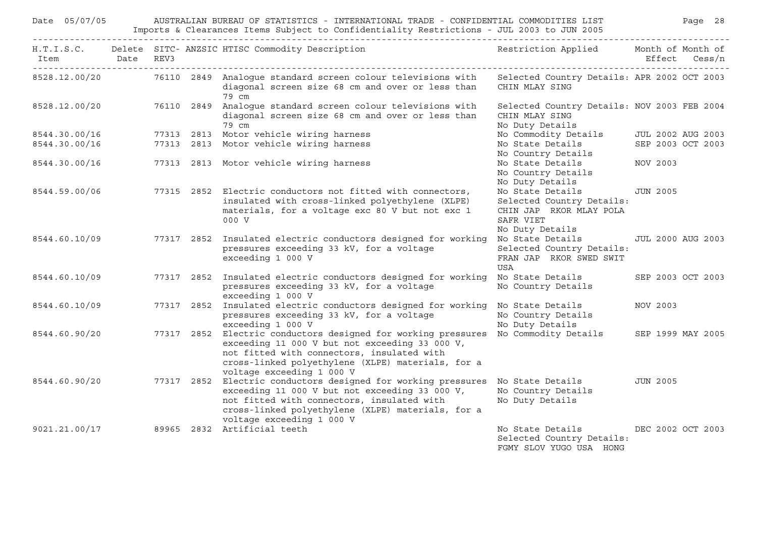# AUSTRALIAN BUREAU OF STATISTICS - INTERNATIONAL TRADE - CONFIDENTIAL COMMODITIES LIST

Date 05/07/05

Imports & Clearances Items Subject to Confidentiality Restrictions - JUL 2003 to JUN 2005

| H.T.I.S.C. Item | Delete Date | SITC-REV3 | ANZSIC | HTISC Commodity Description | Restriction Applied | Month of Effect | Month of Cess/n |
|---|---|---|---|---|---|---|---|
| 8528.12.00/20 | | 76110 | 2849 | Analogue standard screen colour televisions with diagonal screen size 68 cm and over or less than 79 cm | Selected Country Details: CHIN MLAY SING | APR 2002 | OCT 2003 |
| 8528.12.00/20 | | 76110 | 2849 | Analogue standard screen colour televisions with diagonal screen size 68 cm and over or less than 79 cm | Selected Country Details: CHIN MLAY SING<br>No Duty Details | NOV 2003 | FEB 2004 |
| 8544.30.00/16 | | 77313 | 2813 | Motor vehicle wiring harness | No Commodity Details | JUL 2002 | AUG 2003 |
| 8544.30.00/16 | | 77313 | 2813 | Motor vehicle wiring harness | No State Details<br>No Country Details | SEP 2003 | OCT 2003 |
| 8544.30.00/16 | | 77313 | 2813 | Motor vehicle wiring harness | No State Details<br>No Country Details<br>No Duty Details | NOV 2003 | |
| 8544.59.00/06 | | 77315 | 2852 | Electric conductors not fitted with connectors, insulated with cross-linked polyethylene (XLPE) materials, for a voltage exc 80 V but not exc 1 000 V | No State Details<br>Selected Country Details: CHIN JAP RKOR MLAY POLA SAFR VIET<br>No Duty Details | JUN 2005 | |
| 8544.60.10/09 | | 77317 | 2852 | Insulated electric conductors designed for working pressures exceeding 33 kV, for a voltage exceeding 1 000 V | No State Details<br>Selected Country Details: FRAN JAP RKOR SWED SWIT USA | JUL 2000 | AUG 2003 |
| 8544.60.10/09 | | 77317 | 2852 | Insulated electric conductors designed for working pressures exceeding 33 kV, for a voltage exceeding 1 000 V | No State Details<br>No Country Details | SEP 2003 | OCT 2003 |
| 8544.60.10/09 | | 77317 | 2852 | Insulated electric conductors designed for working pressures exceeding 33 kV, for a voltage exceeding 1 000 V | No State Details<br>No Country Details<br>No Duty Details | NOV 2003 | |
| 8544.60.90/20 | | 77317 | 2852 | Electric conductors designed for working pressures exceeding 11 000 V but not exceeding 33 000 V, not fitted with connectors, insulated with cross-linked polyethylene (XLPE) materials, for a voltage exceeding 1 000 V | No Commodity Details | SEP 1999 | MAY 2005 |
| 8544.60.90/20 | | 77317 | 2852 | Electric conductors designed for working pressures exceeding 11 000 V but not exceeding 33 000 V, not fitted with connectors, insulated with cross-linked polyethylene (XLPE) materials, for a voltage exceeding 1 000 V | No State Details<br>No Country Details<br>No Duty Details | JUN 2005 | |
| 9021.21.00/17 | | 89965 | 2832 | Artificial teeth | No State Details<br>Selected Country Details: FGMY SLOV YUGO USA HONG | DEC 2002 | OCT 2003 |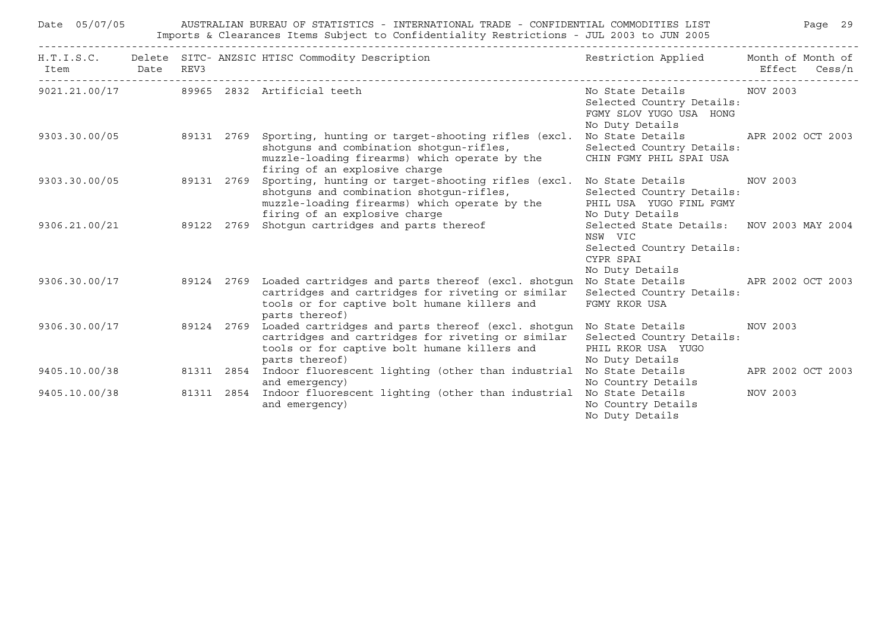| H.T.I.S.C. Item | Delete Date | SITC- REV3 | ANZSIC | HTISC Commodity Description | Restriction Applied | Month of Effect | Month of Cess/n |
|---|---|---|---|---|---|---|---|
| 9021.21.00/17 | | 89965 | 2832 | Artificial teeth | No State Details<br>Selected Country Details:<br>FGMY SLOV YUGO USA HONG<br>No Duty Details | NOV 2003 | |
| 9303.30.00/05 | | 89131 | 2769 | Sporting, hunting or target-shooting rifles (excl. shotguns and combination shotgun-rifles, muzzle-loading firearms) which operate by the firing of an explosive charge | No State Details<br>Selected Country Details:<br>CHIN FGMY PHIL SPAI USA | APR 2002 | OCT 2003 |
| 9303.30.00/05 | | 89131 | 2769 | Sporting, hunting or target-shooting rifles (excl. shotguns and combination shotgun-rifles, muzzle-loading firearms) which operate by the firing of an explosive charge | No State Details<br>Selected Country Details:<br>PHIL USA YUGO FINL FGMY<br>No Duty Details | NOV 2003 | |
| 9306.21.00/21 | | 89122 | 2769 | Shotgun cartridges and parts thereof | Selected State Details:<br>NSW VIC<br>Selected Country Details:<br>CYPR SPAI<br>No Duty Details | NOV 2003 | MAY 2004 |
| 9306.30.00/17 | | 89124 | 2769 | Loaded cartridges and parts thereof (excl. shotgun cartridges and cartridges for riveting or similar tools or for captive bolt humane killers and parts thereof) | No State Details<br>Selected Country Details:<br>FGMY RKOR USA | APR 2002 | OCT 2003 |
| 9306.30.00/17 | | 89124 | 2769 | Loaded cartridges and parts thereof (excl. shotgun cartridges and cartridges for riveting or similar tools or for captive bolt humane killers and parts thereof) | No State Details<br>Selected Country Details:<br>PHIL RKOR USA YUGO<br>No Duty Details | NOV 2003 | |
| 9405.10.00/38 | | 81311 | 2854 | Indoor fluorescent lighting (other than industrial and emergency) | No State Details<br>No Country Details | APR 2002 | OCT 2003 |
| 9405.10.00/38 | | 81311 | 2854 | Indoor fluorescent lighting (other than industrial and emergency) | No State Details<br>No Country Details<br>No Duty Details | NOV 2003 | |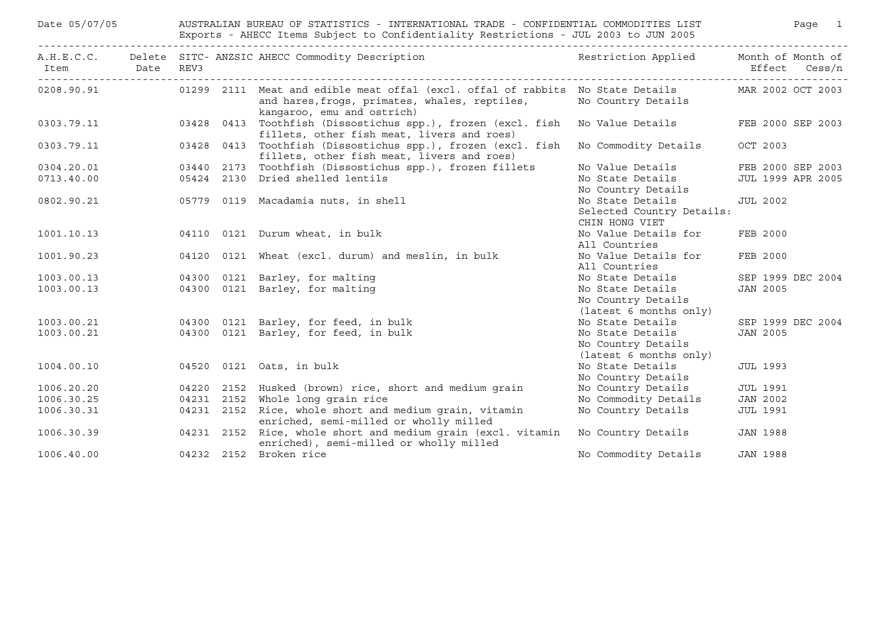Date 05/07/05 AUSTRALIAN BUREAU OF STATISTICS - INTERNATIONAL TRADE - CONFIDENTIAL COMMODITIES LIST

Exports - AHECC Items Subject to Confidentiality Restrictions - JUL 2003 to JUN 2005

| A.H.E.C.C. Item | Delete Date | SITC-REV3 | ANZSIC | AHECC Commodity Description | Restriction Applied | Month of Effect | Month of Cess/n |
|---|---|---|---|---|---|---|---|
| 0208.90.91 | | 01299 | 2111 | Meat and edible meat offal (excl. offal of rabbits and hares,frogs, primates, whales, reptiles, kangaroo, emu and ostrich) | No State Details No Country Details | MAR 2002 | OCT 2003 |
| 0303.79.11 | | 03428 | 0413 | Toothfish (Dissostichus spp.), frozen (excl. fish fillets, other fish meat, livers and roes) | No Value Details | FEB 2000 | SEP 2003 |
| 0303.79.11 | | 03428 | 0413 | Toothfish (Dissostichus spp.), frozen (excl. fish fillets, other fish meat, livers and roes) | No Commodity Details | OCT 2003 | |
| 0304.20.01 | | 03440 | 2173 | Toothfish (Dissostichus spp.), frozen fillets | No Value Details | FEB 2000 | SEP 2003 |
| 0713.40.00 | | 05424 | 2130 | Dried shelled lentils | No State Details No Country Details | JUL 1999 | APR 2005 |
| 0802.90.21 | | 05779 | 0119 | Macadamia nuts, in shell | No State Details Selected Country Details: CHIN HONG VIET | JUL 2002 | |
| 1001.10.13 | | 04110 | 0121 | Durum wheat, in bulk | No Value Details for All Countries | FEB 2000 | |
| 1001.90.23 | | 04120 | 0121 | Wheat (excl. durum) and meslin, in bulk | No Value Details for All Countries | FEB 2000 | |
| 1003.00.13 | | 04300 | 0121 | Barley, for malting | No State Details | SEP 1999 | DEC 2004 |
| 1003.00.13 | | 04300 | 0121 | Barley, for malting | No State Details No Country Details (latest 6 months only) | JAN 2005 | |
| 1003.00.21 | | 04300 | 0121 | Barley, for feed, in bulk | No State Details | SEP 1999 | DEC 2004 |
| 1003.00.21 | | 04300 | 0121 | Barley, for feed, in bulk | No State Details No Country Details (latest 6 months only) | JAN 2005 | |
| 1004.00.10 | | 04520 | 0121 | Oats, in bulk | No State Details No Country Details | JUL 1993 | |
| 1006.20.20 | | 04220 | 2152 | Husked (brown) rice, short and medium grain | No Country Details | JUL 1991 | |
| 1006.30.25 | | 04231 | 2152 | Whole long grain rice | No Commodity Details | JAN 2002 | |
| 1006.30.31 | | 04231 | 2152 | Rice, whole short and medium grain, vitamin enriched, semi-milled or wholly milled | No Country Details | JUL 1991 | |
| 1006.30.39 | | 04231 | 2152 | Rice, whole short and medium grain (excl. vitamin enriched), semi-milled or wholly milled | No Country Details | JAN 1988 | |
| 1006.40.00 | | 04232 | 2152 | Broken rice | No Commodity Details | JAN 1988 | |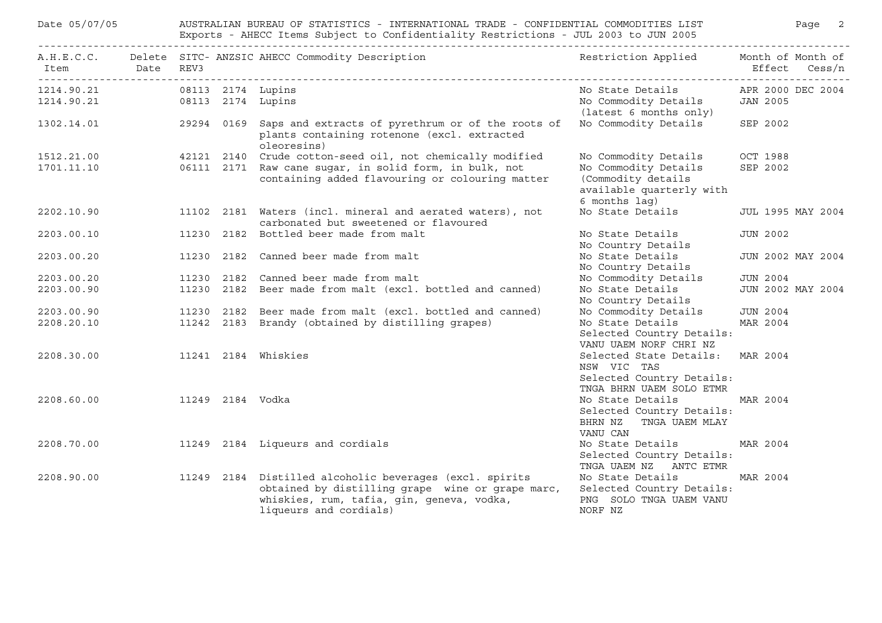AUSTRALIAN BUREAU OF STATISTICS - INTERNATIONAL TRADE - CONFIDENTIAL COMMODITIES LIST

Exports - AHECC Items Subject to Confidentiality Restrictions - JUL 2003 to JUN 2005

| A.H.E.C.C. Item | Delete Date | SITC-REV3 | ANZSIC | AHECC Commodity Description | Restriction Applied | Month of Effect | Month of Cess/n |
|---|---|---|---|---|---|---|---|
| 1214.90.21 | | 08113 | 2174 | Lupins | No State Details | APR 2000 | DEC 2004 |
| 1214.90.21 | | 08113 | 2174 | Lupins | No Commodity Details (latest 6 months only) | JAN 2005 | |
| 1302.14.01 | | 29294 | 0169 | Saps and extracts of pyrethrum or of the roots of plants containing rotenone (excl. extracted oleoresins) | No Commodity Details | SEP 2002 | |
| 1512.21.00 | | 42121 | 2140 | Crude cotton-seed oil, not chemically modified | No Commodity Details | OCT 1988 | |
| 1701.11.10 | | 06111 | 2171 | Raw cane sugar, in solid form, in bulk, not containing added flavouring or colouring matter | No Commodity Details (Commodity details available quarterly with 6 months lag) | SEP 2002 | |
| 2202.10.90 | | 11102 | 2181 | Waters (incl. mineral and aerated waters), not carbonated but sweetened or flavoured | No State Details | JUL 1995 | MAY 2004 |
| 2203.00.10 | | 11230 | 2182 | Bottled beer made from malt | No State Details No Country Details | JUN 2002 | |
| 2203.00.20 | | 11230 | 2182 | Canned beer made from malt | No State Details No Country Details | JUN 2002 | MAY 2004 |
| 2203.00.20 | | 11230 | 2182 | Canned beer made from malt | No Commodity Details | JUN 2004 | |
| 2203.00.90 | | 11230 | 2182 | Beer made from malt (excl. bottled and canned) | No State Details No Country Details | JUN 2002 | MAY 2004 |
| 2203.00.90 | | 11230 | 2182 | Beer made from malt (excl. bottled and canned) | No Commodity Details | JUN 2004 | |
| 2208.20.10 | | 11242 | 2183 | Brandy (obtained by distilling grapes) | No State Details Selected Country Details: VANU UAEM NORF CHRI NZ | MAR 2004 | |
| 2208.30.00 | | 11241 | 2184 | Whiskies | Selected State Details: NSW VIC TAS Selected Country Details: TNGA BHRN UAEM SOLO ETMR | MAR 2004 | |
| 2208.60.00 | | 11249 | 2184 | Vodka | No State Details Selected Country Details: BHRN NZ TNGA UAEM MLAY VANU CAN | MAR 2004 | |
| 2208.70.00 | | 11249 | 2184 | Liqueurs and cordials | No State Details Selected Country Details: TNGA UAEM NZ ANTC ETMR | MAR 2004 | |
| 2208.90.00 | | 11249 | 2184 | Distilled alcoholic beverages (excl. spirits obtained by distilling grape wine or grape marc, whiskies, rum, tafia, gin, geneva, vodka, liqueurs and cordials) | No State Details Selected Country Details: PNG SOLO TNGA UAEM VANU NORF NZ | MAR 2004 | |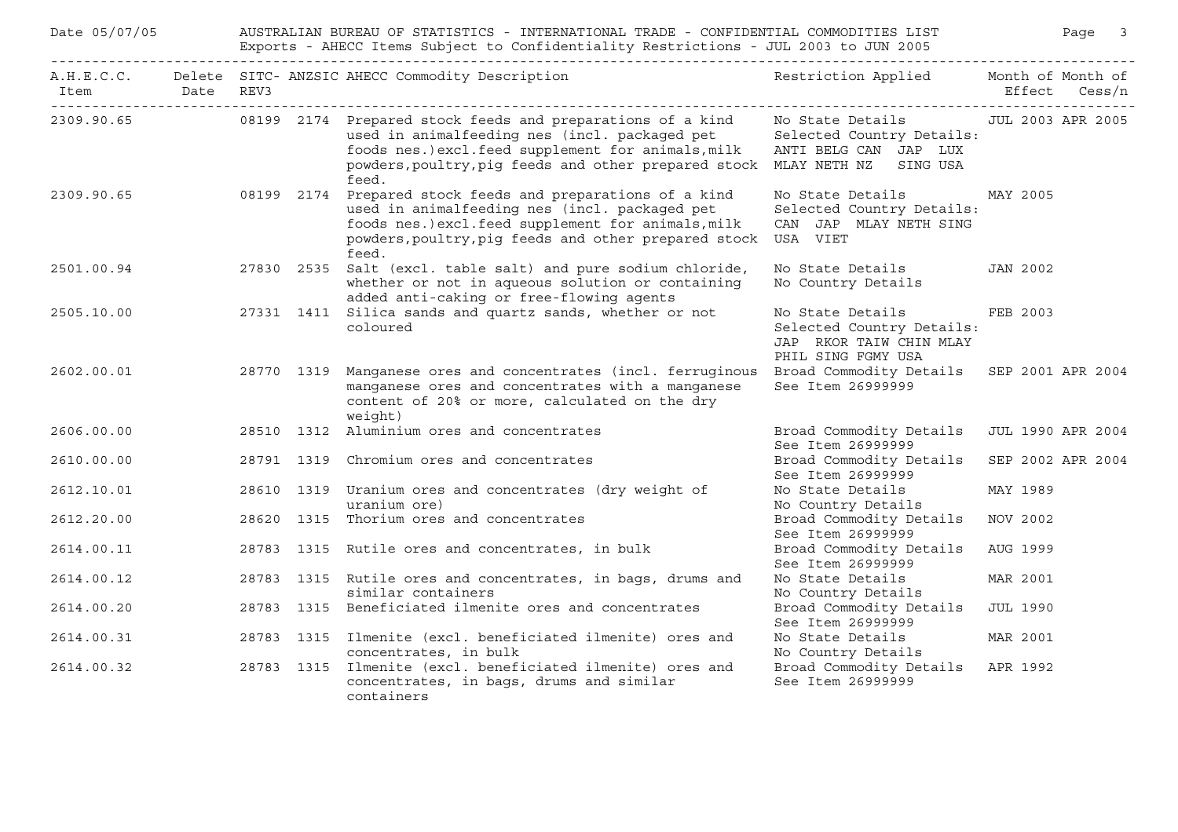| A.H.E.C.C. Item | Delete Date | SITC-REV3 | ANZSIC | AHECC Commodity Description | Restriction Applied | Month of Effect | Month of Cess/n |
|---|---|---|---|---|---|---|---|
| 2309.90.65 | | 08199 | 2174 | Prepared stock feeds and preparations of a kind used in animalfeeding nes (incl. packaged pet foods nes.)excl.feed supplement for animals,milk powders,poultry,pig feeds and other prepared stock feed. | No State Details Selected Country Details: ANTI BELG CAN JAP LUX MLAY NETH NZ SING USA | JUL 2003 | APR 2005 |
| 2309.90.65 | | 08199 | 2174 | Prepared stock feeds and preparations of a kind used in animalfeeding nes (incl. packaged pet foods nes.)excl.feed supplement for animals,milk powders,poultry,pig feeds and other prepared stock feed. | No State Details Selected Country Details: CAN JAP MLAY NETH SING USA VIET | MAY 2005 | |
| 2501.00.94 | | 27830 | 2535 | Salt (excl. table salt) and pure sodium chloride, whether or not in aqueous solution or containing added anti-caking or free-flowing agents | No State Details No Country Details | JAN 2002 | |
| 2505.10.00 | | 27331 | 1411 | Silica sands and quartz sands, whether or not coloured | No State Details Selected Country Details: JAP RKOR TAIW CHIN MLAY PHIL SING FGMY USA | FEB 2003 | |
| 2602.00.01 | | 28770 | 1319 | Manganese ores and concentrates (incl. ferruginous manganese ores and concentrates with a manganese content of 20% or more, calculated on the dry weight) | Broad Commodity Details See Item 26999999 | SEP 2001 | APR 2004 |
| 2606.00.00 | | 28510 | 1312 | Aluminium ores and concentrates | Broad Commodity Details See Item 26999999 | JUL 1990 | APR 2004 |
| 2610.00.00 | | 28791 | 1319 | Chromium ores and concentrates | Broad Commodity Details See Item 26999999 | SEP 2002 | APR 2004 |
| 2612.10.01 | | 28610 | 1319 | Uranium ores and concentrates (dry weight of uranium ore) | No State Details No Country Details | MAY 1989 | |
| 2612.20.00 | | 28620 | 1315 | Thorium ores and concentrates | Broad Commodity Details See Item 26999999 | NOV 2002 | |
| 2614.00.11 | | 28783 | 1315 | Rutile ores and concentrates, in bulk | Broad Commodity Details See Item 26999999 | AUG 1999 | |
| 2614.00.12 | | 28783 | 1315 | Rutile ores and concentrates, in bags, drums and similar containers | No State Details No Country Details | MAR 2001 | |
| 2614.00.20 | | 28783 | 1315 | Beneficiated ilmenite ores and concentrates | Broad Commodity Details See Item 26999999 | JUL 1990 | |
| 2614.00.31 | | 28783 | 1315 | Ilmenite (excl. beneficiated ilmenite) ores and concentrates, in bulk | No State Details No Country Details | MAR 2001 | |
| 2614.00.32 | | 28783 | 1315 | Ilmenite (excl. beneficiated ilmenite) ores and concentrates, in bags, drums and similar containers | Broad Commodity Details See Item 26999999 | APR 1992 | |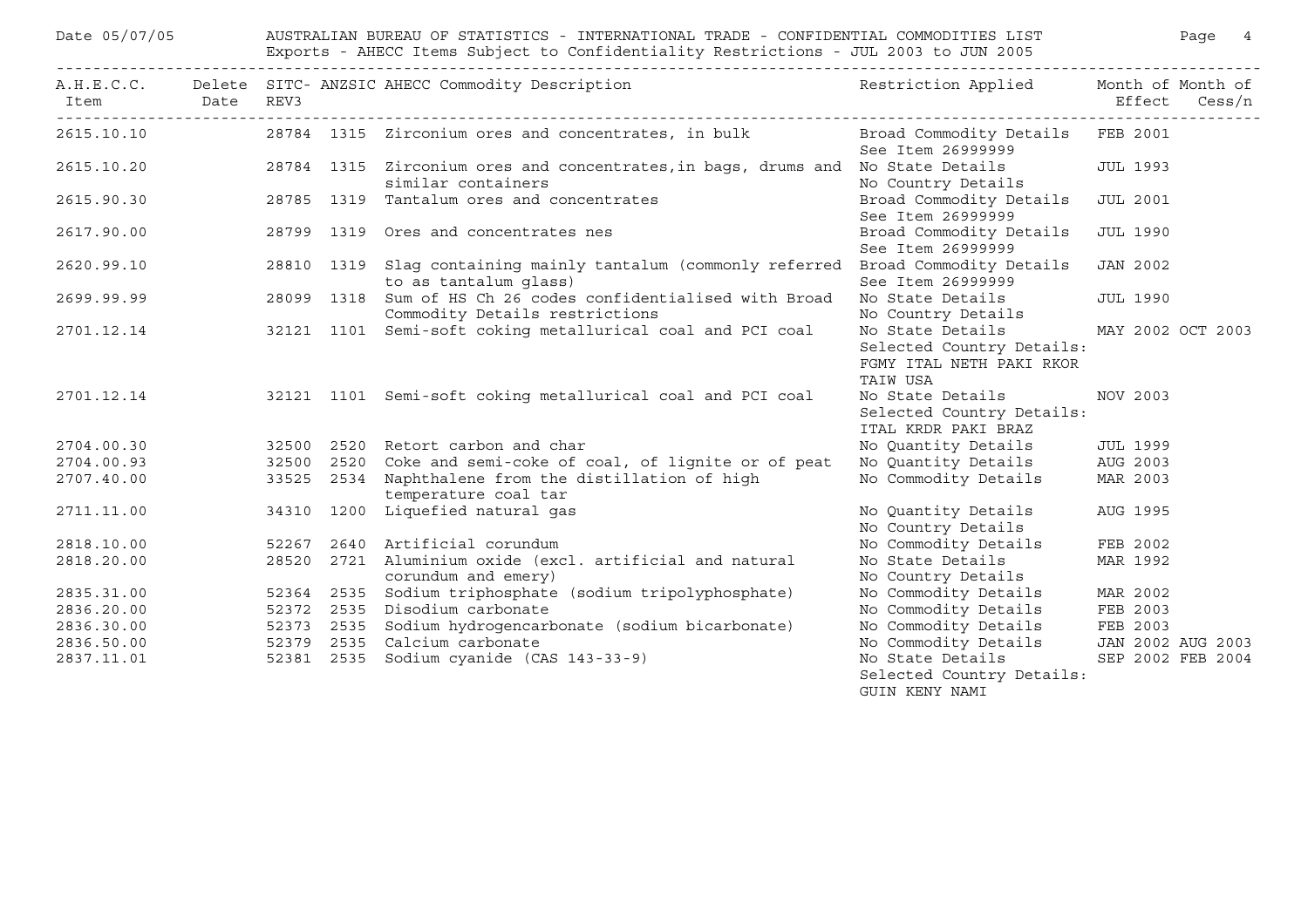Date 05/07/05 AUSTRALIAN BUREAU OF STATISTICS - INTERNATIONAL TRADE - CONFIDENTIAL COMMODITIES LIST

Exports - AHECC Items Subject to Confidentiality Restrictions - JUL 2003 to JUN 2005

| A.H.E.C.C. Item | Delete Date | SITC-REV3 | ANZSIC | AHECC Commodity Description | Restriction Applied | Month of Effect | Month of Cess/n |
|---|---|---|---|---|---|---|---|
| 2615.10.10 | | 28784 | 1315 | Zirconium ores and concentrates, in bulk | Broad Commodity Details See Item 26999999 | FEB 2001 | |
| 2615.10.20 | | 28784 | 1315 | Zirconium ores and concentrates,in bags, drums and similar containers | No State Details No Country Details | JUL 1993 | |
| 2615.90.30 | | 28785 | 1319 | Tantalum ores and concentrates | Broad Commodity Details See Item 26999999 | JUL 2001 | |
| 2617.90.00 | | 28799 | 1319 | Ores and concentrates nes | Broad Commodity Details See Item 26999999 | JUL 1990 | |
| 2620.99.10 | | 28810 | 1319 | Slag containing mainly tantalum (commonly referred to as tantalum glass) | Broad Commodity Details See Item 26999999 | JAN 2002 | |
| 2699.99.99 | | 28099 | 1318 | Sum of HS Ch 26 codes confidentialised with Broad Commodity Details restrictions | No State Details No Country Details | JUL 1990 | |
| 2701.12.14 | | 32121 | 1101 | Semi-soft coking metallurical coal and PCI coal | No State Details Selected Country Details: FGMY ITAL NETH PAKI RKOR TAIW USA | MAY 2002 | OCT 2003 |
| 2701.12.14 | | 32121 | 1101 | Semi-soft coking metallurical coal and PCI coal | No State Details Selected Country Details: ITAL KRDR PAKI BRAZ | NOV 2003 | |
| 2704.00.30 | | 32500 | 2520 | Retort carbon and char | No Quantity Details | JUL 1999 | |
| 2704.00.93 | | 32500 | 2520 | Coke and semi-coke of coal, of lignite or of peat | No Quantity Details | AUG 2003 | |
| 2707.40.00 | | 33525 | 2534 | Naphthalene from the distillation of high temperature coal tar | No Commodity Details | MAR 2003 | |
| 2711.11.00 | | 34310 | 1200 | Liquefied natural gas | No Quantity Details No Country Details | AUG 1995 | |
| 2818.10.00 | | 52267 | 2640 | Artificial corundum | No Commodity Details | FEB 2002 | |
| 2818.20.00 | | 28520 | 2721 | Aluminium oxide (excl. artificial and natural corundum and emery) | No State Details No Country Details | MAR 1992 | |
| 2835.31.00 | | 52364 | 2535 | Sodium triphosphate (sodium tripolyphosphate) | No Commodity Details | MAR 2002 | |
| 2836.20.00 | | 52372 | 2535 | Disodium carbonate | No Commodity Details | FEB 2003 | |
| 2836.30.00 | | 52373 | 2535 | Sodium hydrogencarbonate (sodium bicarbonate) | No Commodity Details | FEB 2003 | |
| 2836.50.00 | | 52379 | 2535 | Calcium carbonate | No Commodity Details | JAN 2002 | AUG 2003 |
| 2837.11.01 | | 52381 | 2535 | Sodium cyanide (CAS 143-33-9) | No State Details Selected Country Details: GUIN KENY NAMI | SEP 2002 | FEB 2004 |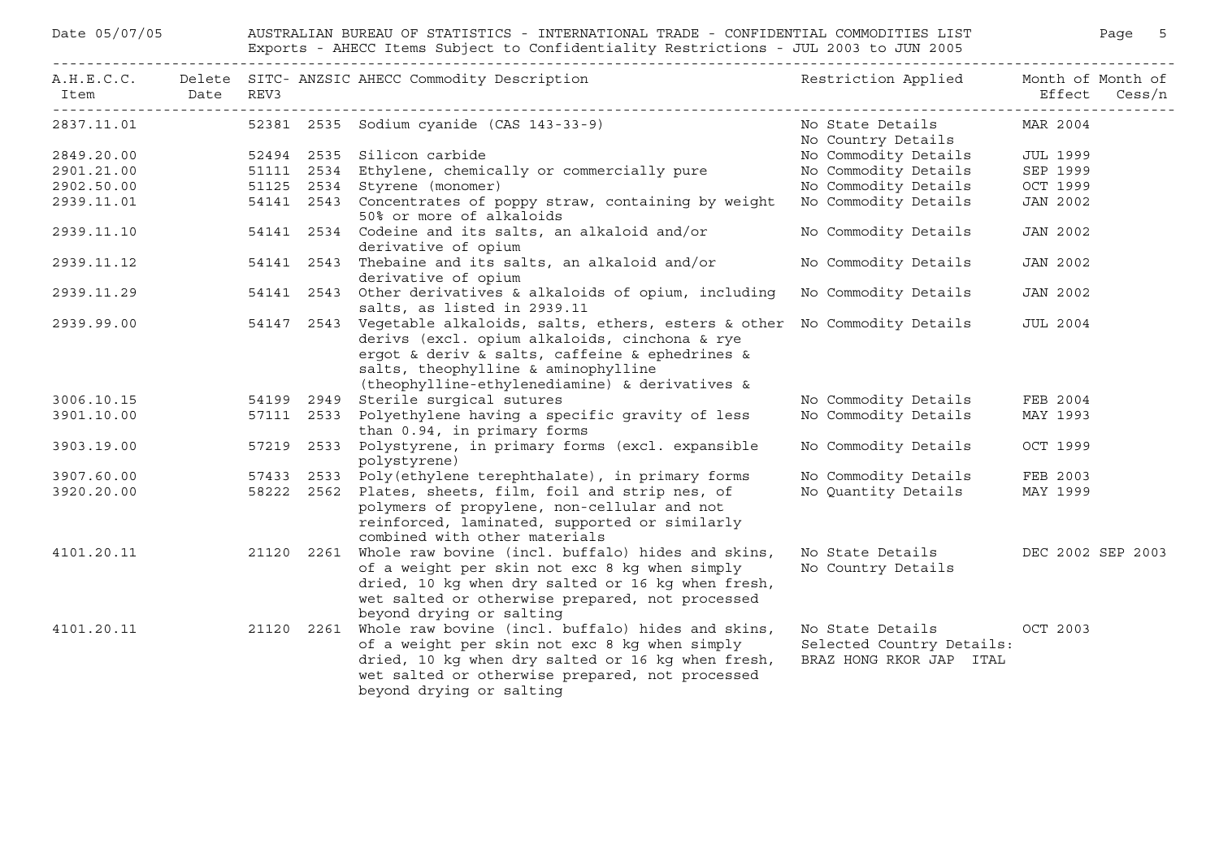# AUSTRALIAN BUREAU OF STATISTICS - INTERNATIONAL TRADE - CONFIDENTIAL COMMODITIES LIST

Exports - AHECC Items Subject to Confidentiality Restrictions - JUL 2003 to JUN 2005

Date 05/07/05

| A.H.E.C.C. Item | Delete Date | SITC-REV3 | ANZSIC | AHECC Commodity Description | Restriction Applied | Month of Effect | Month of Cess/n |
|---|---|---|---|---|---|---|---|
| 2837.11.01 | | 52381 | 2535 | Sodium cyanide (CAS 143-33-9) | No State Details<br>No Country Details | MAR 2004 | |
| 2849.20.00 | | 52494 | 2535 | Silicon carbide | No Commodity Details | JUL 1999 | |
| 2901.21.00 | | 51111 | 2534 | Ethylene, chemically or commercially pure | No Commodity Details | SEP 1999 | |
| 2902.50.00 | | 51125 | 2534 | Styrene (monomer) | No Commodity Details | OCT 1999 | |
| 2939.11.01 | | 54141 | 2543 | Concentrates of poppy straw, containing by weight 50% or more of alkaloids | No Commodity Details | JAN 2002 | |
| 2939.11.10 | | 54141 | 2534 | Codeine and its salts, an alkaloid and/or derivative of opium | No Commodity Details | JAN 2002 | |
| 2939.11.12 | | 54141 | 2543 | Thebaine and its salts, an alkaloid and/or derivative of opium | No Commodity Details | JAN 2002 | |
| 2939.11.29 | | 54141 | 2543 | Other derivatives & alkaloids of opium, including salts, as listed in 2939.11 | No Commodity Details | JAN 2002 | |
| 2939.99.00 | | 54147 | 2543 | Vegetable alkaloids, salts, ethers, esters & other derivs (excl. opium alkaloids, cinchona & rye ergot & deriv & salts, caffeine & ephedrines & salts, theophylline & aminophylline (theophylline-ethylenediamine) & derivatives & | No Commodity Details | JUL 2004 | |
| 3006.10.15 | | 54199 | 2949 | Sterile surgical sutures | No Commodity Details | FEB 2004 | |
| 3901.10.00 | | 57111 | 2533 | Polyethylene having a specific gravity of less than 0.94, in primary forms | No Commodity Details | MAY 1993 | |
| 3903.19.00 | | 57219 | 2533 | Polystyrene, in primary forms (excl. expansible polystyrene) | No Commodity Details | OCT 1999 | |
| 3907.60.00 | | 57433 | 2533 | Poly(ethylene terephthalate), in primary forms | No Commodity Details | FEB 2003 | |
| 3920.20.00 | | 58222 | 2562 | Plates, sheets, film, foil and strip nes, of polymers of propylene, non-cellular and not reinforced, laminated, supported or similarly combined with other materials | No Quantity Details | MAY 1999 | |
| 4101.20.11 | | 21120 | 2261 | Whole raw bovine (incl. buffalo) hides and skins, of a weight per skin not exc 8 kg when simply dried, 10 kg when dry salted or 16 kg when fresh, wet salted or otherwise prepared, not processed beyond drying or salting | No State Details<br>No Country Details | DEC 2002 | SEP 2003 |
| 4101.20.11 | | 21120 | 2261 | Whole raw bovine (incl. buffalo) hides and skins, of a weight per skin not exc 8 kg when simply dried, 10 kg when dry salted or 16 kg when fresh, wet salted or otherwise prepared, not processed beyond drying or salting | No State Details<br>Selected Country Details:<br>BRAZ HONG RKOR JAP ITAL | OCT 2003 | |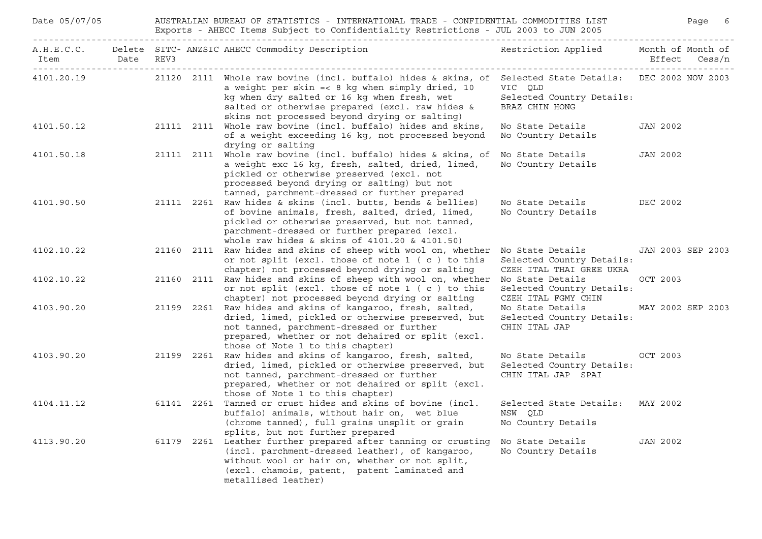Date 05/07/05 AUSTRALIAN BUREAU OF STATISTICS - INTERNATIONAL TRADE - CONFIDENTIAL COMMODITIES LIST

Exports - AHECC Items Subject to Confidentiality Restrictions - JUL 2003 to JUN 2005

| A.H.E.C.C. Item | Delete Date | SITC-REV3 | ANZSIC | AHECC Commodity Description | Restriction Applied | Month of Effect | Month of Cess/n |
|---|---|---|---|---|---|---|---|
| 4101.20.19 | | 21120 | 2111 | Whole raw bovine (incl. buffalo) hides & skins, of a weight per skin =< 8 kg when simply dried, 10 kg when dry salted or 16 kg when fresh, wet salted or otherwise prepared (excl. raw hides & skins not processed beyond drying or salting) | Selected State Details: VIC QLD Selected Country Details: BRAZ CHIN HONG | DEC 2002 | NOV 2003 |
| 4101.50.12 | | 21111 | 2111 | Whole raw bovine (incl. buffalo) hides and skins, of a weight exceeding 16 kg, not processed beyond drying or salting | No State Details No Country Details | JAN 2002 | |
| 4101.50.18 | | 21111 | 2111 | Whole raw bovine (incl. buffalo) hides & skins, of a weight exc 16 kg, fresh, salted, dried, limed, pickled or otherwise preserved (excl. not processed beyond drying or salting) but not tanned, parchment-dressed or further prepared | No State Details No Country Details | JAN 2002 | |
| 4101.90.50 | | 21111 | 2261 | Raw hides & skins (incl. butts, bends & bellies) of bovine animals, fresh, salted, dried, limed, pickled or otherwise preserved, but not tanned, parchment-dressed or further prepared (excl. whole raw hides & skins of 4101.20 & 4101.50) | No State Details No Country Details | DEC 2002 | |
| 4102.10.22 | | 21160 | 2111 | Raw hides and skins of sheep with wool on, whether or not split (excl. those of note 1 ( c ) to this chapter) not processed beyond drying or salting | No State Details Selected Country Details: CZEH ITAL THAI GREE UKRA | JAN 2003 | SEP 2003 |
| 4102.10.22 | | 21160 | 2111 | Raw hides and skins of sheep with wool on, whether or not split (excl. those of note 1 ( c ) to this chapter) not processed beyond drying or salting | No State Details Selected Country Details: CZEH ITAL FGMY CHIN | OCT 2003 | |
| 4103.90.20 | | 21199 | 2261 | Raw hides and skins of kangaroo, fresh, salted, dried, limed, pickled or otherwise preserved, but not tanned, parchment-dressed or further prepared, whether or not dehaired or split (excl. those of Note 1 to this chapter) | No State Details Selected Country Details: CHIN ITAL JAP | MAY 2002 | SEP 2003 |
| 4103.90.20 | | 21199 | 2261 | Raw hides and skins of kangaroo, fresh, salted, dried, limed, pickled or otherwise preserved, but not tanned, parchment-dressed or further prepared, whether or not dehaired or split (excl. those of Note 1 to this chapter) | No State Details Selected Country Details: CHIN ITAL JAP SPAI | OCT 2003 | |
| 4104.11.12 | | 61141 | 2261 | Tanned or crust hides and skins of bovine (incl. buffalo) animals, without hair on, wet blue (chrome tanned), full grains unsplit or grain splits, but not further prepared | Selected State Details: NSW QLD No Country Details | MAY 2002 | |
| 4113.90.20 | | 61179 | 2261 | Leather further prepared after tanning or crusting (incl. parchment-dressed leather), of kangaroo, without wool or hair on, whether or not split, (excl. chamois, patent, patent laminated and metallised leather) | No State Details No Country Details | JAN 2002 | |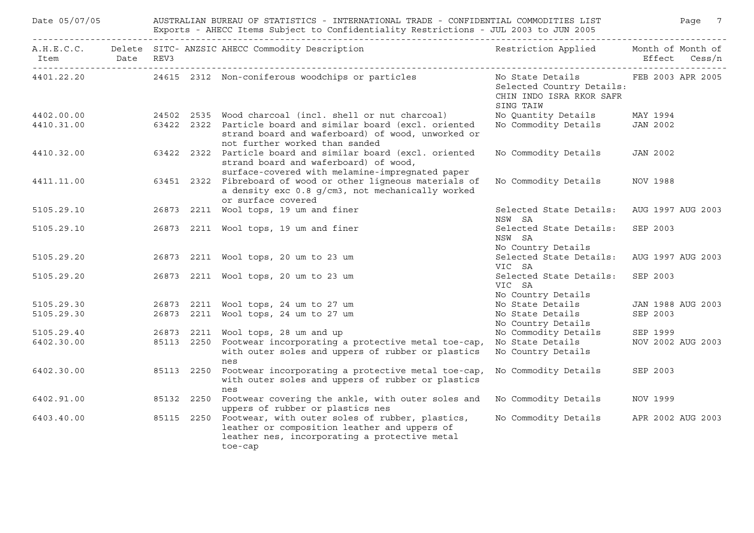Date 05/07/05 AUSTRALIAN BUREAU OF STATISTICS - INTERNATIONAL TRADE - CONFIDENTIAL COMMODITIES LIST

Exports - AHECC Items Subject to Confidentiality Restrictions - JUL 2003 to JUN 2005

| A.H.E.C.C. Item | Delete Date | SITC- REV3 | ANZSIC | AHECC Commodity Description | Restriction Applied | Month of Effect | Month of Cess/n |
|---|---|---|---|---|---|---|---|
| 4401.22.20 | | 24615 | 2312 | Non-coniferous woodchips or particles | No State Details Selected Country Details: CHIN INDO ISRA RKOR SAFR SING TAIW | FEB 2003 | APR 2005 |
| 4402.00.00 | | 24502 | 2535 | Wood charcoal (incl. shell or nut charcoal) | No Quantity Details | MAY 1994 | |
| 4410.31.00 | | 63422 | 2322 | Particle board and similar board (excl. oriented strand board and waferboard) of wood, unworked or not further worked than sanded | No Commodity Details | JAN 2002 | |
| 4410.32.00 | | 63422 | 2322 | Particle board and similar board (excl. oriented strand board and waferboard) of wood, surface-covered with melamine-impregnated paper | No Commodity Details | JAN 2002 | |
| 4411.11.00 | | 63451 | 2322 | Fibreboard of wood or other ligneous materials of a density exc 0.8 g/cm3, not mechanically worked or surface covered | No Commodity Details | NOV 1988 | |
| 5105.29.10 | | 26873 | 2211 | Wool tops, 19 um and finer | Selected State Details: NSW SA | AUG 1997 | AUG 2003 |
| 5105.29.10 | | 26873 | 2211 | Wool tops, 19 um and finer | Selected State Details: NSW SA No Country Details | SEP 2003 | |
| 5105.29.20 | | 26873 | 2211 | Wool tops, 20 um to 23 um | Selected State Details: VIC SA | AUG 1997 | AUG 2003 |
| 5105.29.20 | | 26873 | 2211 | Wool tops, 20 um to 23 um | Selected State Details: VIC SA No Country Details | SEP 2003 | |
| 5105.29.30 | | 26873 | 2211 | Wool tops, 24 um to 27 um | No State Details | JAN 1988 | AUG 2003 |
| 5105.29.30 | | 26873 | 2211 | Wool tops, 24 um to 27 um | No State Details No Country Details | SEP 2003 | |
| 5105.29.40 | | 26873 | 2211 | Wool tops, 28 um and up | No Commodity Details | SEP 1999 | |
| 6402.30.00 | | 85113 | 2250 | Footwear incorporating a protective metal toe-cap, with outer soles and uppers of rubber or plastics nes | No State Details No Country Details | NOV 2002 | AUG 2003 |
| 6402.30.00 | | 85113 | 2250 | Footwear incorporating a protective metal toe-cap, with outer soles and uppers of rubber or plastics nes | No Commodity Details | SEP 2003 | |
| 6402.91.00 | | 85132 | 2250 | Footwear covering the ankle, with outer soles and uppers of rubber or plastics nes | No Commodity Details | NOV 1999 | |
| 6403.40.00 | | 85115 | 2250 | Footwear, with outer soles of rubber, plastics, leather or composition leather and uppers of leather nes, incorporating a protective metal toe-cap | No Commodity Details | APR 2002 | AUG 2003 |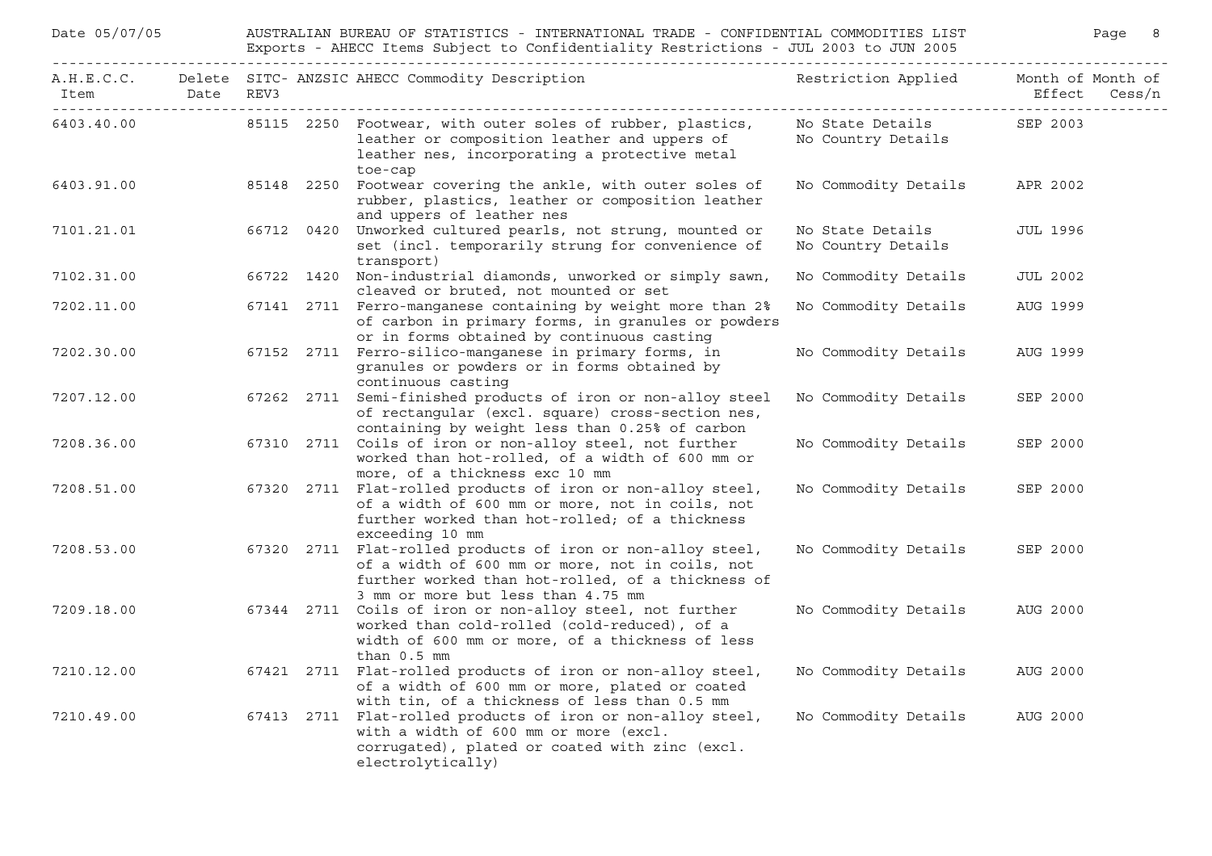| A.H.E.C.C. Item | Delete Date | SITC-REV3 | ANZSIC | AHECC Commodity Description | Restriction Applied | Month of Effect | Month of Cess/n |
|---|---|---|---|---|---|---|---|
| 6403.40.00 | | 85115 | 2250 | Footwear, with outer soles of rubber, plastics, leather or composition leather and uppers of leather nes, incorporating a protective metal toe-cap | No State Details<br>No Country Details | SEP 2003 | |
| 6403.91.00 | | 85148 | 2250 | Footwear covering the ankle, with outer soles of rubber, plastics, leather or composition leather and uppers of leather nes | No Commodity Details | APR 2002 | |
| 7101.21.01 | | 66712 | 0420 | Unworked cultured pearls, not strung, mounted or set (incl. temporarily strung for convenience of transport) | No State Details<br>No Country Details | JUL 1996 | |
| 7102.31.00 | | 66722 | 1420 | Non-industrial diamonds, unworked or simply sawn, cleaved or bruted, not mounted or set | No Commodity Details | JUL 2002 | |
| 7202.11.00 | | 67141 | 2711 | Ferro-manganese containing by weight more than 2% of carbon in primary forms, in granules or powders or in forms obtained by continuous casting | No Commodity Details | AUG 1999 | |
| 7202.30.00 | | 67152 | 2711 | Ferro-silico-manganese in primary forms, in granules or powders or in forms obtained by continuous casting | No Commodity Details | AUG 1999 | |
| 7207.12.00 | | 67262 | 2711 | Semi-finished products of iron or non-alloy steel of rectangular (excl. square) cross-section nes, containing by weight less than 0.25% of carbon | No Commodity Details | SEP 2000 | |
| 7208.36.00 | | 67310 | 2711 | Coils of iron or non-alloy steel, not further worked than hot-rolled, of a width of 600 mm or more, of a thickness exc 10 mm | No Commodity Details | SEP 2000 | |
| 7208.51.00 | | 67320 | 2711 | Flat-rolled products of iron or non-alloy steel, of a width of 600 mm or more, not in coils, not further worked than hot-rolled; of a thickness exceeding 10 mm | No Commodity Details | SEP 2000 | |
| 7208.53.00 | | 67320 | 2711 | Flat-rolled products of iron or non-alloy steel, of a width of 600 mm or more, not in coils, not further worked than hot-rolled, of a thickness of 3 mm or more but less than 4.75 mm | No Commodity Details | SEP 2000 | |
| 7209.18.00 | | 67344 | 2711 | Coils of iron or non-alloy steel, not further worked than cold-rolled (cold-reduced), of a width of 600 mm or more, of a thickness of less than 0.5 mm | No Commodity Details | AUG 2000 | |
| 7210.12.00 | | 67421 | 2711 | Flat-rolled products of iron or non-alloy steel, of a width of 600 mm or more, plated or coated with tin, of a thickness of less than 0.5 mm | No Commodity Details | AUG 2000 | |
| 7210.49.00 | | 67413 | 2711 | Flat-rolled products of iron or non-alloy steel, with a width of 600 mm or more (excl. corrugated), plated or coated with zinc (excl. electrolytically) | No Commodity Details | AUG 2000 | |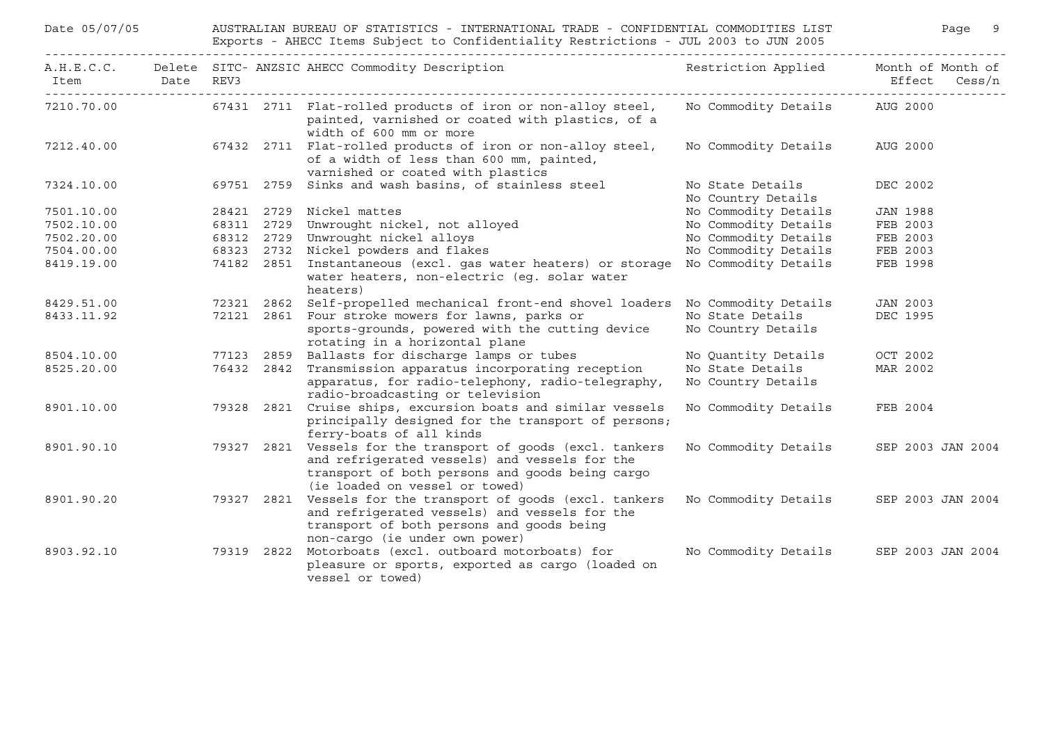| A.H.E.C.C. Item | Delete Date | SITC-REV3 | ANZSIC | AHECC Commodity Description | Restriction Applied | Month of Effect | Month of Cess/n |
|---|---|---|---|---|---|---|---|
| 7210.70.00 | | 67431 | 2711 | Flat-rolled products of iron or non-alloy steel, painted, varnished or coated with plastics, of a width of 600 mm or more | No Commodity Details | AUG 2000 | |
| 7212.40.00 | | 67432 | 2711 | Flat-rolled products of iron or non-alloy steel, of a width of less than 600 mm, painted, varnished or coated with plastics | No Commodity Details | AUG 2000 | |
| 7324.10.00 | | 69751 | 2759 | Sinks and wash basins, of stainless steel | No State Details<br>No Country Details | DEC 2002 | |
| 7501.10.00 | | 28421 | 2729 | Nickel mattes | No Commodity Details | JAN 1988 | |
| 7502.10.00 | | 68311 | 2729 | Unwrought nickel, not alloyed | No Commodity Details | FEB 2003 | |
| 7502.20.00 | | 68312 | 2729 | Unwrought nickel alloys | No Commodity Details | FEB 2003 | |
| 7504.00.00 | | 68323 | 2732 | Nickel powders and flakes | No Commodity Details | FEB 2003 | |
| 8419.19.00 | | 74182 | 2851 | Instantaneous (excl. gas water heaters) or storage water heaters, non-electric (eg. solar water heaters) | No Commodity Details | FEB 1998 | |
| 8429.51.00 | | 72321 | 2862 | Self-propelled mechanical front-end shovel loaders | No Commodity Details | JAN 2003 | |
| 8433.11.92 | | 72121 | 2861 | Four stroke mowers for lawns, parks or sports-grounds, powered with the cutting device rotating in a horizontal plane | No State Details<br>No Country Details | DEC 1995 | |
| 8504.10.00 | | 77123 | 2859 | Ballasts for discharge lamps or tubes | No Quantity Details | OCT 2002 | |
| 8525.20.00 | | 76432 | 2842 | Transmission apparatus incorporating reception apparatus, for radio-telephony, radio-telegraphy, radio-broadcasting or television | No State Details<br>No Country Details | MAR 2002 | |
| 8901.10.00 | | 79328 | 2821 | Cruise ships, excursion boats and similar vessels principally designed for the transport of persons; ferry-boats of all kinds | No Commodity Details | FEB 2004 | |
| 8901.90.10 | | 79327 | 2821 | Vessels for the transport of goods (excl. tankers and refrigerated vessels) and vessels for the transport of both persons and goods being cargo (ie loaded on vessel or towed) | No Commodity Details | SEP 2003 | JAN 2004 |
| 8901.90.20 | | 79327 | 2821 | Vessels for the transport of goods (excl. tankers and refrigerated vessels) and vessels for the transport of both persons and goods being non-cargo (ie under own power) | No Commodity Details | SEP 2003 | JAN 2004 |
| 8903.92.10 | | 79319 | 2822 | Motorboats (excl. outboard motorboats) for pleasure or sports, exported as cargo (loaded on vessel or towed) | No Commodity Details | SEP 2003 | JAN 2004 |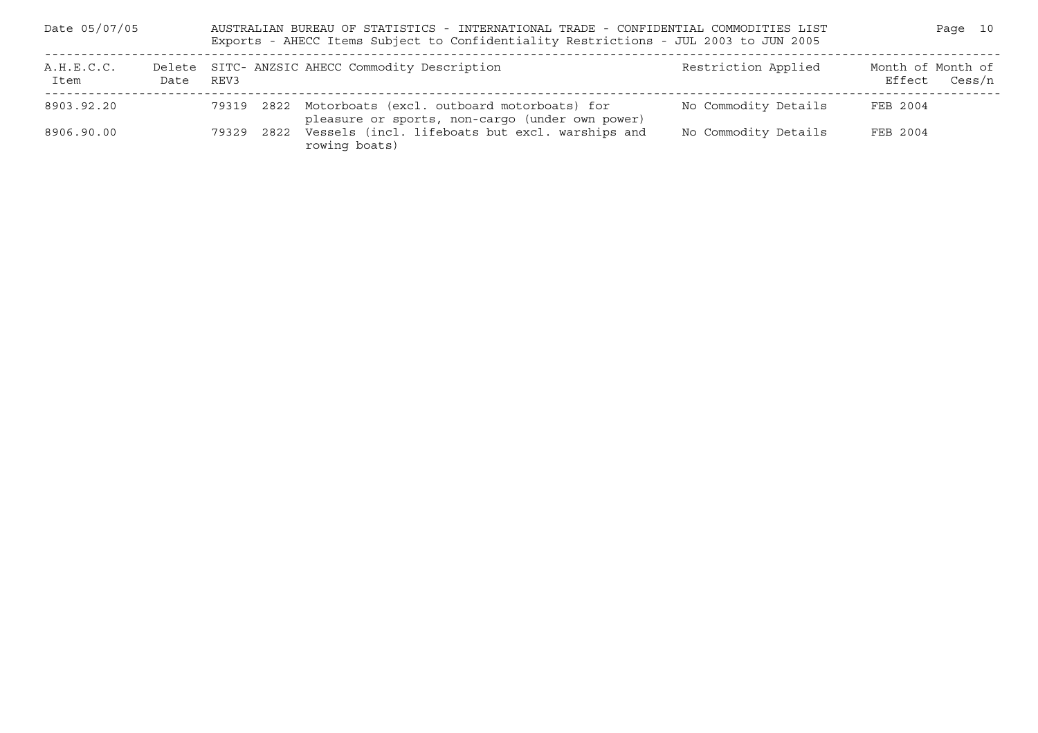AUSTRALIAN BUREAU OF STATISTICS - INTERNATIONAL TRADE - CONFIDENTIAL COMMODITIES LIST
Exports - AHECC Items Subject to Confidentiality Restrictions - JUL 2003 to JUN 2005

| A.H.E.C.C. Item | Delete Date | SITC-REV3 | ANZSIC | AHECC Commodity Description | Restriction Applied | Month of Effect | Month of Cess/n |
|---|---|---|---|---|---|---|---|
| 8903.92.20 | | 79319 | 2822 | Motorboats (excl. outboard motorboats) for pleasure or sports, non-cargo (under own power) | No Commodity Details | FEB 2004 | |
| 8906.90.00 | | 79329 | 2822 | Vessels (incl. lifeboats but excl. warships and rowing boats) | No Commodity Details | FEB 2004 | |